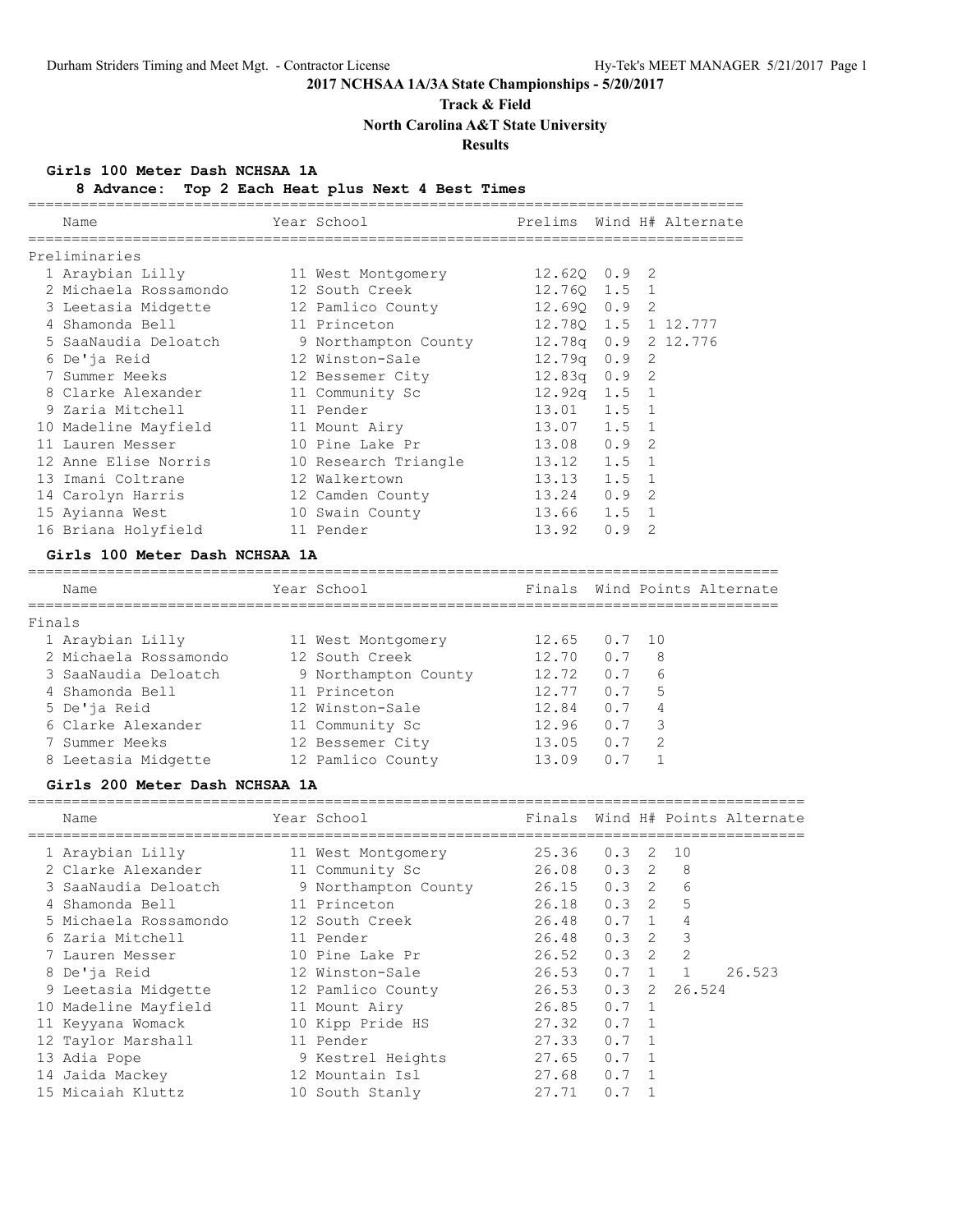**2017 NCHSAA 1A/3A State Championships - 5/20/2017**

**Track & Field**

**North Carolina A&T State University**

**Results**

### Girls 100 Meter Dash NCHSAA 1A

**8 Advance: Top 2 Each Heat plus Next 4 Best Times**

Preliminaries

| | Name | Year | School | Prelims | Wind | H# | Alternate |
|---|---|---|---|---|---|---|---|
| 1 | Araybian Lilly | 11 | West Montgomery | 12.62Q | 0.9 | 2 | |
| 2 | Michaela Rossamondo | 12 | South Creek | 12.76Q | 1.5 | 1 | |
| 3 | Leetasia Midgette | 12 | Pamlico County | 12.69Q | 0.9 | 2 | |
| 4 | Shamonda Bell | 11 | Princeton | 12.78Q | 1.5 | 1 | 12.777 |
| 5 | SaaNaudia Deloatch | 9 | Northampton County | 12.78q | 0.9 | 2 | 12.776 |
| 6 | De'ja Reid | 12 | Winston-Sale | 12.79q | 0.9 | 2 | |
| 7 | Summer Meeks | 12 | Bessemer City | 12.83q | 0.9 | 2 | |
| 8 | Clarke Alexander | 11 | Community Sc | 12.92q | 1.5 | 1 | |
| 9 | Zaria Mitchell | 11 | Pender | 13.01 | 1.5 | 1 | |
| 10 | Madeline Mayfield | 11 | Mount Airy | 13.07 | 1.5 | 1 | |
| 11 | Lauren Messer | 10 | Pine Lake Pr | 13.08 | 0.9 | 2 | |
| 12 | Anne Elise Norris | 10 | Research Triangle | 13.12 | 1.5 | 1 | |
| 13 | Imani Coltrane | 12 | Walkertown | 13.13 | 1.5 | 1 | |
| 14 | Carolyn Harris | 12 | Camden County | 13.24 | 0.9 | 2 | |
| 15 | Ayianna West | 10 | Swain County | 13.66 | 1.5 | 1 | |
| 16 | Briana Holyfield | 11 | Pender | 13.92 | 0.9 | 2 | |

### Girls 100 Meter Dash NCHSAA 1A

Finals

| | Name | Year | School | Finals | Wind | Points | Alternate |
|---|---|---|---|---|---|---|---|
| 1 | Araybian Lilly | 11 | West Montgomery | 12.65 | 0.7 | 10 | |
| 2 | Michaela Rossamondo | 12 | South Creek | 12.70 | 0.7 | 8 | |
| 3 | SaaNaudia Deloatch | 9 | Northampton County | 12.72 | 0.7 | 6 | |
| 4 | Shamonda Bell | 11 | Princeton | 12.77 | 0.7 | 5 | |
| 5 | De'ja Reid | 12 | Winston-Sale | 12.84 | 0.7 | 4 | |
| 6 | Clarke Alexander | 11 | Community Sc | 12.96 | 0.7 | 3 | |
| 7 | Summer Meeks | 12 | Bessemer City | 13.05 | 0.7 | 2 | |
| 8 | Leetasia Midgette | 12 | Pamlico County | 13.09 | 0.7 | 1 | |

### Girls 200 Meter Dash NCHSAA 1A

| | Name | Year | School | Finals | Wind | H# | Points | Alternate |
|---|---|---|---|---|---|---|---|---|
| 1 | Araybian Lilly | 11 | West Montgomery | 25.36 | 0.3 | 2 | 10 | |
| 2 | Clarke Alexander | 11 | Community Sc | 26.08 | 0.3 | 2 | 8 | |
| 3 | SaaNaudia Deloatch | 9 | Northampton County | 26.15 | 0.3 | 2 | 6 | |
| 4 | Shamonda Bell | 11 | Princeton | 26.18 | 0.3 | 2 | 5 | |
| 5 | Michaela Rossamondo | 12 | South Creek | 26.48 | 0.7 | 1 | 4 | |
| 6 | Zaria Mitchell | 11 | Pender | 26.48 | 0.3 | 2 | 3 | |
| 7 | Lauren Messer | 10 | Pine Lake Pr | 26.52 | 0.3 | 2 | 2 | |
| 8 | De'ja Reid | 12 | Winston-Sale | 26.53 | 0.7 | 1 | 1 | 26.523 |
| 9 | Leetasia Midgette | 12 | Pamlico County | 26.53 | 0.3 | 2 | 26.524 | |
| 10 | Madeline Mayfield | 11 | Mount Airy | 26.85 | 0.7 | 1 | | |
| 11 | Keyyana Womack | 10 | Kipp Pride HS | 27.32 | 0.7 | 1 | | |
| 12 | Taylor Marshall | 11 | Pender | 27.33 | 0.7 | 1 | | |
| 13 | Adia Pope | 9 | Kestrel Heights | 27.65 | 0.7 | 1 | | |
| 14 | Jaida Mackey | 12 | Mountain Isl | 27.68 | 0.7 | 1 | | |
| 15 | Micaiah Kluttz | 10 | South Stanly | 27.71 | 0.7 | 1 | | |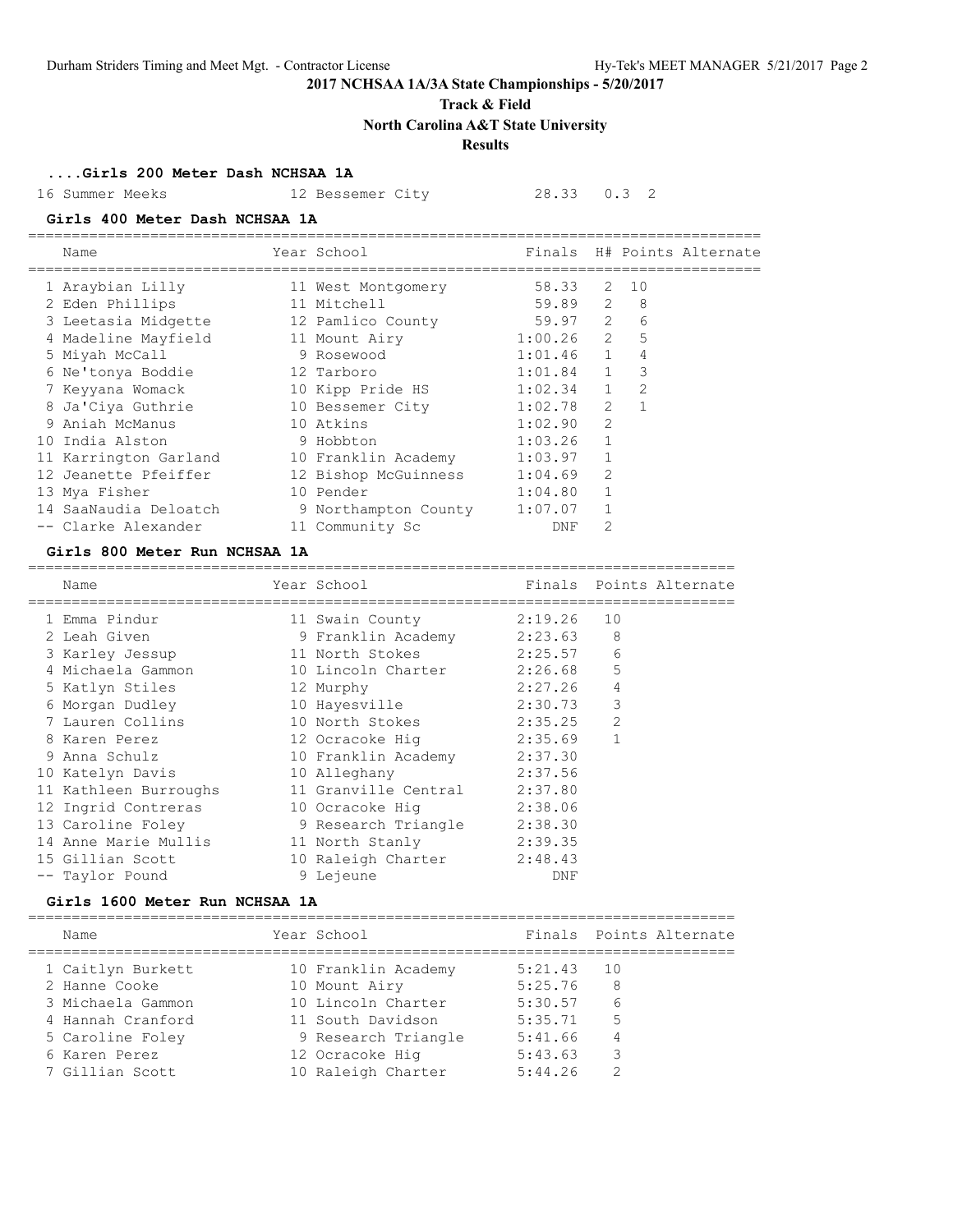## 2017 NCHSAA 1A/3A State Championships - 5/20/2017

### Track & Field

### North Carolina A&T State University

### Results

#### ....Girls 200 Meter Dash NCHSAA 1A

| Place | Name | Year | School | Finals | Wind | H# |
|---|---|---|---|---|---|---|
| 16 | Summer Meeks | 12 | Bessemer City | 28.33 | 0.3 | 2 |

#### Girls 400 Meter Dash NCHSAA 1A

| Place | Name | Year | School | Finals | H# | Points | Alternate |
|---|---|---|---|---|---|---|---|
| 1 | Araybian Lilly | 11 | West Montgomery | 58.33 | 2 | 10 | |
| 2 | Eden Phillips | 11 | Mitchell | 59.89 | 2 | 8 | |
| 3 | Leetasia Midgette | 12 | Pamlico County | 59.97 | 2 | 6 | |
| 4 | Madeline Mayfield | 11 | Mount Airy | 1:00.26 | 2 | 5 | |
| 5 | Miyah McCall | 9 | Rosewood | 1:01.46 | 1 | 4 | |
| 6 | Ne'tonya Boddie | 12 | Tarboro | 1:01.84 | 1 | 3 | |
| 7 | Keyyana Womack | 10 | Kipp Pride HS | 1:02.34 | 1 | 2 | |
| 8 | Ja'Ciya Guthrie | 10 | Bessemer City | 1:02.78 | 2 | 1 | |
| 9 | Aniah McManus | 10 | Atkins | 1:02.90 | 2 | | |
| 10 | India Alston | 9 | Hobbton | 1:03.26 | 1 | | |
| 11 | Karrington Garland | 10 | Franklin Academy | 1:03.97 | 1 | | |
| 12 | Jeanette Pfeiffer | 12 | Bishop McGuinness | 1:04.69 | 2 | | |
| 13 | Mya Fisher | 10 | Pender | 1:04.80 | 1 | | |
| 14 | SaaNaudia Deloatch | 9 | Northampton County | 1:07.07 | 1 | | |
| -- | Clarke Alexander | 11 | Community Sc | DNF | 2 | | |

#### Girls 800 Meter Run NCHSAA 1A

| Place | Name | Year | School | Finals | Points | Alternate |
|---|---|---|---|---|---|---|
| 1 | Emma Pindur | 11 | Swain County | 2:19.26 | 10 | |
| 2 | Leah Given | 9 | Franklin Academy | 2:23.63 | 8 | |
| 3 | Karley Jessup | 11 | North Stokes | 2:25.57 | 6 | |
| 4 | Michaela Gammon | 10 | Lincoln Charter | 2:26.68 | 5 | |
| 5 | Katlyn Stiles | 12 | Murphy | 2:27.26 | 4 | |
| 6 | Morgan Dudley | 10 | Hayesville | 2:30.73 | 3 | |
| 7 | Lauren Collins | 10 | North Stokes | 2:35.25 | 2 | |
| 8 | Karen Perez | 12 | Ocracoke Hig | 2:35.69 | 1 | |
| 9 | Anna Schulz | 10 | Franklin Academy | 2:37.30 | | |
| 10 | Katelyn Davis | 10 | Alleghany | 2:37.56 | | |
| 11 | Kathleen Burroughs | 11 | Granville Central | 2:37.80 | | |
| 12 | Ingrid Contreras | 10 | Ocracoke Hig | 2:38.06 | | |
| 13 | Caroline Foley | 9 | Research Triangle | 2:38.30 | | |
| 14 | Anne Marie Mullis | 11 | North Stanly | 2:39.35 | | |
| 15 | Gillian Scott | 10 | Raleigh Charter | 2:48.43 | | |
| -- | Taylor Pound | 9 | Lejeune | DNF | | |

#### Girls 1600 Meter Run NCHSAA 1A

| Place | Name | Year | School | Finals | Points | Alternate |
|---|---|---|---|---|---|---|
| 1 | Caitlyn Burkett | 10 | Franklin Academy | 5:21.43 | 10 | |
| 2 | Hanne Cooke | 10 | Mount Airy | 5:25.76 | 8 | |
| 3 | Michaela Gammon | 10 | Lincoln Charter | 5:30.57 | 6 | |
| 4 | Hannah Cranford | 11 | South Davidson | 5:35.71 | 5 | |
| 5 | Caroline Foley | 9 | Research Triangle | 5:41.66 | 4 | |
| 6 | Karen Perez | 12 | Ocracoke Hig | 5:43.63 | 3 | |
| 7 | Gillian Scott | 10 | Raleigh Charter | 5:44.26 | 2 | |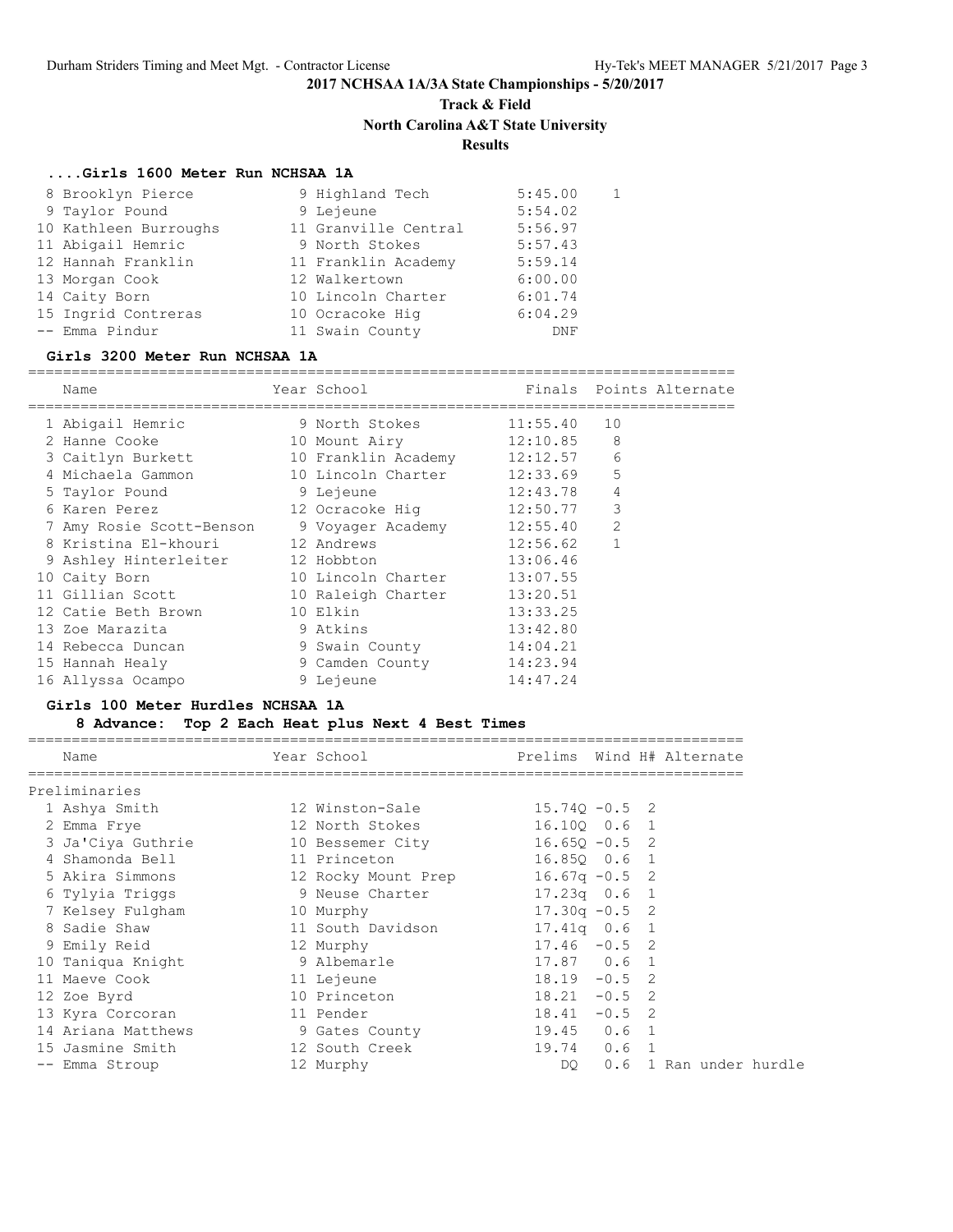# 2017 NCHSAA 1A/3A State Championships - 5/20/2017

## Track & Field

## North Carolina A&T State University

## Results

### ....Girls 1600 Meter Run NCHSAA 1A

| Place | Name | Year | School | Finals | Points |
|---|---|---|---|---|---|
| 8 | Brooklyn Pierce | 9 | Highland Tech | 5:45.00 | 1 |
| 9 | Taylor Pound | 9 | Lejeune | 5:54.02 | |
| 10 | Kathleen Burroughs | 11 | Granville Central | 5:56.97 | |
| 11 | Abigail Hemric | 9 | North Stokes | 5:57.43 | |
| 12 | Hannah Franklin | 11 | Franklin Academy | 5:59.14 | |
| 13 | Morgan Cook | 12 | Walkertown | 6:00.00 | |
| 14 | Caity Born | 10 | Lincoln Charter | 6:01.74 | |
| 15 | Ingrid Contreras | 10 | Ocracoke Hig | 6:04.29 | |
| -- | Emma Pindur | 11 | Swain County | DNF | |

### Girls 3200 Meter Run NCHSAA 1A

| Place | Name | Year | School | Finals | Points | Alternate |
|---|---|---|---|---|---|---|
| 1 | Abigail Hemric | 9 | North Stokes | 11:55.40 | 10 | |
| 2 | Hanne Cooke | 10 | Mount Airy | 12:10.85 | 8 | |
| 3 | Caitlyn Burkett | 10 | Franklin Academy | 12:12.57 | 6 | |
| 4 | Michaela Gammon | 10 | Lincoln Charter | 12:33.69 | 5 | |
| 5 | Taylor Pound | 9 | Lejeune | 12:43.78 | 4 | |
| 6 | Karen Perez | 12 | Ocracoke Hig | 12:50.77 | 3 | |
| 7 | Amy Rosie Scott-Benson | 9 | Voyager Academy | 12:55.40 | 2 | |
| 8 | Kristina El-khouri | 12 | Andrews | 12:56.62 | 1 | |
| 9 | Ashley Hinterleiter | 12 | Hobbton | 13:06.46 | | |
| 10 | Caity Born | 10 | Lincoln Charter | 13:07.55 | | |
| 11 | Gillian Scott | 10 | Raleigh Charter | 13:20.51 | | |
| 12 | Catie Beth Brown | 10 | Elkin | 13:33.25 | | |
| 13 | Zoe Marazita | 9 | Atkins | 13:42.80 | | |
| 14 | Rebecca Duncan | 9 | Swain County | 14:04.21 | | |
| 15 | Hannah Healy | 9 | Camden County | 14:23.94 | | |
| 16 | Allyssa Ocampo | 9 | Lejeune | 14:47.24 | | |

### Girls 100 Meter Hurdles NCHSAA 1A

**8 Advance: Top 2 Each Heat plus Next 4 Best Times**

Preliminaries

| Place | Name | Year | School | Prelims | Wind | H# | Alternate |
|---|---|---|---|---|---|---|---|
| 1 | Ashya Smith | 12 | Winston-Sale | 15.74Q | -0.5 | 2 | |
| 2 | Emma Frye | 12 | North Stokes | 16.10Q | 0.6 | 1 | |
| 3 | Ja'Ciya Guthrie | 10 | Bessemer City | 16.65Q | -0.5 | 2 | |
| 4 | Shamonda Bell | 11 | Princeton | 16.85Q | 0.6 | 1 | |
| 5 | Akira Simmons | 12 | Rocky Mount Prep | 16.67q | -0.5 | 2 | |
| 6 | Tylyia Triggs | 9 | Neuse Charter | 17.23q | 0.6 | 1 | |
| 7 | Kelsey Fulgham | 10 | Murphy | 17.30q | -0.5 | 2 | |
| 8 | Sadie Shaw | 11 | South Davidson | 17.41q | 0.6 | 1 | |
| 9 | Emily Reid | 12 | Murphy | 17.46 | -0.5 | 2 | |
| 10 | Taniqua Knight | 9 | Albemarle | 17.87 | 0.6 | 1 | |
| 11 | Maeve Cook | 11 | Lejeune | 18.19 | -0.5 | 2 | |
| 12 | Zoe Byrd | 10 | Princeton | 18.21 | -0.5 | 2 | |
| 13 | Kyra Corcoran | 11 | Pender | 18.41 | -0.5 | 2 | |
| 14 | Ariana Matthews | 9 | Gates County | 19.45 | 0.6 | 1 | |
| 15 | Jasmine Smith | 12 | South Creek | 19.74 | 0.6 | 1 | |
| -- | Emma Stroup | 12 | Murphy | DQ | 0.6 | 1 | Ran under hurdle |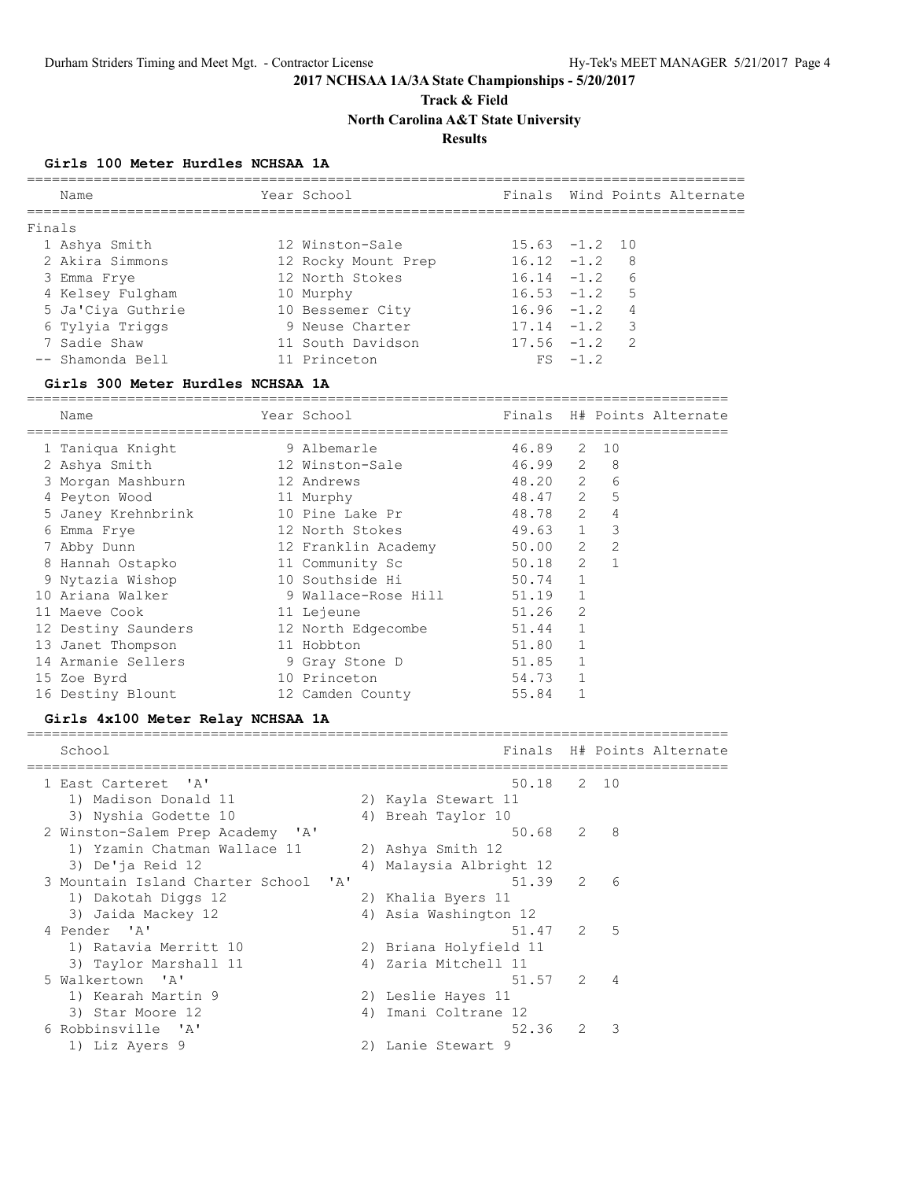**2017 NCHSAA 1A/3A State Championships - 5/20/2017**

**Track & Field**

**North Carolina A&T State University**

**Results**

### Girls 100 Meter Hurdles NCHSAA 1A

Finals

| Place | Name | Year | School | Finals | Wind | Points | Alternate |
|---|---|---|---|---|---|---|---|
| 1 | Ashya Smith | 12 | Winston-Sale | 15.63 | -1.2 | 10 | |
| 2 | Akira Simmons | 12 | Rocky Mount Prep | 16.12 | -1.2 | 8 | |
| 3 | Emma Frye | 12 | North Stokes | 16.14 | -1.2 | 6 | |
| 4 | Kelsey Fulgham | 10 | Murphy | 16.53 | -1.2 | 5 | |
| 5 | Ja'Ciya Guthrie | 10 | Bessemer City | 16.96 | -1.2 | 4 | |
| 6 | Tylyia Triggs | 9 | Neuse Charter | 17.14 | -1.2 | 3 | |
| 7 | Sadie Shaw | 11 | South Davidson | 17.56 | -1.2 | 2 | |
| -- | Shamonda Bell | 11 | Princeton | FS | -1.2 | | |

### Girls 300 Meter Hurdles NCHSAA 1A

| Place | Name | Year | School | Finals | H# | Points | Alternate |
|---|---|---|---|---|---|---|---|
| 1 | Taniqua Knight | 9 | Albemarle | 46.89 | 2 | 10 | |
| 2 | Ashya Smith | 12 | Winston-Sale | 46.99 | 2 | 8 | |
| 3 | Morgan Mashburn | 12 | Andrews | 48.20 | 2 | 6 | |
| 4 | Peyton Wood | 11 | Murphy | 48.47 | 2 | 5 | |
| 5 | Janey Krehnbrink | 10 | Pine Lake Pr | 48.78 | 2 | 4 | |
| 6 | Emma Frye | 12 | North Stokes | 49.63 | 1 | 3 | |
| 7 | Abby Dunn | 12 | Franklin Academy | 50.00 | 2 | 2 | |
| 8 | Hannah Ostapko | 11 | Community Sc | 50.18 | 2 | 1 | |
| 9 | Nytazia Wishop | 10 | Southside Hi | 50.74 | 1 | | |
| 10 | Ariana Walker | 9 | Wallace-Rose Hill | 51.19 | 1 | | |
| 11 | Maeve Cook | 11 | Lejeune | 51.26 | 2 | | |
| 12 | Destiny Saunders | 12 | North Edgecombe | 51.44 | 1 | | |
| 13 | Janet Thompson | 11 | Hobbton | 51.80 | 1 | | |
| 14 | Armanie Sellers | 9 | Gray Stone D | 51.85 | 1 | | |
| 15 | Zoe Byrd | 10 | Princeton | 54.73 | 1 | | |
| 16 | Destiny Blount | 12 | Camden County | 55.84 | 1 | | |

### Girls 4x100 Meter Relay NCHSAA 1A

| Place | School | Finals | H# | Points | Alternate |
|---|---|---|---|---|---|
| 1 | East Carteret 'A' | 50.18 | 2 | 10 | |
| | 1) Madison Donald 11; 2) Kayla Stewart 11; 3) Nyshia Godette 10; 4) Breah Taylor 10 | | | | |
| 2 | Winston-Salem Prep Academy 'A' | 50.68 | 2 | 8 | |
| | 1) Yzamin Chatman Wallace 11; 2) Ashya Smith 12; 3) De'ja Reid 12; 4) Malaysia Albright 12 | | | | |
| 3 | Mountain Island Charter School 'A' | 51.39 | 2 | 6 | |
| | 1) Dakotah Diggs 12; 2) Khalia Byers 11; 3) Jaida Mackey 12; 4) Asia Washington 12 | | | | |
| 4 | Pender 'A' | 51.47 | 2 | 5 | |
| | 1) Ratavia Merritt 10; 2) Briana Holyfield 11; 3) Taylor Marshall 11; 4) Zaria Mitchell 11 | | | | |
| 5 | Walkertown 'A' | 51.57 | 2 | 4 | |
| | 1) Kearah Martin 9; 2) Leslie Hayes 11; 3) Star Moore 12; 4) Imani Coltrane 12 | | | | |
| 6 | Robbinsville 'A' | 52.36 | 2 | 3 | |
| | 1) Liz Ayers 9; 2) Lanie Stewart 9 | | | | |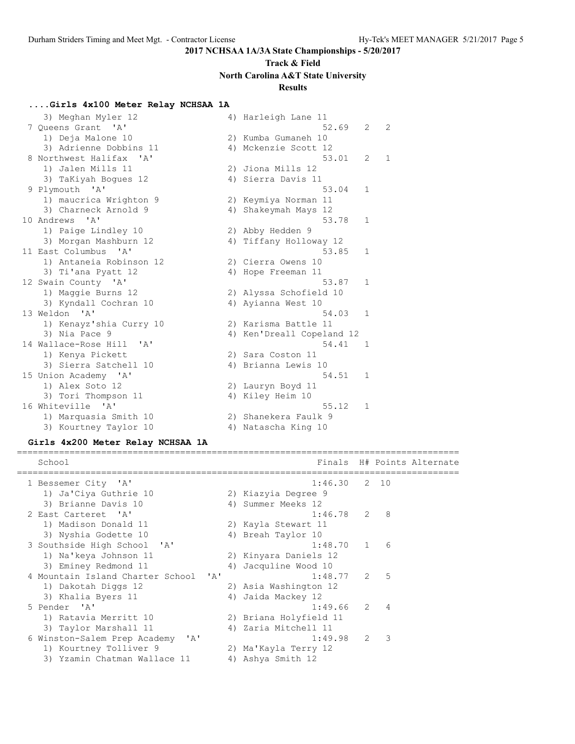## 2017 NCHSAA 1A/3A State Championships - 5/20/2017

### Track & Field

### North Carolina A&T State University

### Results

#### ....Girls 4x100 Meter Relay NCHSAA 1A

```
   3) Meghan Myler 12               4) Harleigh Lane 11
 7 Queens Grant  'A'                             52.69   2   2
   1) Deja Malone 10                2) Kumba Gumaneh 10
   3) Adrienne Dobbins 11           4) Mckenzie Scott 12
 8 Northwest Halifax  'A'                        53.01   2   1
   1) Jalen Mills 11                2) Jiona Mills 12
   3) TaKiyah Bogues 12             4) Sierra Davis 11
 9 Plymouth  'A'                                 53.04   1
   1) maucrica Wrighton 9           2) Keymiya Norman 11
   3) Charneck Arnold 9             4) Shakeymah Mays 12
10 Andrews  'A'                                  53.78   1
   1) Paige Lindley 10              2) Abby Hedden 9
   3) Morgan Mashburn 12            4) Tiffany Holloway 12
11 East Columbus  'A'                            53.85   1
   1) Antaneia Robinson 12          2) Cierra Owens 10
   3) Ti'ana Pyatt 12               4) Hope Freeman 11
12 Swain County  'A'                             53.87   1
   1) Maggie Burns 12               2) Alyssa Schofield 10
   3) Kyndall Cochran 10            4) Ayianna West 10
13 Weldon  'A'                                   54.03   1
   1) Kenayz'shia Curry 10          2) Karisma Battle 11
   3) Nia Pace 9                    4) Ken'Dreall Copeland 12
14 Wallace-Rose Hill  'A'                        54.41   1
   1) Kenya Pickett                 2) Sara Coston 11
   3) Sierra Satchell 10            4) Brianna Lewis 10
15 Union Academy  'A'                            54.51   1
   1) Alex Soto 12                  2) Lauryn Boyd 11
   3) Tori Thompson 11              4) Kiley Heim 10
16 Whiteville  'A'                               55.12   1
   1) Marquasia Smith 10            2) Shanekera Faulk 9
   3) Kourtney Taylor 10            4) Natascha King 10
```

#### Girls 4x200 Meter Relay NCHSAA 1A

```
====================================================================================
   School                                          Finals  H# Points Alternate
====================================================================================
 1 Bessemer City  'A'                            1:46.30   2  10
   1) Ja'Ciya Guthrie 10            2) Kiazyia Degree 9
   3) Brianne Davis 10              4) Summer Meeks 12
 2 East Carteret  'A'                            1:46.78   2   8
   1) Madison Donald 11             2) Kayla Stewart 11
   3) Nyshia Godette 10             4) Breah Taylor 10
 3 Southside High School  'A'                    1:48.70   1   6
   1) Na'keya Johnson 11            2) Kinyara Daniels 12
   3) Eminey Redmond 11             4) Jacquline Wood 10
 4 Mountain Island Charter School  'A'           1:48.77   2   5
   1) Dakotah Diggs 12              2) Asia Washington 12
   3) Khalia Byers 11               4) Jaida Mackey 12
 5 Pender  'A'                                   1:49.66   2   4
   1) Ratavia Merritt 10            2) Briana Holyfield 11
   3) Taylor Marshall 11            4) Zaria Mitchell 11
 6 Winston-Salem Prep Academy  'A'               1:49.98   2   3
   1) Kourtney Tolliver 9           2) Ma'Kayla Terry 12
   3) Yzamin Chatman Wallace 11     4) Ashya Smith 12
```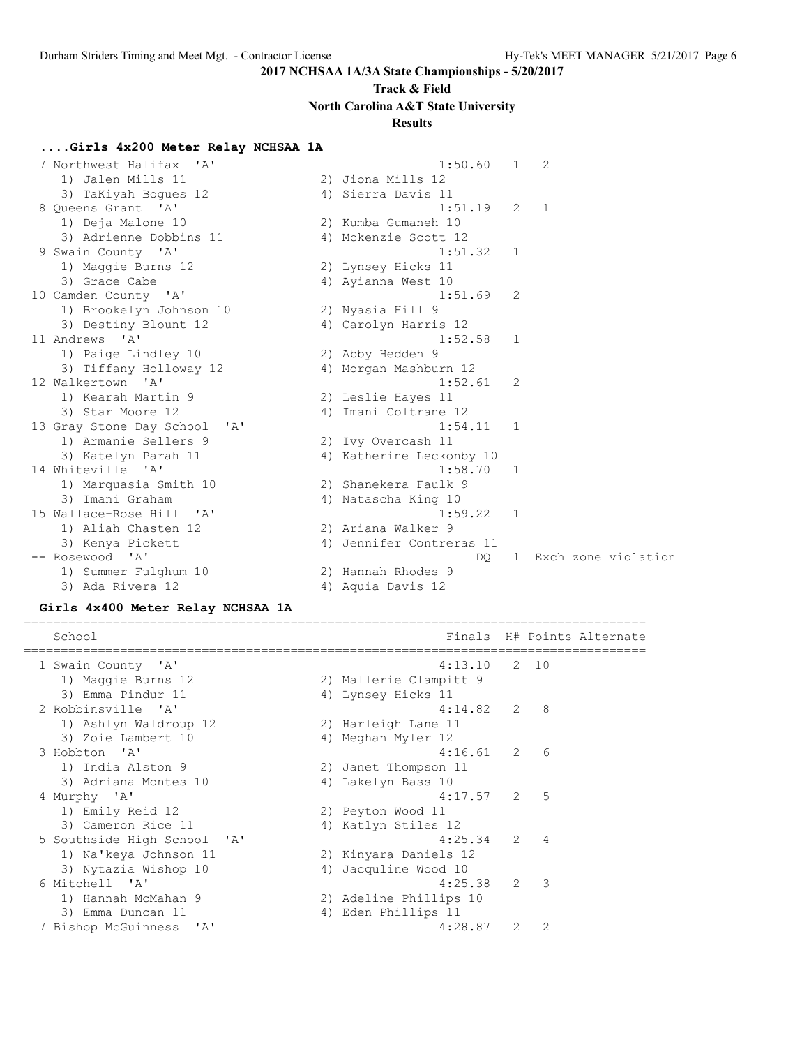## 2017 NCHSAA 1A/3A State Championships - 5/20/2017

### Track & Field

### North Carolina A&T State University

### Results

#### ....Girls 4x200 Meter Relay NCHSAA 1A

```
  7 Northwest Halifax  'A'                            1:50.60   1   2
     1) Jalen Mills 11                 2) Jiona Mills 12
     3) TaKiyah Bogues 12              4) Sierra Davis 11
  8 Queens Grant  'A'                                 1:51.19   2   1
     1) Deja Malone 10                 2) Kumba Gumaneh 10
     3) Adrienne Dobbins 11            4) Mckenzie Scott 12
  9 Swain County  'A'                                 1:51.32   1
     1) Maggie Burns 12                2) Lynsey Hicks 11
     3) Grace Cabe                     4) Ayianna West 10
 10 Camden County  'A'                                1:51.69   2
     1) Brookelyn Johnson 10           2) Nyasia Hill 9
     3) Destiny Blount 12              4) Carolyn Harris 12
 11 Andrews  'A'                                      1:52.58   1
     1) Paige Lindley 10               2) Abby Hedden 9
     3) Tiffany Holloway 12            4) Morgan Mashburn 12
 12 Walkertown  'A'                                   1:52.61   2
     1) Kearah Martin 9                2) Leslie Hayes 11
     3) Star Moore 12                  4) Imani Coltrane 12
 13 Gray Stone Day School  'A'                        1:54.11   1
     1) Armanie Sellers 9              2) Ivy Overcash 11
     3) Katelyn Parah 11               4) Katherine Leckonby 10
 14 Whiteville  'A'                                   1:58.70   1
     1) Marquasia Smith 10             2) Shanekera Faulk 9
     3) Imani Graham                   4) Natascha King 10
 15 Wallace-Rose Hill  'A'                            1:59.22   1
     1) Aliah Chasten 12               2) Ariana Walker 9
     3) Kenya Pickett                  4) Jennifer Contreras 11
 -- Rosewood  'A'                                          DQ   1  Exch zone violation
     1) Summer Fulghum 10              2) Hannah Rhodes 9
     3) Ada Rivera 12                  4) Aquia Davis 12
```

#### Girls 4x400 Meter Relay NCHSAA 1A

```
================================================================================
    School                                            Finals  H# Points Alternate
================================================================================
  1 Swain County  'A'                                 4:13.10   2  10
     1) Maggie Burns 12                2) Mallerie Clampitt 9
     3) Emma Pindur 11                 4) Lynsey Hicks 11
  2 Robbinsville  'A'                                 4:14.82   2   8
     1) Ashlyn Waldroup 12             2) Harleigh Lane 11
     3) Zoie Lambert 10                4) Meghan Myler 12
  3 Hobbton  'A'                                      4:16.61   2   6
     1) India Alston 9                 2) Janet Thompson 11
     3) Adriana Montes 10              4) Lakelyn Bass 10
  4 Murphy  'A'                                       4:17.57   2   5
     1) Emily Reid 12                  2) Peyton Wood 11
     3) Cameron Rice 11                4) Katlyn Stiles 12
  5 Southside High School  'A'                        4:25.34   2   4
     1) Na'keya Johnson 11             2) Kinyara Daniels 12
     3) Nytazia Wishop 10              4) Jacquline Wood 10
  6 Mitchell  'A'                                     4:25.38   2   3
     1) Hannah McMahan 9               2) Adeline Phillips 10
     3) Emma Duncan 11                 4) Eden Phillips 11
  7 Bishop McGuinness  'A'                            4:28.87   2   2
```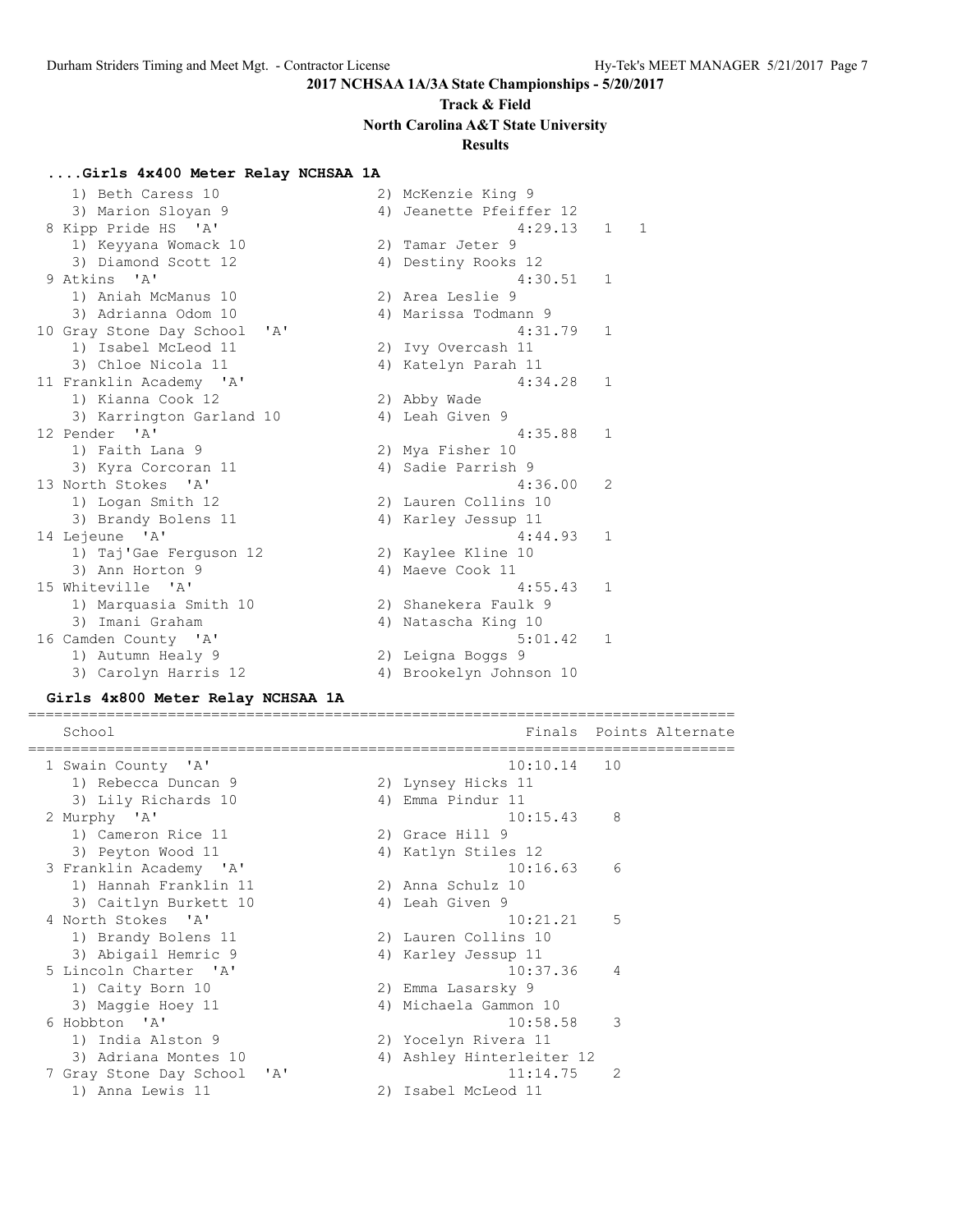**2017 NCHSAA 1A/3A State Championships - 5/20/2017**

**Track & Field**

**North Carolina A&T State University**

**Results**

### ....Girls 4x400 Meter Relay NCHSAA 1A

```
    1) Beth Caress 10                  2) McKenzie King 9
    3) Marion Sloyan 9                 4) Jeanette Pfeiffer 12
 8 Kipp Pride HS  'A'                            4:29.13   1   1
    1) Keyyana Womack 10               2) Tamar Jeter 9
    3) Diamond Scott 12                4) Destiny Rooks 12
 9 Atkins  'A'                                   4:30.51   1
    1) Aniah McManus 10                2) Area Leslie 9
    3) Adrianna Odom 10                4) Marissa Todmann 9
10 Gray Stone Day School  'A'                    4:31.79   1
    1) Isabel McLeod 11                2) Ivy Overcash 11
    3) Chloe Nicola 11                 4) Katelyn Parah 11
11 Franklin Academy  'A'                         4:34.28   1
    1) Kianna Cook 12                  2) Abby Wade
    3) Karrington Garland 10           4) Leah Given 9
12 Pender  'A'                                   4:35.88   1
    1) Faith Lana 9                    2) Mya Fisher 10
    3) Kyra Corcoran 11                4) Sadie Parrish 9
13 North Stokes  'A'                             4:36.00   2
    1) Logan Smith 12                  2) Lauren Collins 10
    3) Brandy Bolens 11                4) Karley Jessup 11
14 Lejeune  'A'                                  4:44.93   1
    1) Taj'Gae Ferguson 12             2) Kaylee Kline 10
    3) Ann Horton 9                    4) Maeve Cook 11
15 Whiteville  'A'                               4:55.43   1
    1) Marquasia Smith 10              2) Shanekera Faulk 9
    3) Imani Graham                    4) Natascha King 10
16 Camden County  'A'                            5:01.42   1
    1) Autumn Healy 9                  2) Leigna Boggs 9
    3) Carolyn Harris 12               4) Brookelyn Johnson 10
```

### Girls 4x800 Meter Relay NCHSAA 1A

```
================================================================================
   School                                       Finals  Points Alternate
================================================================================
 1 Swain County  'A'                           10:10.14   10
    1) Rebecca Duncan 9                2) Lynsey Hicks 11
    3) Lily Richards 10                4) Emma Pindur 11
 2 Murphy  'A'                                 10:15.43    8
    1) Cameron Rice 11                 2) Grace Hill 9
    3) Peyton Wood 11                  4) Katlyn Stiles 12
 3 Franklin Academy  'A'                       10:16.63    6
    1) Hannah Franklin 11              2) Anna Schulz 10
    3) Caitlyn Burkett 10              4) Leah Given 9
 4 North Stokes  'A'                           10:21.21    5
    1) Brandy Bolens 11                2) Lauren Collins 10
    3) Abigail Hemric 9                4) Karley Jessup 11
 5 Lincoln Charter  'A'                        10:37.36    4
    1) Caity Born 10                   2) Emma Lasarsky 9
    3) Maggie Hoey 11                  4) Michaela Gammon 10
 6 Hobbton  'A'                                10:58.58    3
    1) India Alston 9                  2) Yocelyn Rivera 11
    3) Adriana Montes 10               4) Ashley Hinterleiter 12
 7 Gray Stone Day School  'A'                  11:14.75    2
    1) Anna Lewis 11                   2) Isabel McLeod 11
```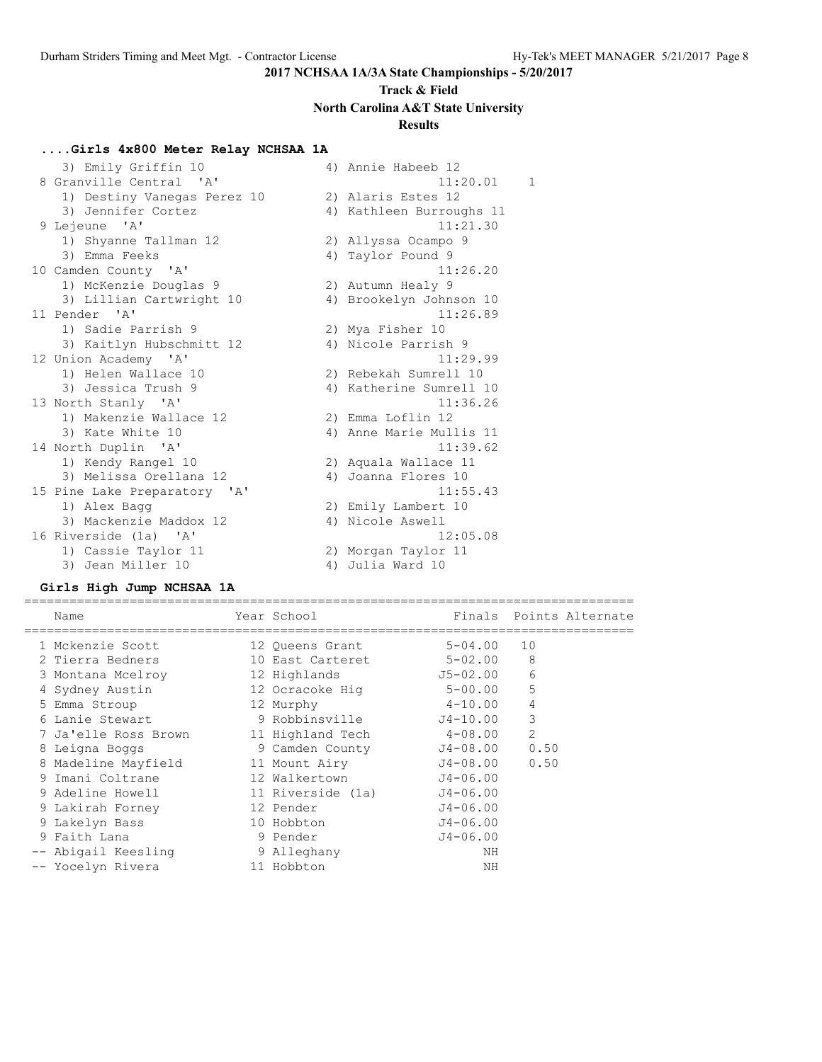## 2017 NCHSAA 1A/3A State Championships - 5/20/2017

### Track & Field

### North Carolina A&T State University

### Results

#### ....Girls 4x800 Meter Relay NCHSAA 1A

```
   3) Emily Griffin 10                 4) Annie Habeeb 12
 8 Granville Central  'A'                      11:20.01    1
   1) Destiny Vanegas Perez 10         2) Alaris Estes 12
   3) Jennifer Cortez                  4) Kathleen Burroughs 11
 9 Lejeune  'A'                                11:21.30
   1) Shyanne Tallman 12               2) Allyssa Ocampo 9
   3) Emma Feeks                       4) Taylor Pound 9
10 Camden County  'A'                          11:26.20
   1) McKenzie Douglas 9               2) Autumn Healy 9
   3) Lillian Cartwright 10            4) Brookelyn Johnson 10
11 Pender  'A'                                 11:26.89
   1) Sadie Parrish 9                  2) Mya Fisher 10
   3) Kaitlyn Hubschmitt 12            4) Nicole Parrish 9
12 Union Academy  'A'                          11:29.99
   1) Helen Wallace 10                 2) Rebekah Sumrell 10
   3) Jessica Trush 9                  4) Katherine Sumrell 10
13 North Stanly  'A'                           11:36.26
   1) Makenzie Wallace 12              2) Emma Loflin 12
   3) Kate White 10                    4) Anne Marie Mullis 11
14 North Duplin  'A'                           11:39.62
   1) Kendy Rangel 10                  2) Aquala Wallace 11
   3) Melissa Orellana 12              4) Joanna Flores 10
15 Pine Lake Preparatory  'A'                  11:55.43
   1) Alex Bagg                        2) Emily Lambert 10
   3) Mackenzie Maddox 12              4) Nicole Aswell
16 Riverside (1a)  'A'                         12:05.08
   1) Cassie Taylor 11                 2) Morgan Taylor 11
   3) Jean Miller 10                   4) Julia Ward 10
```

#### Girls High Jump NCHSAA 1A

| | Name | Year | School | Finals | Points | Alternate |
|---|---|---|---|---|---|---|
| 1 | Mckenzie Scott | 12 | Queens Grant | 5-04.00 | 10 | |
| 2 | Tierra Bedners | 10 | East Carteret | 5-02.00 | 8 | |
| 3 | Montana Mcelroy | 12 | Highlands | J5-02.00 | 6 | |
| 4 | Sydney Austin | 12 | Ocracoke Hig | 5-00.00 | 5 | |
| 5 | Emma Stroup | 12 | Murphy | 4-10.00 | 4 | |
| 6 | Lanie Stewart | 9 | Robbinsville | J4-10.00 | 3 | |
| 7 | Ja'elle Ross Brown | 11 | Highland Tech | 4-08.00 | 2 | |
| 8 | Leigna Boggs | 9 | Camden County | J4-08.00 | 0.50 | |
| 8 | Madeline Mayfield | 11 | Mount Airy | J4-08.00 | 0.50 | |
| 9 | Imani Coltrane | 12 | Walkertown | J4-06.00 | | |
| 9 | Adeline Howell | 11 | Riverside (1a) | J4-06.00 | | |
| 9 | Lakirah Forney | 12 | Pender | J4-06.00 | | |
| 9 | Lakelyn Bass | 10 | Hobbton | J4-06.00 | | |
| 9 | Faith Lana | 9 | Pender | J4-06.00 | | |
| -- | Abigail Keesling | 9 | Alleghany | NH | | |
| -- | Yocelyn Rivera | 11 | Hobbton | NH | | |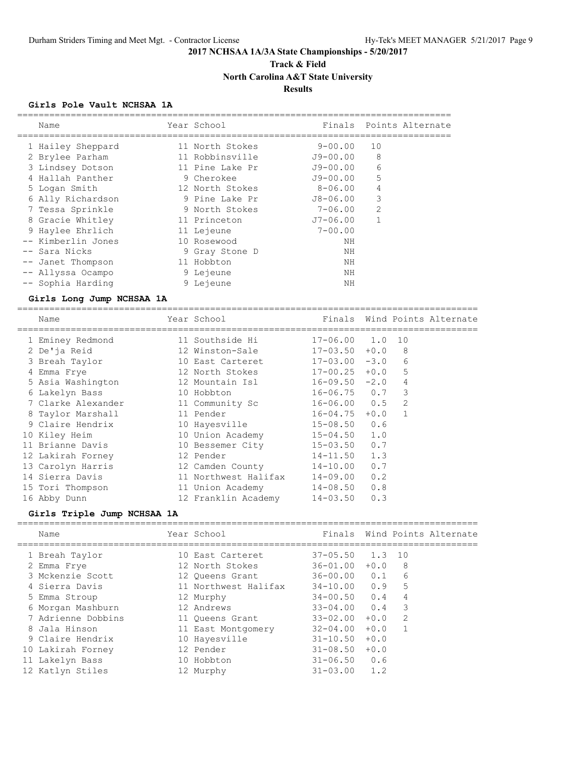# 2017 NCHSAA 1A/3A State Championships - 5/20/2017

## Track & Field

## North Carolina A&T State University

## Results

### Girls Pole Vault NCHSAA 1A

| | Name | Year | School | Finals | Points | Alternate |
|---|---|---|---|---|---|---|
| 1 | Hailey Sheppard | 11 | North Stokes | 9-00.00 | 10 | |
| 2 | Brylee Parham | 11 | Robbinsville | J9-00.00 | 8 | |
| 3 | Lindsey Dotson | 11 | Pine Lake Pr | J9-00.00 | 6 | |
| 4 | Hallah Panther | 9 | Cherokee | J9-00.00 | 5 | |
| 5 | Logan Smith | 12 | North Stokes | 8-06.00 | 4 | |
| 6 | Ally Richardson | 9 | Pine Lake Pr | J8-06.00 | 3 | |
| 7 | Tessa Sprinkle | 9 | North Stokes | 7-06.00 | 2 | |
| 8 | Gracie Whitley | 11 | Princeton | J7-06.00 | 1 | |
| 9 | Haylee Ehrlich | 11 | Lejeune | 7-00.00 | | |
| -- | Kimberlin Jones | 10 | Rosewood | NH | | |
| -- | Sara Nicks | 9 | Gray Stone D | NH | | |
| -- | Janet Thompson | 11 | Hobbton | NH | | |
| -- | Allyssa Ocampo | 9 | Lejeune | NH | | |
| -- | Sophia Harding | 9 | Lejeune | NH | | |

### Girls Long Jump NCHSAA 1A

| | Name | Year | School | Finals | Wind | Points | Alternate |
|---|---|---|---|---|---|---|---|
| 1 | Eminey Redmond | 11 | Southside Hi | 17-06.00 | 1.0 | 10 | |
| 2 | De'ja Reid | 12 | Winston-Sale | 17-03.50 | +0.0 | 8 | |
| 3 | Breah Taylor | 10 | East Carteret | 17-03.00 | -3.0 | 6 | |
| 4 | Emma Frye | 12 | North Stokes | 17-00.25 | +0.0 | 5 | |
| 5 | Asia Washington | 12 | Mountain Isl | 16-09.50 | -2.0 | 4 | |
| 6 | Lakelyn Bass | 10 | Hobbton | 16-06.75 | 0.7 | 3 | |
| 7 | Clarke Alexander | 11 | Community Sc | 16-06.00 | 0.5 | 2 | |
| 8 | Taylor Marshall | 11 | Pender | 16-04.75 | +0.0 | 1 | |
| 9 | Claire Hendrix | 10 | Hayesville | 15-08.50 | 0.6 | | |
| 10 | Kiley Heim | 10 | Union Academy | 15-04.50 | 1.0 | | |
| 11 | Brianne Davis | 10 | Bessemer City | 15-03.50 | 0.7 | | |
| 12 | Lakirah Forney | 12 | Pender | 14-11.50 | 1.3 | | |
| 13 | Carolyn Harris | 12 | Camden County | 14-10.00 | 0.7 | | |
| 14 | Sierra Davis | 11 | Northwest Halifax | 14-09.00 | 0.2 | | |
| 15 | Tori Thompson | 11 | Union Academy | 14-08.50 | 0.8 | | |
| 16 | Abby Dunn | 12 | Franklin Academy | 14-03.50 | 0.3 | | |

### Girls Triple Jump NCHSAA 1A

| | Name | Year | School | Finals | Wind | Points | Alternate |
|---|---|---|---|---|---|---|---|
| 1 | Breah Taylor | 10 | East Carteret | 37-05.50 | 1.3 | 10 | |
| 2 | Emma Frye | 12 | North Stokes | 36-01.00 | +0.0 | 8 | |
| 3 | Mckenzie Scott | 12 | Queens Grant | 36-00.00 | 0.1 | 6 | |
| 4 | Sierra Davis | 11 | Northwest Halifax | 34-10.00 | 0.9 | 5 | |
| 5 | Emma Stroup | 12 | Murphy | 34-00.50 | 0.4 | 4 | |
| 6 | Morgan Mashburn | 12 | Andrews | 33-04.00 | 0.4 | 3 | |
| 7 | Adrienne Dobbins | 11 | Queens Grant | 33-02.00 | +0.0 | 2 | |
| 8 | Jala Hinson | 11 | East Montgomery | 32-04.00 | +0.0 | 1 | |
| 9 | Claire Hendrix | 10 | Hayesville | 31-10.50 | +0.0 | | |
| 10 | Lakirah Forney | 12 | Pender | 31-08.50 | +0.0 | | |
| 11 | Lakelyn Bass | 10 | Hobbton | 31-06.50 | 0.6 | | |
| 12 | Katlyn Stiles | 12 | Murphy | 31-03.00 | 1.2 | | |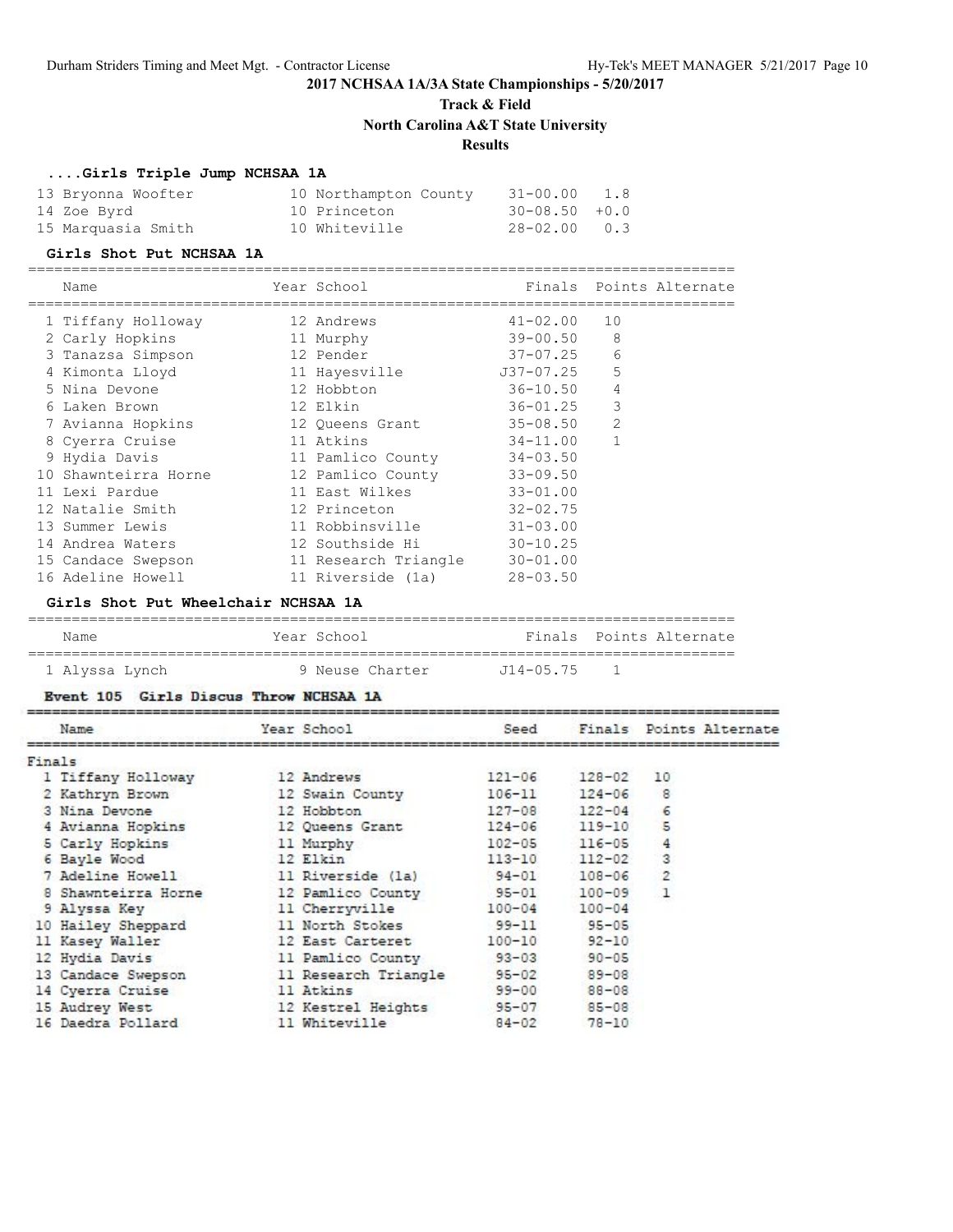**2017 NCHSAA 1A/3A State Championships - 5/20/2017**

**Track & Field**

**North Carolina A&T State University**

**Results**

### ....Girls Triple Jump NCHSAA 1A

| Place | Name | Year | School | Finals | Wind |
|---|---|---|---|---|---|
| 13 | Bryonna Woofter | 10 | Northampton County | 31-00.00 | 1.8 |
| 14 | Zoe Byrd | 10 | Princeton | 30-08.50 | +0.0 |
| 15 | Marquasia Smith | 10 | Whiteville | 28-02.00 | 0.3 |

### Girls Shot Put NCHSAA 1A

| Place | Name | Year | School | Finals | Points | Alternate |
|---|---|---|---|---|---|---|
| 1 | Tiffany Holloway | 12 | Andrews | 41-02.00 | 10 | |
| 2 | Carly Hopkins | 11 | Murphy | 39-00.50 | 8 | |
| 3 | Tanazsa Simpson | 12 | Pender | 37-07.25 | 6 | |
| 4 | Kimonta Lloyd | 11 | Hayesville | J37-07.25 | 5 | |
| 5 | Nina Devone | 12 | Hobbton | 36-10.50 | 4 | |
| 6 | Laken Brown | 12 | Elkin | 36-01.25 | 3 | |
| 7 | Avianna Hopkins | 12 | Queens Grant | 35-08.50 | 2 | |
| 8 | Cyerra Cruise | 11 | Atkins | 34-11.00 | 1 | |
| 9 | Hydia Davis | 11 | Pamlico County | 34-03.50 | | |
| 10 | Shawnteirra Horne | 12 | Pamlico County | 33-09.50 | | |
| 11 | Lexi Pardue | 11 | East Wilkes | 33-01.00 | | |
| 12 | Natalie Smith | 12 | Princeton | 32-02.75 | | |
| 13 | Summer Lewis | 11 | Robbinsville | 31-03.00 | | |
| 14 | Andrea Waters | 12 | Southside Hi | 30-10.25 | | |
| 15 | Candace Swepson | 11 | Research Triangle | 30-01.00 | | |
| 16 | Adeline Howell | 11 | Riverside (1a) | 28-03.50 | | |

### Girls Shot Put Wheelchair NCHSAA 1A

| Place | Name | Year | School | Finals | Points | Alternate |
|---|---|---|---|---|---|---|
| 1 | Alyssa Lynch | 9 | Neuse Charter | J14-05.75 | 1 | |

### Event 105 Girls Discus Throw NCHSAA 1A

Finals

| Place | Name | Year | School | Seed | Finals | Points | Alternate |
|---|---|---|---|---|---|---|---|
| 1 | Tiffany Holloway | 12 | Andrews | 121-06 | 128-02 | 10 | |
| 2 | Kathryn Brown | 12 | Swain County | 106-11 | 124-06 | 8 | |
| 3 | Nina Devone | 12 | Hobbton | 127-08 | 122-04 | 6 | |
| 4 | Avianna Hopkins | 12 | Queens Grant | 124-06 | 119-10 | 5 | |
| 5 | Carly Hopkins | 11 | Murphy | 102-05 | 116-05 | 4 | |
| 6 | Bayle Wood | 12 | Elkin | 113-10 | 112-02 | 3 | |
| 7 | Adeline Howell | 11 | Riverside (1a) | 94-01 | 108-06 | 2 | |
| 8 | Shawnteirra Horne | 12 | Pamlico County | 95-01 | 100-09 | 1 | |
| 9 | Alyssa Key | 11 | Cherryville | 100-04 | 100-04 | | |
| 10 | Hailey Sheppard | 11 | North Stokes | 99-11 | 95-05 | | |
| 11 | Kasey Waller | 12 | East Carteret | 100-10 | 92-10 | | |
| 12 | Hydia Davis | 11 | Pamlico County | 93-03 | 90-05 | | |
| 13 | Candace Swepson | 11 | Research Triangle | 95-02 | 89-08 | | |
| 14 | Cyerra Cruise | 11 | Atkins | 99-00 | 88-08 | | |
| 15 | Audrey West | 12 | Kestrel Heights | 95-07 | 85-08 | | |
| 16 | Daedra Pollard | 11 | Whiteville | 84-02 | 78-10 | | |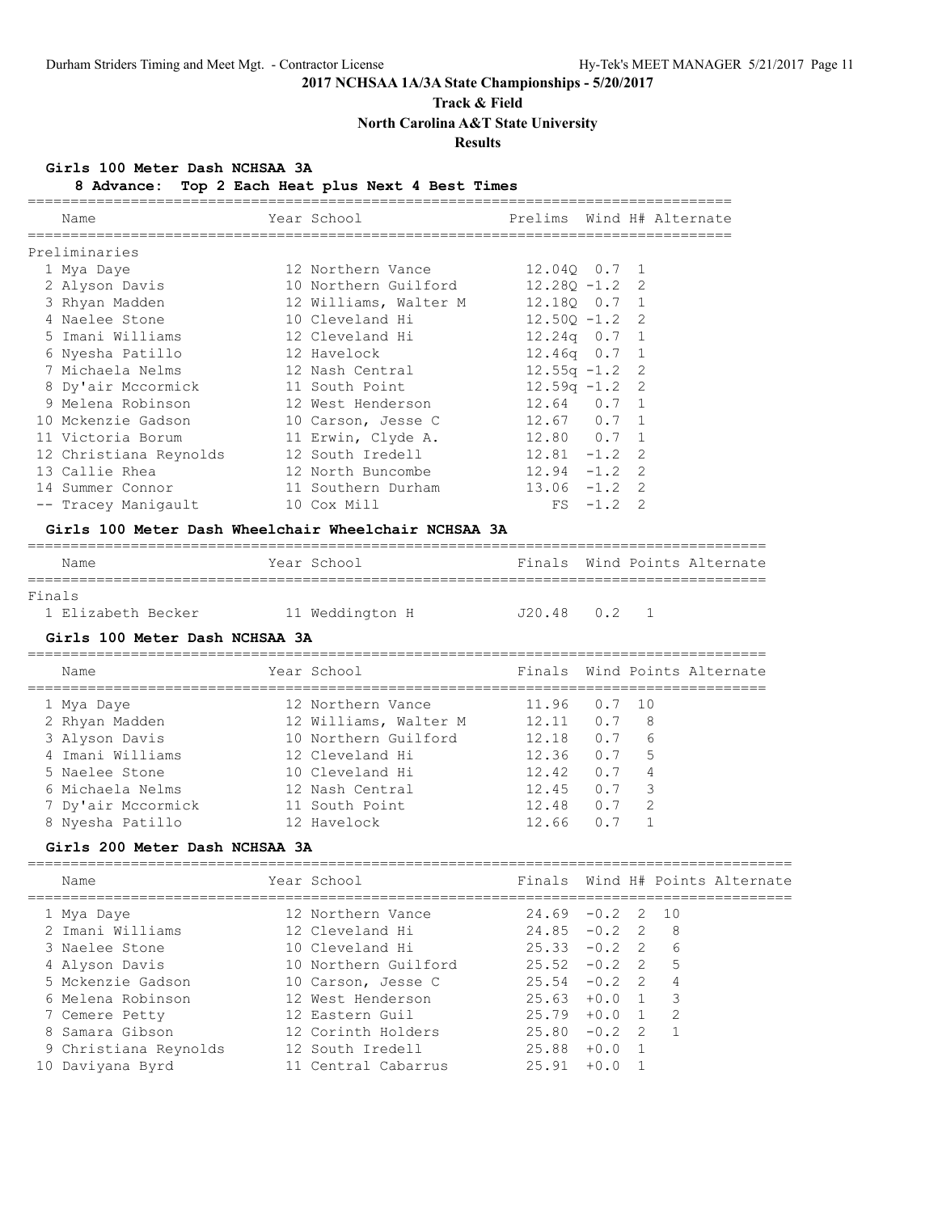## 2017 NCHSAA 1A/3A State Championships - 5/20/2017

### Track & Field

### North Carolina A&T State University

### Results

**Girls 100 Meter Dash NCHSAA 3A**

**8 Advance: Top 2 Each Heat plus Next 4 Best Times**

| | Name | Year | School | Prelims | Wind | H# | Alternate |
|---|---|---|---|---|---|---|---|
| **Preliminaries** | | | | | | | |
| 1 | Mya Daye | 12 | Northern Vance | 12.04Q | 0.7 | 1 | |
| 2 | Alyson Davis | 10 | Northern Guilford | 12.28Q | -1.2 | 2 | |
| 3 | Rhyan Madden | 12 | Williams, Walter M | 12.18Q | 0.7 | 1 | |
| 4 | Naelee Stone | 10 | Cleveland Hi | 12.50Q | -1.2 | 2 | |
| 5 | Imani Williams | 12 | Cleveland Hi | 12.24q | 0.7 | 1 | |
| 6 | Nyesha Patillo | 12 | Havelock | 12.46q | 0.7 | 1 | |
| 7 | Michaela Nelms | 12 | Nash Central | 12.55q | -1.2 | 2 | |
| 8 | Dy'air Mccormick | 11 | South Point | 12.59q | -1.2 | 2 | |
| 9 | Melena Robinson | 12 | West Henderson | 12.64 | 0.7 | 1 | |
| 10 | Mckenzie Gadson | 10 | Carson, Jesse C | 12.67 | 0.7 | 1 | |
| 11 | Victoria Borum | 11 | Erwin, Clyde A. | 12.80 | 0.7 | 1 | |
| 12 | Christiana Reynolds | 12 | South Iredell | 12.81 | -1.2 | 2 | |
| 13 | Callie Rhea | 12 | North Buncombe | 12.94 | -1.2 | 2 | |
| 14 | Summer Connor | 11 | Southern Durham | 13.06 | -1.2 | 2 | |
| -- | Tracey Manigault | 10 | Cox Mill | FS | -1.2 | 2 | |

**Girls 100 Meter Dash Wheelchair Wheelchair NCHSAA 3A**

| | Name | Year | School | Finals | Wind | Points | Alternate |
|---|---|---|---|---|---|---|---|
| **Finals** | | | | | | | |
| 1 | Elizabeth Becker | 11 | Weddington H | J20.48 | 0.2 | 1 | |

**Girls 100 Meter Dash NCHSAA 3A**

| | Name | Year | School | Finals | Wind | Points | Alternate |
|---|---|---|---|---|---|---|---|
| 1 | Mya Daye | 12 | Northern Vance | 11.96 | 0.7 | 10 | |
| 2 | Rhyan Madden | 12 | Williams, Walter M | 12.11 | 0.7 | 8 | |
| 3 | Alyson Davis | 10 | Northern Guilford | 12.18 | 0.7 | 6 | |
| 4 | Imani Williams | 12 | Cleveland Hi | 12.36 | 0.7 | 5 | |
| 5 | Naelee Stone | 10 | Cleveland Hi | 12.42 | 0.7 | 4 | |
| 6 | Michaela Nelms | 12 | Nash Central | 12.45 | 0.7 | 3 | |
| 7 | Dy'air Mccormick | 11 | South Point | 12.48 | 0.7 | 2 | |
| 8 | Nyesha Patillo | 12 | Havelock | 12.66 | 0.7 | 1 | |

**Girls 200 Meter Dash NCHSAA 3A**

| | Name | Year | School | Finals | Wind | H# | Points | Alternate |
|---|---|---|---|---|---|---|---|---|
| 1 | Mya Daye | 12 | Northern Vance | 24.69 | -0.2 | 2 | 10 | |
| 2 | Imani Williams | 12 | Cleveland Hi | 24.85 | -0.2 | 2 | 8 | |
| 3 | Naelee Stone | 10 | Cleveland Hi | 25.33 | -0.2 | 2 | 6 | |
| 4 | Alyson Davis | 10 | Northern Guilford | 25.52 | -0.2 | 2 | 5 | |
| 5 | Mckenzie Gadson | 10 | Carson, Jesse C | 25.54 | -0.2 | 2 | 4 | |
| 6 | Melena Robinson | 12 | West Henderson | 25.63 | +0.0 | 1 | 3 | |
| 7 | Cemere Petty | 12 | Eastern Guil | 25.79 | +0.0 | 1 | 2 | |
| 8 | Samara Gibson | 12 | Corinth Holders | 25.80 | -0.2 | 2 | 1 | |
| 9 | Christiana Reynolds | 12 | South Iredell | 25.88 | +0.0 | 1 | | |
| 10 | Daviyana Byrd | 11 | Central Cabarrus | 25.91 | +0.0 | 1 | | |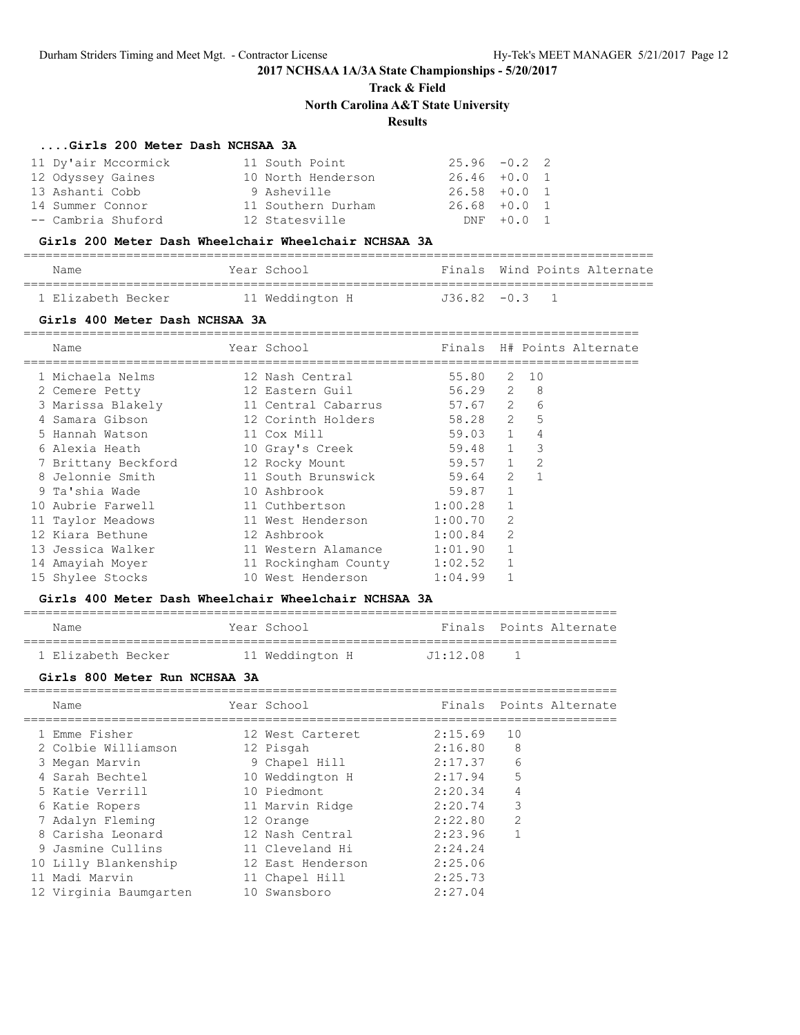## 2017 NCHSAA 1A/3A State Championships - 5/20/2017

**Track & Field**

**North Carolina A&T State University**

**Results**

### ....Girls 200 Meter Dash NCHSAA 3A

| Place | Name | Year | School | Finals | Wind | H# |
|---|---|---|---|---|---|---|
| 11 | Dy'air Mccormick | 11 | South Point | 25.96 | -0.2 | 2 |
| 12 | Odyssey Gaines | 10 | North Henderson | 26.46 | +0.0 | 1 |
| 13 | Ashanti Cobb | 9 | Asheville | 26.58 | +0.0 | 1 |
| 14 | Summer Connor | 11 | Southern Durham | 26.68 | +0.0 | 1 |
| -- | Cambria Shuford | 12 | Statesville | DNF | +0.0 | 1 |

### Girls 200 Meter Dash Wheelchair Wheelchair NCHSAA 3A

| Place | Name | Year | School | Finals | Wind | Points | Alternate |
|---|---|---|---|---|---|---|---|
| 1 | Elizabeth Becker | 11 | Weddington H | J36.82 | -0.3 | 1 | |

### Girls 400 Meter Dash NCHSAA 3A

| Place | Name | Year | School | Finals | H# | Points | Alternate |
|---|---|---|---|---|---|---|---|
| 1 | Michaela Nelms | 12 | Nash Central | 55.80 | 2 | 10 | |
| 2 | Cemere Petty | 12 | Eastern Guil | 56.29 | 2 | 8 | |
| 3 | Marissa Blakely | 11 | Central Cabarrus | 57.67 | 2 | 6 | |
| 4 | Samara Gibson | 12 | Corinth Holders | 58.28 | 2 | 5 | |
| 5 | Hannah Watson | 11 | Cox Mill | 59.03 | 1 | 4 | |
| 6 | Alexia Heath | 10 | Gray's Creek | 59.48 | 1 | 3 | |
| 7 | Brittany Beckford | 12 | Rocky Mount | 59.57 | 1 | 2 | |
| 8 | Jelonnie Smith | 11 | South Brunswick | 59.64 | 2 | 1 | |
| 9 | Ta'shia Wade | 10 | Ashbrook | 59.87 | 1 | | |
| 10 | Aubrie Farwell | 11 | Cuthbertson | 1:00.28 | 1 | | |
| 11 | Taylor Meadows | 11 | West Henderson | 1:00.70 | 2 | | |
| 12 | Kiara Bethune | 12 | Ashbrook | 1:00.84 | 2 | | |
| 13 | Jessica Walker | 11 | Western Alamance | 1:01.90 | 1 | | |
| 14 | Amayiah Moyer | 11 | Rockingham County | 1:02.52 | 1 | | |
| 15 | Shylee Stocks | 10 | West Henderson | 1:04.99 | 1 | | |

### Girls 400 Meter Dash Wheelchair Wheelchair NCHSAA 3A

| Place | Name | Year | School | Finals | Points | Alternate |
|---|---|---|---|---|---|---|
| 1 | Elizabeth Becker | 11 | Weddington H | J1:12.08 | 1 | |

### Girls 800 Meter Run NCHSAA 3A

| Place | Name | Year | School | Finals | Points | Alternate |
|---|---|---|---|---|---|---|
| 1 | Emme Fisher | 12 | West Carteret | 2:15.69 | 10 | |
| 2 | Colbie Williamson | 12 | Pisgah | 2:16.80 | 8 | |
| 3 | Megan Marvin | 9 | Chapel Hill | 2:17.37 | 6 | |
| 4 | Sarah Bechtel | 10 | Weddington H | 2:17.94 | 5 | |
| 5 | Katie Verrill | 10 | Piedmont | 2:20.34 | 4 | |
| 6 | Katie Ropers | 11 | Marvin Ridge | 2:20.74 | 3 | |
| 7 | Adalyn Fleming | 12 | Orange | 2:22.80 | 2 | |
| 8 | Carisha Leonard | 12 | Nash Central | 2:23.96 | 1 | |
| 9 | Jasmine Cullins | 11 | Cleveland Hi | 2:24.24 | | |
| 10 | Lilly Blankenship | 12 | East Henderson | 2:25.06 | | |
| 11 | Madi Marvin | 11 | Chapel Hill | 2:25.73 | | |
| 12 | Virginia Baumgarten | 10 | Swansboro | 2:27.04 | | |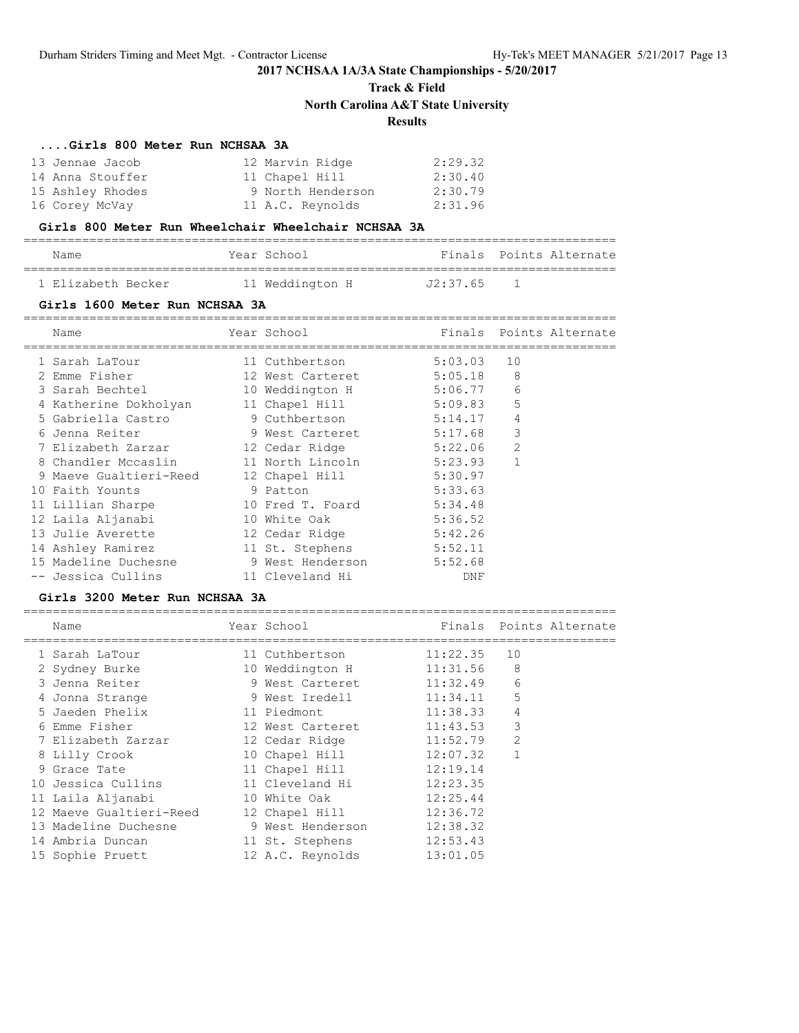## 2017 NCHSAA 1A/3A State Championships - 5/20/2017

### Track & Field

### North Carolina A&T State University

### Results

#### ....Girls 800 Meter Run NCHSAA 3A

| Place | Name | Year | School | Finals |
|---|---|---|---|---|
| 13 | Jennae Jacob | 12 | Marvin Ridge | 2:29.32 |
| 14 | Anna Stouffer | 11 | Chapel Hill | 2:30.40 |
| 15 | Ashley Rhodes | 9 | North Henderson | 2:30.79 |
| 16 | Corey McVay | 11 | A.C. Reynolds | 2:31.96 |

#### Girls 800 Meter Run Wheelchair Wheelchair NCHSAA 3A

| Place | Name | Year | School | Finals | Points | Alternate |
|---|---|---|---|---|---|---|
| 1 | Elizabeth Becker | 11 | Weddington H | J2:37.65 | 1 | |

#### Girls 1600 Meter Run NCHSAA 3A

| Place | Name | Year | School | Finals | Points | Alternate |
|---|---|---|---|---|---|---|
| 1 | Sarah LaTour | 11 | Cuthbertson | 5:03.03 | 10 | |
| 2 | Emme Fisher | 12 | West Carteret | 5:05.18 | 8 | |
| 3 | Sarah Bechtel | 10 | Weddington H | 5:06.77 | 6 | |
| 4 | Katherine Dokholyan | 11 | Chapel Hill | 5:09.83 | 5 | |
| 5 | Gabriella Castro | 9 | Cuthbertson | 5:14.17 | 4 | |
| 6 | Jenna Reiter | 9 | West Carteret | 5:17.68 | 3 | |
| 7 | Elizabeth Zarzar | 12 | Cedar Ridge | 5:22.06 | 2 | |
| 8 | Chandler Mccaslin | 11 | North Lincoln | 5:23.93 | 1 | |
| 9 | Maeve Gualtieri-Reed | 12 | Chapel Hill | 5:30.97 | | |
| 10 | Faith Younts | 9 | Patton | 5:33.63 | | |
| 11 | Lillian Sharpe | 10 | Fred T. Foard | 5:34.48 | | |
| 12 | Laila Aljanabi | 10 | White Oak | 5:36.52 | | |
| 13 | Julie Averette | 12 | Cedar Ridge | 5:42.26 | | |
| 14 | Ashley Ramirez | 11 | St. Stephens | 5:52.11 | | |
| 15 | Madeline Duchesne | 9 | West Henderson | 5:52.68 | | |
| -- | Jessica Cullins | 11 | Cleveland Hi | DNF | | |

#### Girls 3200 Meter Run NCHSAA 3A

| Place | Name | Year | School | Finals | Points | Alternate |
|---|---|---|---|---|---|---|
| 1 | Sarah LaTour | 11 | Cuthbertson | 11:22.35 | 10 | |
| 2 | Sydney Burke | 10 | Weddington H | 11:31.56 | 8 | |
| 3 | Jenna Reiter | 9 | West Carteret | 11:32.49 | 6 | |
| 4 | Jonna Strange | 9 | West Iredell | 11:34.11 | 5 | |
| 5 | Jaeden Phelix | 11 | Piedmont | 11:38.33 | 4 | |
| 6 | Emme Fisher | 12 | West Carteret | 11:43.53 | 3 | |
| 7 | Elizabeth Zarzar | 12 | Cedar Ridge | 11:52.79 | 2 | |
| 8 | Lilly Crook | 10 | Chapel Hill | 12:07.32 | 1 | |
| 9 | Grace Tate | 11 | Chapel Hill | 12:19.14 | | |
| 10 | Jessica Cullins | 11 | Cleveland Hi | 12:23.35 | | |
| 11 | Laila Aljanabi | 10 | White Oak | 12:25.44 | | |
| 12 | Maeve Gualtieri-Reed | 12 | Chapel Hill | 12:36.72 | | |
| 13 | Madeline Duchesne | 9 | West Henderson | 12:38.32 | | |
| 14 | Ambria Duncan | 11 | St. Stephens | 12:53.43 | | |
| 15 | Sophie Pruett | 12 | A.C. Reynolds | 13:01.05 | | |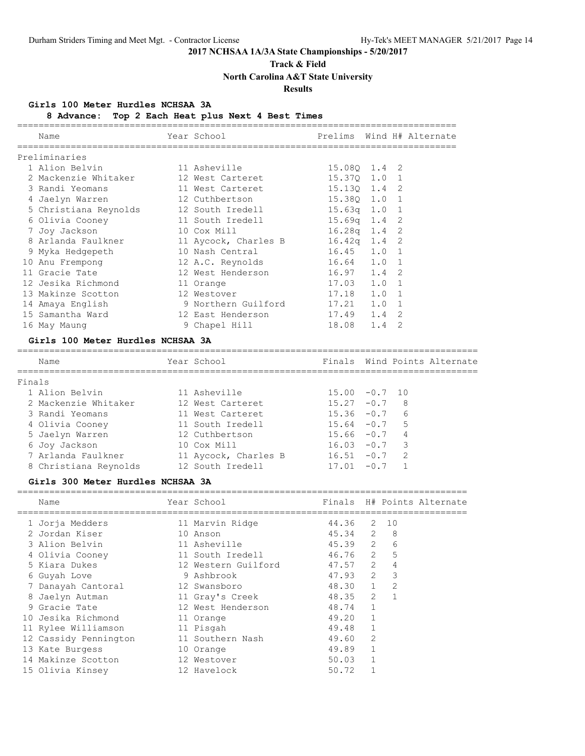**2017 NCHSAA 1A/3A State Championships - 5/20/2017**

**Track & Field**

**North Carolina A&T State University**

**Results**

### Girls 100 Meter Hurdles NCHSAA 3A

**8 Advance: Top 2 Each Heat plus Next 4 Best Times**

Preliminaries

| | Name | Year | School | Prelims | Wind | H# | Alternate |
|---|---|---|---|---|---|---|---|
| 1 | Alion Belvin | 11 | Asheville | 15.08Q | 1.4 | 2 | |
| 2 | Mackenzie Whitaker | 12 | West Carteret | 15.37Q | 1.0 | 1 | |
| 3 | Randi Yeomans | 11 | West Carteret | 15.13Q | 1.4 | 2 | |
| 4 | Jaelyn Warren | 12 | Cuthbertson | 15.38Q | 1.0 | 1 | |
| 5 | Christiana Reynolds | 12 | South Iredell | 15.63q | 1.0 | 1 | |
| 6 | Olivia Cooney | 11 | South Iredell | 15.69q | 1.4 | 2 | |
| 7 | Joy Jackson | 10 | Cox Mill | 16.28q | 1.4 | 2 | |
| 8 | Arlanda Faulkner | 11 | Aycock, Charles B | 16.42q | 1.4 | 2 | |
| 9 | Myka Hedgepeth | 10 | Nash Central | 16.45 | 1.0 | 1 | |
| 10 | Anu Frempong | 12 | A.C. Reynolds | 16.64 | 1.0 | 1 | |
| 11 | Gracie Tate | 12 | West Henderson | 16.97 | 1.4 | 2 | |
| 12 | Jesika Richmond | 11 | Orange | 17.03 | 1.0 | 1 | |
| 13 | Makinze Scotton | 12 | Westover | 17.18 | 1.0 | 1 | |
| 14 | Amaya English | 9 | Northern Guilford | 17.21 | 1.0 | 1 | |
| 15 | Samantha Ward | 12 | East Henderson | 17.49 | 1.4 | 2 | |
| 16 | May Maung | 9 | Chapel Hill | 18.08 | 1.4 | 2 | |

### Girls 100 Meter Hurdles NCHSAA 3A

Finals

| | Name | Year | School | Finals | Wind | Points | Alternate |
|---|---|---|---|---|---|---|---|
| 1 | Alion Belvin | 11 | Asheville | 15.00 | -0.7 | 10 | |
| 2 | Mackenzie Whitaker | 12 | West Carteret | 15.27 | -0.7 | 8 | |
| 3 | Randi Yeomans | 11 | West Carteret | 15.36 | -0.7 | 6 | |
| 4 | Olivia Cooney | 11 | South Iredell | 15.64 | -0.7 | 5 | |
| 5 | Jaelyn Warren | 12 | Cuthbertson | 15.66 | -0.7 | 4 | |
| 6 | Joy Jackson | 10 | Cox Mill | 16.03 | -0.7 | 3 | |
| 7 | Arlanda Faulkner | 11 | Aycock, Charles B | 16.51 | -0.7 | 2 | |
| 8 | Christiana Reynolds | 12 | South Iredell | 17.01 | -0.7 | 1 | |

### Girls 300 Meter Hurdles NCHSAA 3A

| | Name | Year | School | Finals | H# | Points | Alternate |
|---|---|---|---|---|---|---|---|
| 1 | Jorja Medders | 11 | Marvin Ridge | 44.36 | 2 | 10 | |
| 2 | Jordan Kiser | 10 | Anson | 45.34 | 2 | 8 | |
| 3 | Alion Belvin | 11 | Asheville | 45.39 | 2 | 6 | |
| 4 | Olivia Cooney | 11 | South Iredell | 46.76 | 2 | 5 | |
| 5 | Kiara Dukes | 12 | Western Guilford | 47.57 | 2 | 4 | |
| 6 | Guyah Love | 9 | Ashbrook | 47.93 | 2 | 3 | |
| 7 | Danayah Cantoral | 12 | Swansboro | 48.30 | 1 | 2 | |
| 8 | Jaelyn Autman | 11 | Gray's Creek | 48.35 | 2 | 1 | |
| 9 | Gracie Tate | 12 | West Henderson | 48.74 | 1 | | |
| 10 | Jesika Richmond | 11 | Orange | 49.20 | 1 | | |
| 11 | Rylee Williamson | 11 | Pisgah | 49.48 | 1 | | |
| 12 | Cassidy Pennington | 11 | Southern Nash | 49.60 | 2 | | |
| 13 | Kate Burgess | 10 | Orange | 49.89 | 1 | | |
| 14 | Makinze Scotton | 12 | Westover | 50.03 | 1 | | |
| 15 | Olivia Kinsey | 12 | Havelock | 50.72 | 1 | | |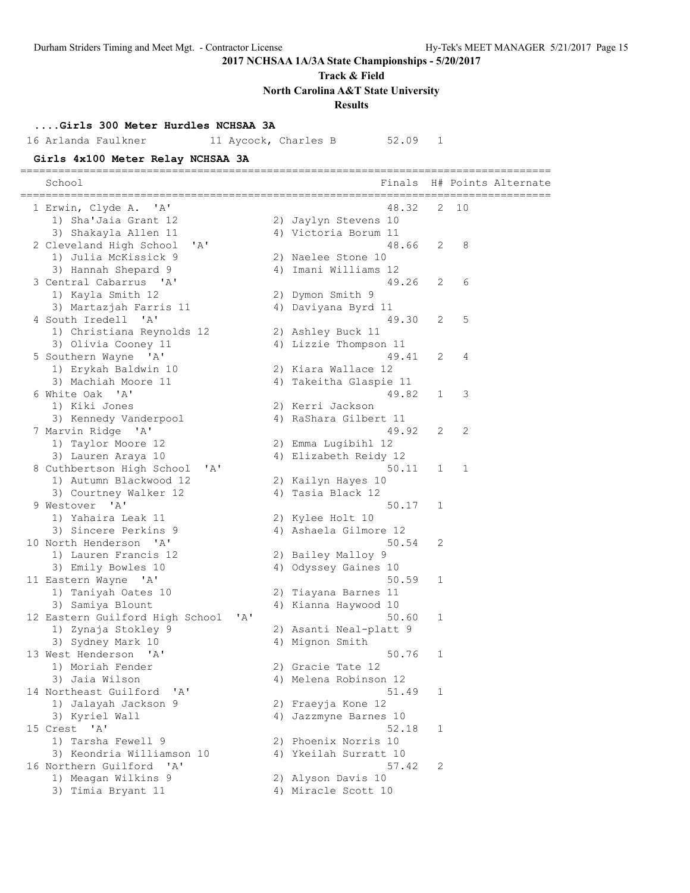**2017 NCHSAA 1A/3A State Championships - 5/20/2017**

**Track & Field**

**North Carolina A&T State University**

**Results**

### ....Girls 300 Meter Hurdles NCHSAA 3A

| Place | Name | Year | School | Finals | H# |
|---|---|---|---|---|---|
| 16 | Arlanda Faulkner | 11 | Aycock, Charles B | 52.09 | 1 |

### Girls 4x100 Meter Relay NCHSAA 3A

| Place | School | Finals | H# | Points | Alternate |
|---|---|---|---|---|---|
| 1 | Erwin, Clyde A. 'A' | 48.32 | 2 | 10 | |
| | 1) Sha'Jaia Grant 12; 2) Jaylyn Stevens 10; 3) Shakayla Allen 11; 4) Victoria Borum 11 | | | | |
| 2 | Cleveland High School 'A' | 48.66 | 2 | 8 | |
| | 1) Julia McKissick 9; 2) Naelee Stone 10; 3) Hannah Shepard 9; 4) Imani Williams 12 | | | | |
| 3 | Central Cabarrus 'A' | 49.26 | 2 | 6 | |
| | 1) Kayla Smith 12; 2) Dymon Smith 9; 3) Martazjah Farris 11; 4) Daviyana Byrd 11 | | | | |
| 4 | South Iredell 'A' | 49.30 | 2 | 5 | |
| | 1) Christiana Reynolds 12; 2) Ashley Buck 11; 3) Olivia Cooney 11; 4) Lizzie Thompson 11 | | | | |
| 5 | Southern Wayne 'A' | 49.41 | 2 | 4 | |
| | 1) Erykah Baldwin 10; 2) Kiara Wallace 12; 3) Machiah Moore 11; 4) Takeitha Glaspie 11 | | | | |
| 6 | White Oak 'A' | 49.82 | 1 | 3 | |
| | 1) Kiki Jones; 2) Kerri Jackson; 3) Kennedy Vanderpool; 4) RaShara Gilbert 11 | | | | |
| 7 | Marvin Ridge 'A' | 49.92 | 2 | 2 | |
| | 1) Taylor Moore 12; 2) Emma Lugibihl 12; 3) Lauren Araya 10; 4) Elizabeth Reidy 12 | | | | |
| 8 | Cuthbertson High School 'A' | 50.11 | 1 | 1 | |
| | 1) Autumn Blackwood 12; 2) Kailyn Hayes 10; 3) Courtney Walker 12; 4) Tasia Black 12 | | | | |
| 9 | Westover 'A' | 50.17 | 1 | | |
| | 1) Yahaira Leak 11; 2) Kylee Holt 10; 3) Sincere Perkins 9; 4) Ashaela Gilmore 12 | | | | |
| 10 | North Henderson 'A' | 50.54 | 2 | | |
| | 1) Lauren Francis 12; 2) Bailey Malloy 9; 3) Emily Bowles 10; 4) Odyssey Gaines 10 | | | | |
| 11 | Eastern Wayne 'A' | 50.59 | 1 | | |
| | 1) Taniyah Oates 10; 2) Tiayana Barnes 11; 3) Samiya Blount; 4) Kianna Haywood 10 | | | | |
| 12 | Eastern Guilford High School 'A' | 50.60 | 1 | | |
| | 1) Zynaja Stokley 9; 2) Asanti Neal-platt 9; 3) Sydney Mark 10; 4) Mignon Smith | | | | |
| 13 | West Henderson 'A' | 50.76 | 1 | | |
| | 1) Moriah Fender; 2) Gracie Tate 12; 3) Jaia Wilson; 4) Melena Robinson 12 | | | | |
| 14 | Northeast Guilford 'A' | 51.49 | 1 | | |
| | 1) Jalayah Jackson 9; 2) Fraeyja Kone 12; 3) Kyriel Wall; 4) Jazzmyne Barnes 10 | | | | |
| 15 | Crest 'A' | 52.18 | 1 | | |
| | 1) Tarsha Fewell 9; 2) Phoenix Norris 10; 3) Keondria Williamson 10; 4) Ykeilah Surratt 10 | | | | |
| 16 | Northern Guilford 'A' | 57.42 | 2 | | |
| | 1) Meagan Wilkins 9; 2) Alyson Davis 10; 3) Timia Bryant 11; 4) Miracle Scott 10 | | | | |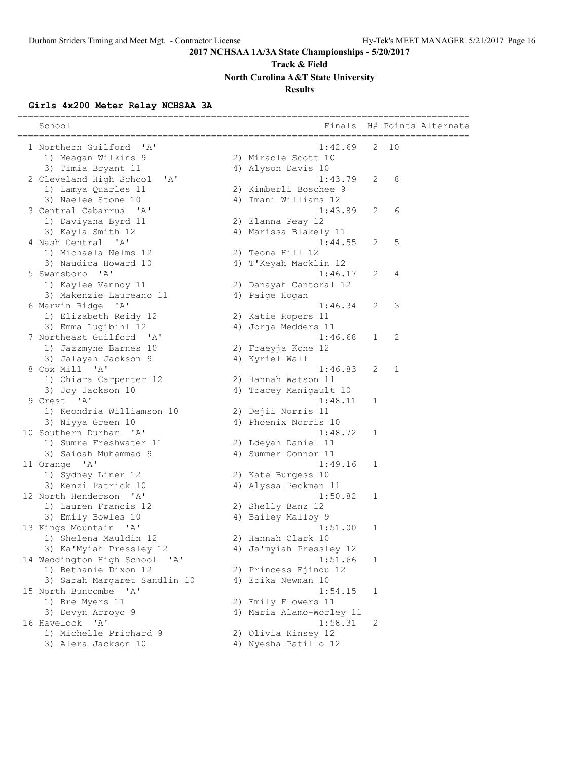**2017 NCHSAA 1A/3A State Championships - 5/20/2017**

**Track & Field**

**North Carolina A&T State University**

**Results**

### Girls 4x200 Meter Relay NCHSAA 3A

| Place | School | Finals | H# | Points | Alternate |
|---|---|---|---|---|---|
| 1 | Northern Guilford 'A' | 1:42.69 | 2 | 10 | |
| | 1) Meagan Wilkins 9, 2) Miracle Scott 10, 3) Timia Bryant 11, 4) Alyson Davis 10 | | | | |
| 2 | Cleveland High School 'A' | 1:43.79 | 2 | 8 | |
| | 1) Lamya Quarles 11, 2) Kimberli Boschee 9, 3) Naelee Stone 10, 4) Imani Williams 12 | | | | |
| 3 | Central Cabarrus 'A' | 1:43.89 | 2 | 6 | |
| | 1) Daviyana Byrd 11, 2) Elanna Peay 12, 3) Kayla Smith 12, 4) Marissa Blakely 11 | | | | |
| 4 | Nash Central 'A' | 1:44.55 | 2 | 5 | |
| | 1) Michaela Nelms 12, 2) Teona Hill 12, 3) Naudica Howard 10, 4) T'Keyah Macklin 12 | | | | |
| 5 | Swansboro 'A' | 1:46.17 | 2 | 4 | |
| | 1) Kaylee Vannoy 11, 2) Danayah Cantoral 12, 3) Makenzie Laureano 11, 4) Paige Hogan | | | | |
| 6 | Marvin Ridge 'A' | 1:46.34 | 2 | 3 | |
| | 1) Elizabeth Reidy 12, 2) Katie Ropers 11, 3) Emma Lugibihl 12, 4) Jorja Medders 11 | | | | |
| 7 | Northeast Guilford 'A' | 1:46.68 | 1 | 2 | |
| | 1) Jazzmyne Barnes 10, 2) Fraeyja Kone 12, 3) Jalayah Jackson 9, 4) Kyriel Wall | | | | |
| 8 | Cox Mill 'A' | 1:46.83 | 2 | 1 | |
| | 1) Chiara Carpenter 12, 2) Hannah Watson 11, 3) Joy Jackson 10, 4) Tracey Manigault 10 | | | | |
| 9 | Crest 'A' | 1:48.11 | 1 | | |
| | 1) Keondria Williamson 10, 2) Dejii Norris 11, 3) Niyya Green 10, 4) Phoenix Norris 10 | | | | |
| 10 | Southern Durham 'A' | 1:48.72 | 1 | | |
| | 1) Sumre Freshwater 11, 2) Ldeyah Daniel 11, 3) Saidah Muhammad 9, 4) Summer Connor 11 | | | | |
| 11 | Orange 'A' | 1:49.16 | 1 | | |
| | 1) Sydney Liner 12, 2) Kate Burgess 10, 3) Kenzi Patrick 10, 4) Alyssa Peckman 11 | | | | |
| 12 | North Henderson 'A' | 1:50.82 | 1 | | |
| | 1) Lauren Francis 12, 2) Shelly Banz 12, 3) Emily Bowles 10, 4) Bailey Malloy 9 | | | | |
| 13 | Kings Mountain 'A' | 1:51.00 | 1 | | |
| | 1) Shelena Mauldin 12, 2) Hannah Clark 10, 3) Ka'Myiah Pressley 12, 4) Ja'myiah Pressley 12 | | | | |
| 14 | Weddington High School 'A' | 1:51.66 | 1 | | |
| | 1) Bethanie Dixon 12, 2) Princess Ejindu 12, 3) Sarah Margaret Sandlin 10, 4) Erika Newman 10 | | | | |
| 15 | North Buncombe 'A' | 1:54.15 | 1 | | |
| | 1) Bre Myers 11, 2) Emily Flowers 11, 3) Devyn Arroyo 9, 4) Maria Alamo-Worley 11 | | | | |
| 16 | Havelock 'A' | 1:58.31 | 2 | | |
| | 1) Michelle Prichard 9, 2) Olivia Kinsey 12, 3) Alera Jackson 10, 4) Nyesha Patillo 12 | | | | |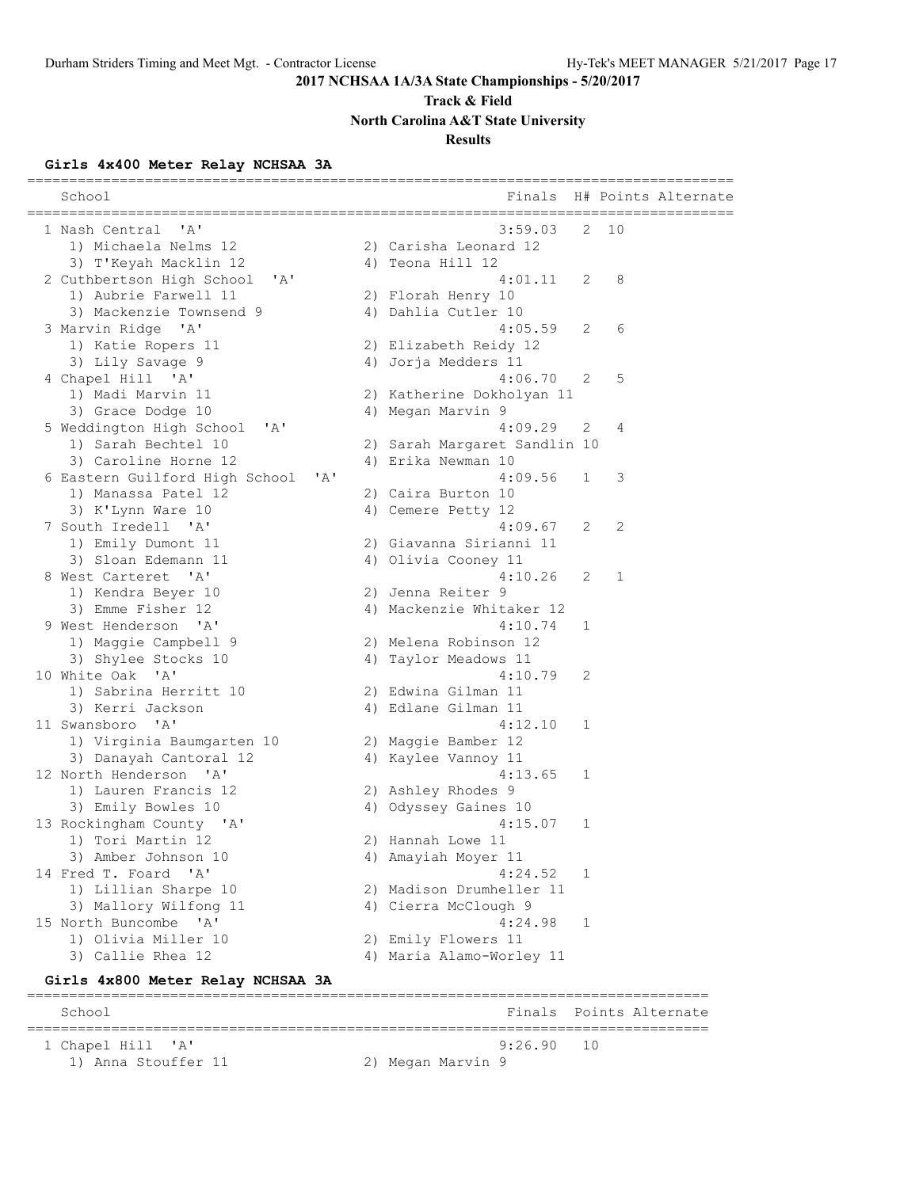**2017 NCHSAA 1A/3A State Championships - 5/20/2017**

**Track & Field**

**North Carolina A&T State University**

**Results**

### Girls 4x400 Meter Relay NCHSAA 3A

| Place | School | Finals | H# | Points |
|---|---|---|---|---|
| 1 | Nash Central 'A' | 3:59.03 | 2 | 10 |
| | 1) Michaela Nelms 12, 2) Carisha Leonard 12, 3) T'Keyah Macklin 12, 4) Teona Hill 12 | | | |
| 2 | Cuthbertson High School 'A' | 4:01.11 | 2 | 8 |
| | 1) Aubrie Farwell 11, 2) Florah Henry 10, 3) Mackenzie Townsend 9, 4) Dahlia Cutler 10 | | | |
| 3 | Marvin Ridge 'A' | 4:05.59 | 2 | 6 |
| | 1) Katie Ropers 11, 2) Elizabeth Reidy 12, 3) Lily Savage 9, 4) Jorja Medders 11 | | | |
| 4 | Chapel Hill 'A' | 4:06.70 | 2 | 5 |
| | 1) Madi Marvin 11, 2) Katherine Dokholyan 11, 3) Grace Dodge 10, 4) Megan Marvin 9 | | | |
| 5 | Weddington High School 'A' | 4:09.29 | 2 | 4 |
| | 1) Sarah Bechtel 10, 2) Sarah Margaret Sandlin 10, 3) Caroline Horne 12, 4) Erika Newman 10 | | | |
| 6 | Eastern Guilford High School 'A' | 4:09.56 | 1 | 3 |
| | 1) Manassa Patel 12, 2) Caira Burton 10, 3) K'Lynn Ware 10, 4) Cemere Petty 12 | | | |
| 7 | South Iredell 'A' | 4:09.67 | 2 | 2 |
| | 1) Emily Dumont 11, 2) Giavanna Sirianni 11, 3) Sloan Edemann 11, 4) Olivia Cooney 11 | | | |
| 8 | West Carteret 'A' | 4:10.26 | 2 | 1 |
| | 1) Kendra Beyer 10, 2) Jenna Reiter 9, 3) Emme Fisher 12, 4) Mackenzie Whitaker 12 | | | |
| 9 | West Henderson 'A' | 4:10.74 | 1 | |
| | 1) Maggie Campbell 9, 2) Melena Robinson 12, 3) Shylee Stocks 10, 4) Taylor Meadows 11 | | | |
| 10 | White Oak 'A' | 4:10.79 | 2 | |
| | 1) Sabrina Herritt 10, 2) Edwina Gilman 11, 3) Kerri Jackson, 4) Edlane Gilman 11 | | | |
| 11 | Swansboro 'A' | 4:12.10 | 1 | |
| | 1) Virginia Baumgarten 10, 2) Maggie Bamber 12, 3) Danayah Cantoral 12, 4) Kaylee Vannoy 11 | | | |
| 12 | North Henderson 'A' | 4:13.65 | 1 | |
| | 1) Lauren Francis 12, 2) Ashley Rhodes 9, 3) Emily Bowles 10, 4) Odyssey Gaines 10 | | | |
| 13 | Rockingham County 'A' | 4:15.07 | 1 | |
| | 1) Tori Martin 12, 2) Hannah Lowe 11, 3) Amber Johnson 10, 4) Amayiah Moyer 11 | | | |
| 14 | Fred T. Foard 'A' | 4:24.52 | 1 | |
| | 1) Lillian Sharpe 10, 2) Madison Drumheller 11, 3) Mallory Wilfong 11, 4) Cierra McClough 9 | | | |
| 15 | North Buncombe 'A' | 4:24.98 | 1 | |
| | 1) Olivia Miller 10, 2) Emily Flowers 11, 3) Callie Rhea 12, 4) Maria Alamo-Worley 11 | | | |

### Girls 4x800 Meter Relay NCHSAA 3A

| Place | School | Finals | Points |
|---|---|---|---|
| 1 | Chapel Hill 'A' | 9:26.90 | 10 |
| | 1) Anna Stouffer 11, 2) Megan Marvin 9 | | |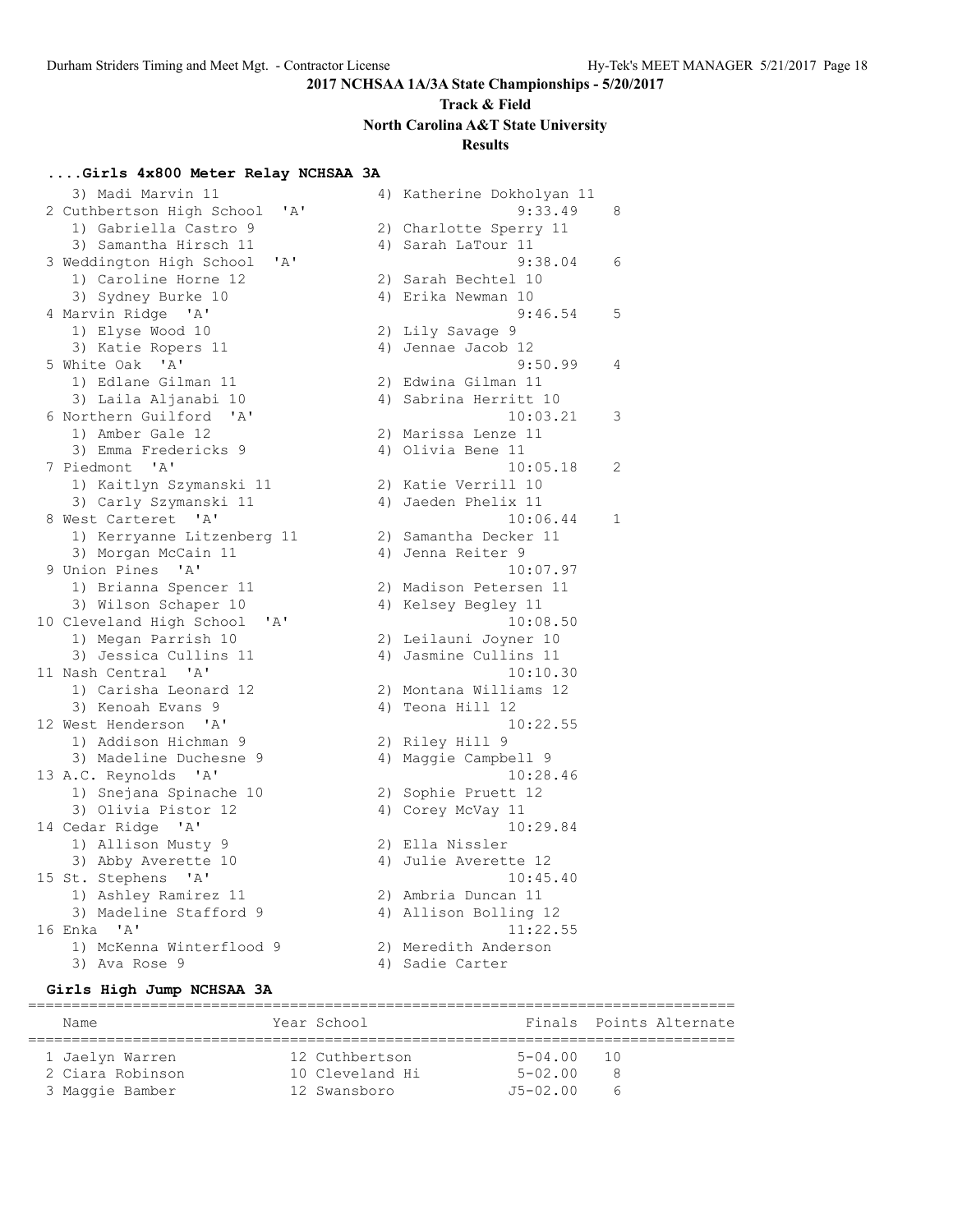**2017 NCHSAA 1A/3A State Championships - 5/20/2017**

**Track & Field**

**North Carolina A&T State University**

**Results**

### ....Girls 4x800 Meter Relay NCHSAA 3A

```
   3) Madi Marvin 11                  4) Katherine Dokholyan 11
 2 Cuthbertson High School  'A'                   9:33.49    8
   1) Gabriella Castro 9              2) Charlotte Sperry 11
   3) Samantha Hirsch 11              4) Sarah LaTour 11
 3 Weddington High School  'A'                    9:38.04    6
   1) Caroline Horne 12               2) Sarah Bechtel 10
   3) Sydney Burke 10                 4) Erika Newman 10
 4 Marvin Ridge  'A'                              9:46.54    5
   1) Elyse Wood 10                   2) Lily Savage 9
   3) Katie Ropers 11                 4) Jennae Jacob 12
 5 White Oak  'A'                                 9:50.99    4
   1) Edlane Gilman 11                2) Edwina Gilman 11
   3) Laila Aljanabi 10               4) Sabrina Herritt 10
 6 Northern Guilford  'A'                        10:03.21    3
   1) Amber Gale 12                   2) Marissa Lenze 11
   3) Emma Fredericks 9               4) Olivia Bene 11
 7 Piedmont  'A'                                 10:05.18    2
   1) Kaitlyn Szymanski 11            2) Katie Verrill 10
   3) Carly Szymanski 11              4) Jaeden Phelix 11
 8 West Carteret  'A'                            10:06.44    1
   1) Kerryanne Litzenberg 11         2) Samantha Decker 11
   3) Morgan McCain 11                4) Jenna Reiter 9
 9 Union Pines  'A'                              10:07.97
   1) Brianna Spencer 11              2) Madison Petersen 11
   3) Wilson Schaper 10               4) Kelsey Begley 11
10 Cleveland High School  'A'                    10:08.50
   1) Megan Parrish 10                2) Leilauni Joyner 10
   3) Jessica Cullins 11              4) Jasmine Cullins 11
11 Nash Central  'A'                             10:10.30
   1) Carisha Leonard 12              2) Montana Williams 12
   3) Kenoah Evans 9                  4) Teona Hill 12
12 West Henderson  'A'                           10:22.55
   1) Addison Hichman 9               2) Riley Hill 9
   3) Madeline Duchesne 9             4) Maggie Campbell 9
13 A.C. Reynolds  'A'                            10:28.46
   1) Snejana Spinache 10             2) Sophie Pruett 12
   3) Olivia Pistor 12                4) Corey McVay 11
14 Cedar Ridge  'A'                              10:29.84
   1) Allison Musty 9                 2) Ella Nissler
   3) Abby Averette 10                4) Julie Averette 12
15 St. Stephens  'A'                             10:45.40
   1) Ashley Ramirez 11               2) Ambria Duncan 11
   3) Madeline Stafford 9             4) Allison Bolling 12
16 Enka  'A'                                     11:22.55
   1) McKenna Winterflood 9           2) Meredith Anderson
   3) Ava Rose 9                      4) Sadie Carter
```

### Girls High Jump NCHSAA 3A

| Name | Year | School | Finals | Points | Alternate |
|---|---|---|---|---|---|
| 1 Jaelyn Warren | 12 | Cuthbertson | 5-04.00 | 10 | |
| 2 Ciara Robinson | 10 | Cleveland Hi | 5-02.00 | 8 | |
| 3 Maggie Bamber | 12 | Swansboro | J5-02.00 | 6 | |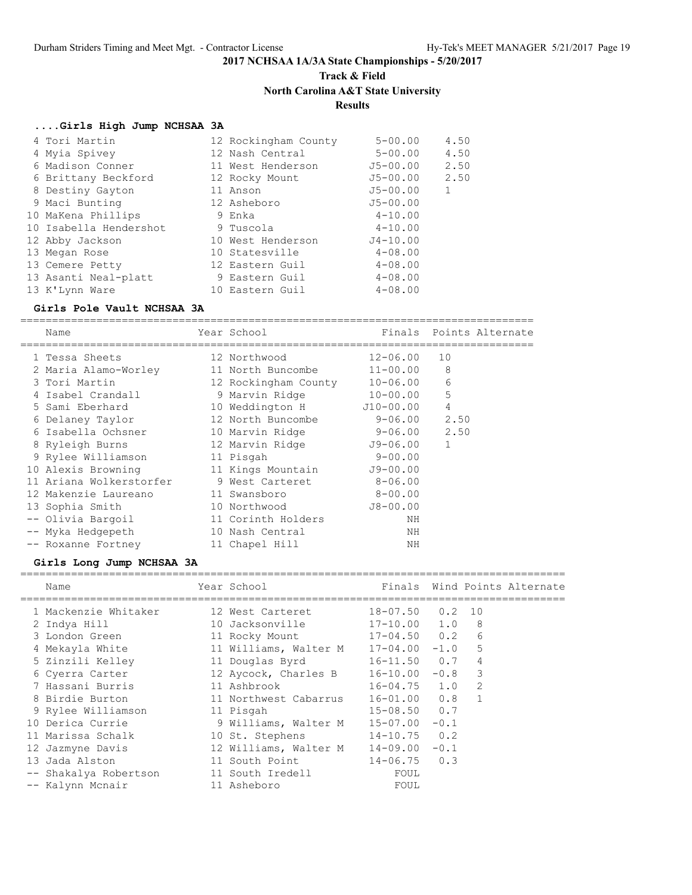## 2017 NCHSAA 1A/3A State Championships - 5/20/2017

**Track & Field**

**North Carolina A&T State University**

**Results**

### ....Girls High Jump NCHSAA 3A

| Place | Name | Year | School | Finals | Points |
|---|---|---|---|---|---|
| 4 | Tori Martin | 12 | Rockingham County | 5-00.00 | 4.50 |
| 4 | Myia Spivey | 12 | Nash Central | 5-00.00 | 4.50 |
| 6 | Madison Conner | 11 | West Henderson | J5-00.00 | 2.50 |
| 6 | Brittany Beckford | 12 | Rocky Mount | J5-00.00 | 2.50 |
| 8 | Destiny Gayton | 11 | Anson | J5-00.00 | 1 |
| 9 | Maci Bunting | 12 | Asheboro | J5-00.00 | |
| 10 | MaKena Phillips | 9 | Enka | 4-10.00 | |
| 10 | Isabella Hendershot | 9 | Tuscola | 4-10.00 | |
| 12 | Abby Jackson | 10 | West Henderson | J4-10.00 | |
| 13 | Megan Rose | 10 | Statesville | 4-08.00 | |
| 13 | Cemere Petty | 12 | Eastern Guil | 4-08.00 | |
| 13 | Asanti Neal-platt | 9 | Eastern Guil | 4-08.00 | |
| 13 | K'Lynn Ware | 10 | Eastern Guil | 4-08.00 | |

### Girls Pole Vault NCHSAA 3A

| Place | Name | Year | School | Finals | Points | Alternate |
|---|---|---|---|---|---|---|
| 1 | Tessa Sheets | 12 | Northwood | 12-06.00 | 10 | |
| 2 | Maria Alamo-Worley | 11 | North Buncombe | 11-00.00 | 8 | |
| 3 | Tori Martin | 12 | Rockingham County | 10-06.00 | 6 | |
| 4 | Isabel Crandall | 9 | Marvin Ridge | 10-00.00 | 5 | |
| 5 | Sami Eberhard | 10 | Weddington H | J10-00.00 | 4 | |
| 6 | Delaney Taylor | 12 | North Buncombe | 9-06.00 | 2.50 | |
| 6 | Isabella Ochsner | 10 | Marvin Ridge | 9-06.00 | 2.50 | |
| 8 | Ryleigh Burns | 12 | Marvin Ridge | J9-06.00 | 1 | |
| 9 | Rylee Williamson | 11 | Pisgah | 9-00.00 | | |
| 10 | Alexis Browning | 11 | Kings Mountain | J9-00.00 | | |
| 11 | Ariana Wolkerstorfer | 9 | West Carteret | 8-06.00 | | |
| 12 | Makenzie Laureano | 11 | Swansboro | 8-00.00 | | |
| 13 | Sophia Smith | 10 | Northwood | J8-00.00 | | |
| -- | Olivia Bargoil | 11 | Corinth Holders | NH | | |
| -- | Myka Hedgepeth | 10 | Nash Central | NH | | |
| -- | Roxanne Fortney | 11 | Chapel Hill | NH | | |

### Girls Long Jump NCHSAA 3A

| Place | Name | Year | School | Finals | Wind | Points | Alternate |
|---|---|---|---|---|---|---|---|
| 1 | Mackenzie Whitaker | 12 | West Carteret | 18-07.50 | 0.2 | 10 | |
| 2 | Indya Hill | 10 | Jacksonville | 17-10.00 | 1.0 | 8 | |
| 3 | London Green | 11 | Rocky Mount | 17-04.50 | 0.2 | 6 | |
| 4 | Mekayla White | 11 | Williams, Walter M | 17-04.00 | -1.0 | 5 | |
| 5 | Zinzili Kelley | 11 | Douglas Byrd | 16-11.50 | 0.7 | 4 | |
| 6 | Cyerra Carter | 12 | Aycock, Charles B | 16-10.00 | -0.8 | 3 | |
| 7 | Hassani Burris | 11 | Ashbrook | 16-04.75 | 1.0 | 2 | |
| 8 | Birdie Burton | 11 | Northwest Cabarrus | 16-01.00 | 0.8 | 1 | |
| 9 | Rylee Williamson | 11 | Pisgah | 15-08.50 | 0.7 | | |
| 10 | Derica Currie | 9 | Williams, Walter M | 15-07.00 | -0.1 | | |
| 11 | Marissa Schalk | 10 | St. Stephens | 14-10.75 | 0.2 | | |
| 12 | Jazmyne Davis | 12 | Williams, Walter M | 14-09.00 | -0.1 | | |
| 13 | Jada Alston | 11 | South Point | 14-06.75 | 0.3 | | |
| -- | Shakalya Robertson | 11 | South Iredell | FOUL | | | |
| -- | Kalynn Mcnair | 11 | Asheboro | FOUL | | | |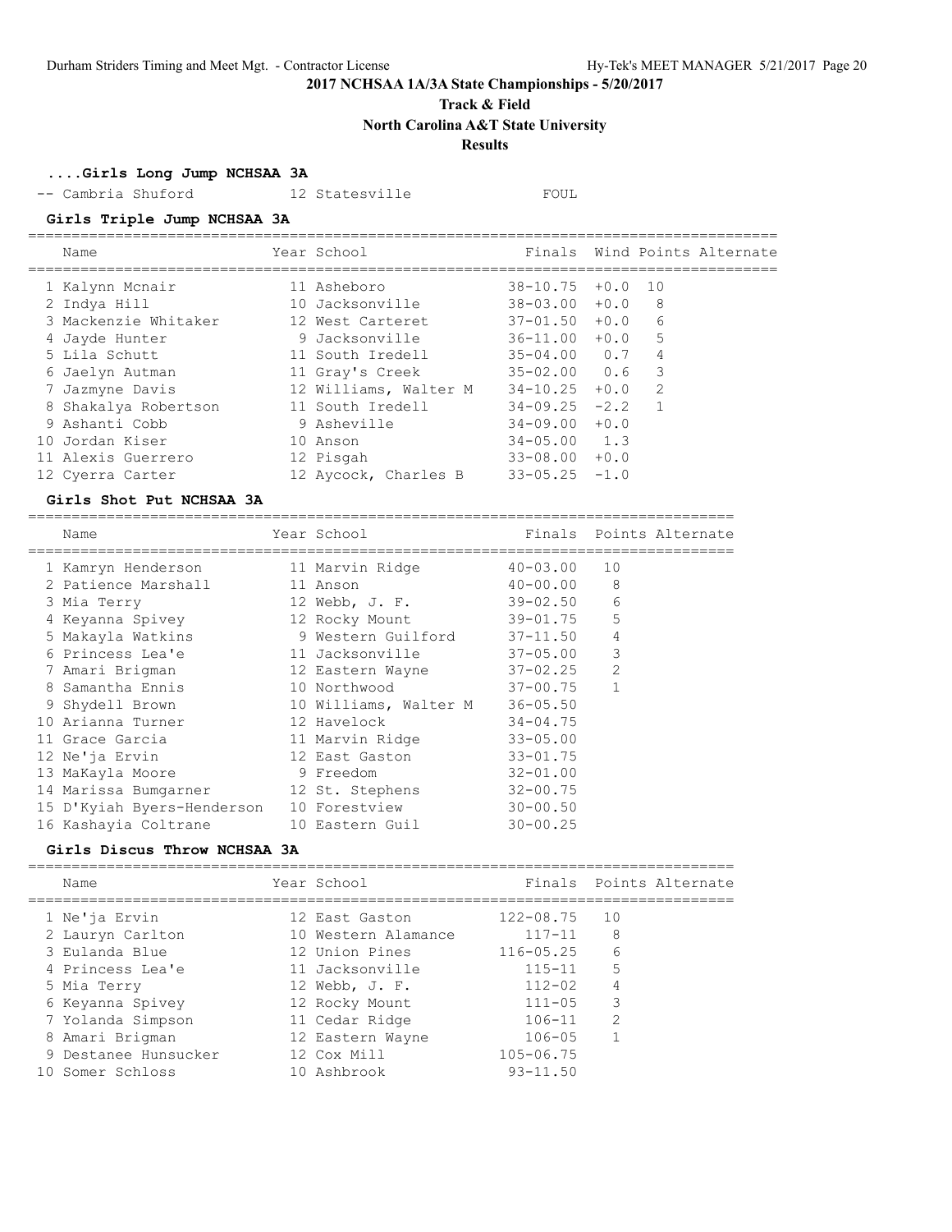# 2017 NCHSAA 1A/3A State Championships - 5/20/2017

## Track & Field

## North Carolina A&T State University

## Results

### ....Girls Long Jump NCHSAA 3A

| Place | Name | Year | School | Finals |
|---|---|---|---|---|
| -- | Cambria Shuford | 12 | Statesville | FOUL |

### Girls Triple Jump NCHSAA 3A

| Place | Name | Year | School | Finals | Wind | Points | Alternate |
|---|---|---|---|---|---|---|---|
| 1 | Kalynn Mcnair | 11 | Asheboro | 38-10.75 | +0.0 | 10 | |
| 2 | Indya Hill | 10 | Jacksonville | 38-03.00 | +0.0 | 8 | |
| 3 | Mackenzie Whitaker | 12 | West Carteret | 37-01.50 | +0.0 | 6 | |
| 4 | Jayde Hunter | 9 | Jacksonville | 36-11.00 | +0.0 | 5 | |
| 5 | Lila Schutt | 11 | South Iredell | 35-04.00 | 0.7 | 4 | |
| 6 | Jaelyn Autman | 11 | Gray's Creek | 35-02.00 | 0.6 | 3 | |
| 7 | Jazmyne Davis | 12 | Williams, Walter M | 34-10.25 | +0.0 | 2 | |
| 8 | Shakalya Robertson | 11 | South Iredell | 34-09.25 | -2.2 | 1 | |
| 9 | Ashanti Cobb | 9 | Asheville | 34-09.00 | +0.0 | | |
| 10 | Jordan Kiser | 10 | Anson | 34-05.00 | 1.3 | | |
| 11 | Alexis Guerrero | 12 | Pisgah | 33-08.00 | +0.0 | | |
| 12 | Cyerra Carter | 12 | Aycock, Charles B | 33-05.25 | -1.0 | | |

### Girls Shot Put NCHSAA 3A

| Place | Name | Year | School | Finals | Points | Alternate |
|---|---|---|---|---|---|---|
| 1 | Kamryn Henderson | 11 | Marvin Ridge | 40-03.00 | 10 | |
| 2 | Patience Marshall | 11 | Anson | 40-00.00 | 8 | |
| 3 | Mia Terry | 12 | Webb, J. F. | 39-02.50 | 6 | |
| 4 | Keyanna Spivey | 12 | Rocky Mount | 39-01.75 | 5 | |
| 5 | Makayla Watkins | 9 | Western Guilford | 37-11.50 | 4 | |
| 6 | Princess Lea'e | 11 | Jacksonville | 37-05.00 | 3 | |
| 7 | Amari Brigman | 12 | Eastern Wayne | 37-02.25 | 2 | |
| 8 | Samantha Ennis | 10 | Northwood | 37-00.75 | 1 | |
| 9 | Shydell Brown | 10 | Williams, Walter M | 36-05.50 | | |
| 10 | Arianna Turner | 12 | Havelock | 34-04.75 | | |
| 11 | Grace Garcia | 11 | Marvin Ridge | 33-05.00 | | |
| 12 | Ne'ja Ervin | 12 | East Gaston | 33-01.75 | | |
| 13 | MaKayla Moore | 9 | Freedom | 32-01.00 | | |
| 14 | Marissa Bumgarner | 12 | St. Stephens | 32-00.75 | | |
| 15 | D'Kyiah Byers-Henderson | 10 | Forestview | 30-00.50 | | |
| 16 | Kashayia Coltrane | 10 | Eastern Guil | 30-00.25 | | |

### Girls Discus Throw NCHSAA 3A

| Place | Name | Year | School | Finals | Points | Alternate |
|---|---|---|---|---|---|---|
| 1 | Ne'ja Ervin | 12 | East Gaston | 122-08.75 | 10 | |
| 2 | Lauryn Carlton | 10 | Western Alamance | 117-11 | 8 | |
| 3 | Eulanda Blue | 12 | Union Pines | 116-05.25 | 6 | |
| 4 | Princess Lea'e | 11 | Jacksonville | 115-11 | 5 | |
| 5 | Mia Terry | 12 | Webb, J. F. | 112-02 | 4 | |
| 6 | Keyanna Spivey | 12 | Rocky Mount | 111-05 | 3 | |
| 7 | Yolanda Simpson | 11 | Cedar Ridge | 106-11 | 2 | |
| 8 | Amari Brigman | 12 | Eastern Wayne | 106-05 | 1 | |
| 9 | Destanee Hunsucker | 12 | Cox Mill | 105-06.75 | | |
| 10 | Somer Schloss | 10 | Ashbrook | 93-11.50 | | |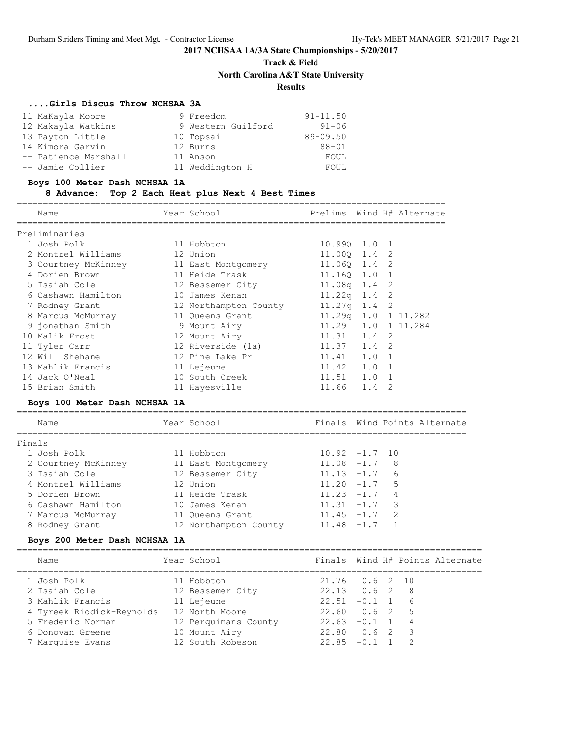**2017 NCHSAA 1A/3A State Championships - 5/20/2017**

**Track & Field**

**North Carolina A&T State University**

**Results**

### ....Girls Discus Throw NCHSAA 3A

| Place | Name | Year | School | Mark |
|---|---|---|---|---|
| 11 | MaKayla Moore | 9 | Freedom | 91-11.50 |
| 12 | Makayla Watkins | 9 | Western Guilford | 91-06 |
| 13 | Payton Little | 10 | Topsail | 89-09.50 |
| 14 | Kimora Garvin | 12 | Burns | 88-01 |
| -- | Patience Marshall | 11 | Anson | FOUL |
| -- | Jamie Collier | 11 | Weddington H | FOUL |

### Boys 100 Meter Dash NCHSAA 1A

**8 Advance: Top 2 Each Heat plus Next 4 Best Times**

Preliminaries

| Place | Name | Year | School | Prelims | Wind | H# | Alternate |
|---|---|---|---|---|---|---|---|
| 1 | Josh Polk | 11 | Hobbton | 10.99Q | 1.0 | 1 | |
| 2 | Montrel Williams | 12 | Union | 11.00Q | 1.4 | 2 | |
| 3 | Courtney McKinney | 11 | East Montgomery | 11.06Q | 1.4 | 2 | |
| 4 | Dorien Brown | 11 | Heide Trask | 11.16Q | 1.0 | 1 | |
| 5 | Isaiah Cole | 12 | Bessemer City | 11.08q | 1.4 | 2 | |
| 6 | Cashawn Hamilton | 10 | James Kenan | 11.22q | 1.4 | 2 | |
| 7 | Rodney Grant | 12 | Northampton County | 11.27q | 1.4 | 2 | |
| 8 | Marcus McMurray | 11 | Queens Grant | 11.29q | 1.0 | 1 | 11.282 |
| 9 | jonathan Smith | 9 | Mount Airy | 11.29 | 1.0 | 1 | 11.284 |
| 10 | Malik Frost | 12 | Mount Airy | 11.31 | 1.4 | 2 | |
| 11 | Tyler Carr | 12 | Riverside (1a) | 11.37 | 1.4 | 2 | |
| 12 | Will Shehane | 12 | Pine Lake Pr | 11.41 | 1.0 | 1 | |
| 13 | Mahlik Francis | 11 | Lejeune | 11.42 | 1.0 | 1 | |
| 14 | Jack O'Neal | 10 | South Creek | 11.51 | 1.0 | 1 | |
| 15 | Brian Smith | 11 | Hayesville | 11.66 | 1.4 | 2 | |

### Boys 100 Meter Dash NCHSAA 1A

Finals

| Place | Name | Year | School | Finals | Wind | Points | Alternate |
|---|---|---|---|---|---|---|---|
| 1 | Josh Polk | 11 | Hobbton | 10.92 | -1.7 | 10 | |
| 2 | Courtney McKinney | 11 | East Montgomery | 11.08 | -1.7 | 8 | |
| 3 | Isaiah Cole | 12 | Bessemer City | 11.13 | -1.7 | 6 | |
| 4 | Montrel Williams | 12 | Union | 11.20 | -1.7 | 5 | |
| 5 | Dorien Brown | 11 | Heide Trask | 11.23 | -1.7 | 4 | |
| 6 | Cashawn Hamilton | 10 | James Kenan | 11.31 | -1.7 | 3 | |
| 7 | Marcus McMurray | 11 | Queens Grant | 11.45 | -1.7 | 2 | |
| 8 | Rodney Grant | 12 | Northampton County | 11.48 | -1.7 | 1 | |

### Boys 200 Meter Dash NCHSAA 1A

| Place | Name | Year | School | Finals | Wind | H# | Points | Alternate |
|---|---|---|---|---|---|---|---|---|
| 1 | Josh Polk | 11 | Hobbton | 21.76 | 0.6 | 2 | 10 | |
| 2 | Isaiah Cole | 12 | Bessemer City | 22.13 | 0.6 | 2 | 8 | |
| 3 | Mahlik Francis | 11 | Lejeune | 22.51 | -0.1 | 1 | 6 | |
| 4 | Tyreek Riddick-Reynolds | 12 | North Moore | 22.60 | 0.6 | 2 | 5 | |
| 5 | Frederic Norman | 12 | Perquimans County | 22.63 | -0.1 | 1 | 4 | |
| 6 | Donovan Greene | 10 | Mount Airy | 22.80 | 0.6 | 2 | 3 | |
| 7 | Marquise Evans | 12 | South Robeson | 22.85 | -0.1 | 1 | 2 | |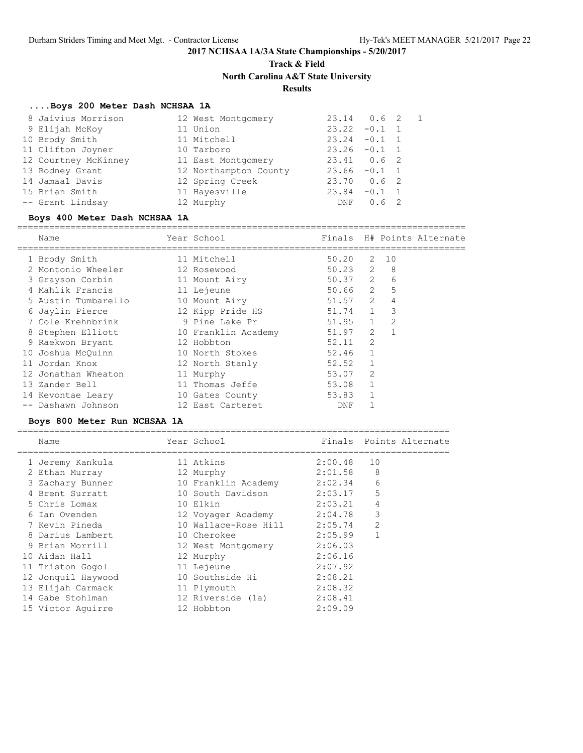**2017 NCHSAA 1A/3A State Championships - 5/20/2017**

**Track & Field**

**North Carolina A&T State University**

**Results**

### ....Boys 200 Meter Dash NCHSAA 1A

| Place | Name | Year | School | Finals | Wind | H# | Points |
|---|---|---|---|---|---|---|---|
| 8 | Jaivius Morrison | 12 | West Montgomery | 23.14 | 0.6 | 2 | 1 |
| 9 | Elijah McKoy | 11 | Union | 23.22 | -0.1 | 1 | |
| 10 | Brody Smith | 11 | Mitchell | 23.24 | -0.1 | 1 | |
| 11 | Clifton Joyner | 10 | Tarboro | 23.26 | -0.1 | 1 | |
| 12 | Courtney McKinney | 11 | East Montgomery | 23.41 | 0.6 | 2 | |
| 13 | Rodney Grant | 12 | Northampton County | 23.66 | -0.1 | 1 | |
| 14 | Jamaal Davis | 12 | Spring Creek | 23.70 | 0.6 | 2 | |
| 15 | Brian Smith | 11 | Hayesville | 23.84 | -0.1 | 1 | |
| -- | Grant Lindsay | 12 | Murphy | DNF | 0.6 | 2 | |

### Boys 400 Meter Dash NCHSAA 1A

| Place | Name | Year | School | Finals | H# | Points | Alternate |
|---|---|---|---|---|---|---|---|
| 1 | Brody Smith | 11 | Mitchell | 50.20 | 2 | 10 | |
| 2 | Montonio Wheeler | 12 | Rosewood | 50.23 | 2 | 8 | |
| 3 | Grayson Corbin | 11 | Mount Airy | 50.37 | 2 | 6 | |
| 4 | Mahlik Francis | 11 | Lejeune | 50.66 | 2 | 5 | |
| 5 | Austin Tumbarello | 10 | Mount Airy | 51.57 | 2 | 4 | |
| 6 | Jaylin Pierce | 12 | Kipp Pride HS | 51.74 | 1 | 3 | |
| 7 | Cole Krehnbrink | 9 | Pine Lake Pr | 51.95 | 1 | 2 | |
| 8 | Stephen Elliott | 10 | Franklin Academy | 51.97 | 2 | 1 | |
| 9 | Raekwon Bryant | 12 | Hobbton | 52.11 | 2 | | |
| 10 | Joshua McQuinn | 10 | North Stokes | 52.46 | 1 | | |
| 11 | Jordan Knox | 12 | North Stanly | 52.52 | 1 | | |
| 12 | Jonathan Wheaton | 11 | Murphy | 53.07 | 2 | | |
| 13 | Zander Bell | 11 | Thomas Jeffe | 53.08 | 1 | | |
| 14 | Kevontae Leary | 10 | Gates County | 53.83 | 1 | | |
| -- | Dashawn Johnson | 12 | East Carteret | DNF | 1 | | |

### Boys 800 Meter Run NCHSAA 1A

| Place | Name | Year | School | Finals | Points | Alternate |
|---|---|---|---|---|---|---|
| 1 | Jeremy Kankula | 11 | Atkins | 2:00.48 | 10 | |
| 2 | Ethan Murray | 12 | Murphy | 2:01.58 | 8 | |
| 3 | Zachary Bunner | 10 | Franklin Academy | 2:02.34 | 6 | |
| 4 | Brent Surratt | 10 | South Davidson | 2:03.17 | 5 | |
| 5 | Chris Lomax | 10 | Elkin | 2:03.21 | 4 | |
| 6 | Ian Ovenden | 12 | Voyager Academy | 2:04.78 | 3 | |
| 7 | Kevin Pineda | 10 | Wallace-Rose Hill | 2:05.74 | 2 | |
| 8 | Darius Lambert | 10 | Cherokee | 2:05.99 | 1 | |
| 9 | Brian Morrill | 12 | West Montgomery | 2:06.03 | | |
| 10 | Aidan Hall | 12 | Murphy | 2:06.16 | | |
| 11 | Triston Gogol | 11 | Lejeune | 2:07.92 | | |
| 12 | Jonquil Haywood | 10 | Southside Hi | 2:08.21 | | |
| 13 | Elijah Carmack | 11 | Plymouth | 2:08.32 | | |
| 14 | Gabe Stohlman | 12 | Riverside (1a) | 2:08.41 | | |
| 15 | Victor Aguirre | 12 | Hobbton | 2:09.09 | | |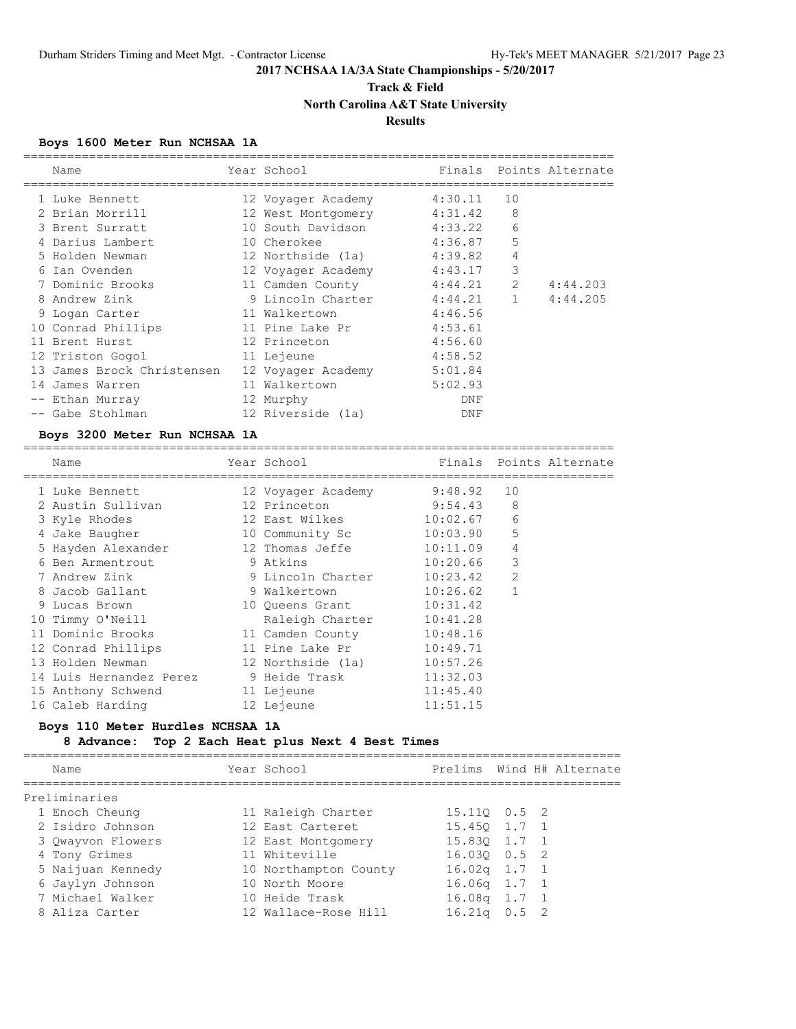**2017 NCHSAA 1A/3A State Championships - 5/20/2017**

**Track & Field**

**North Carolina A&T State University**

**Results**

### Boys 1600 Meter Run NCHSAA 1A

| | Name | Year | School | Finals | Points | Alternate |
|---|---|---|---|---|---|---|
| 1 | Luke Bennett | 12 | Voyager Academy | 4:30.11 | 10 | |
| 2 | Brian Morrill | 12 | West Montgomery | 4:31.42 | 8 | |
| 3 | Brent Surratt | 10 | South Davidson | 4:33.22 | 6 | |
| 4 | Darius Lambert | 10 | Cherokee | 4:36.87 | 5 | |
| 5 | Holden Newman | 12 | Northside (1a) | 4:39.82 | 4 | |
| 6 | Ian Ovenden | 12 | Voyager Academy | 4:43.17 | 3 | |
| 7 | Dominic Brooks | 11 | Camden County | 4:44.21 | 2 | 4:44.203 |
| 8 | Andrew Zink | 9 | Lincoln Charter | 4:44.21 | 1 | 4:44.205 |
| 9 | Logan Carter | 11 | Walkertown | 4:46.56 | | |
| 10 | Conrad Phillips | 11 | Pine Lake Pr | 4:53.61 | | |
| 11 | Brent Hurst | 12 | Princeton | 4:56.60 | | |
| 12 | Triston Gogol | 11 | Lejeune | 4:58.52 | | |
| 13 | James Brock Christensen | 12 | Voyager Academy | 5:01.84 | | |
| 14 | James Warren | 11 | Walkertown | 5:02.93 | | |
| -- | Ethan Murray | 12 | Murphy | DNF | | |
| -- | Gabe Stohlman | 12 | Riverside (1a) | DNF | | |

### Boys 3200 Meter Run NCHSAA 1A

| | Name | Year | School | Finals | Points | Alternate |
|---|---|---|---|---|---|---|
| 1 | Luke Bennett | 12 | Voyager Academy | 9:48.92 | 10 | |
| 2 | Austin Sullivan | 12 | Princeton | 9:54.43 | 8 | |
| 3 | Kyle Rhodes | 12 | East Wilkes | 10:02.67 | 6 | |
| 4 | Jake Baugher | 10 | Community Sc | 10:03.90 | 5 | |
| 5 | Hayden Alexander | 12 | Thomas Jeffe | 10:11.09 | 4 | |
| 6 | Ben Armentrout | 9 | Atkins | 10:20.66 | 3 | |
| 7 | Andrew Zink | 9 | Lincoln Charter | 10:23.42 | 2 | |
| 8 | Jacob Gallant | 9 | Walkertown | 10:26.62 | 1 | |
| 9 | Lucas Brown | 10 | Queens Grant | 10:31.42 | | |
| 10 | Timmy O'Neill | | Raleigh Charter | 10:41.28 | | |
| 11 | Dominic Brooks | 11 | Camden County | 10:48.16 | | |
| 12 | Conrad Phillips | 11 | Pine Lake Pr | 10:49.71 | | |
| 13 | Holden Newman | 12 | Northside (1a) | 10:57.26 | | |
| 14 | Luis Hernandez Perez | 9 | Heide Trask | 11:32.03 | | |
| 15 | Anthony Schwend | 11 | Lejeune | 11:45.40 | | |
| 16 | Caleb Harding | 12 | Lejeune | 11:51.15 | | |

### Boys 110 Meter Hurdles NCHSAA 1A

**8 Advance: Top 2 Each Heat plus Next 4 Best Times**

| | Name | Year | School | Prelims | Wind | H# | Alternate |
|---|---|---|---|---|---|---|---|
| Preliminaries | | | | | | | |
| 1 | Enoch Cheung | 11 | Raleigh Charter | 15.11Q | 0.5 | 2 | |
| 2 | Isidro Johnson | 12 | East Carteret | 15.45Q | 1.7 | 1 | |
| 3 | Qwayvon Flowers | 12 | East Montgomery | 15.83Q | 1.7 | 1 | |
| 4 | Tony Grimes | 11 | Whiteville | 16.03Q | 0.5 | 2 | |
| 5 | Naijuan Kennedy | 10 | Northampton County | 16.02q | 1.7 | 1 | |
| 6 | Jaylyn Johnson | 10 | North Moore | 16.06q | 1.7 | 1 | |
| 7 | Michael Walker | 10 | Heide Trask | 16.08q | 1.7 | 1 | |
| 8 | Aliza Carter | 12 | Wallace-Rose Hill | 16.21q | 0.5 | 2 | |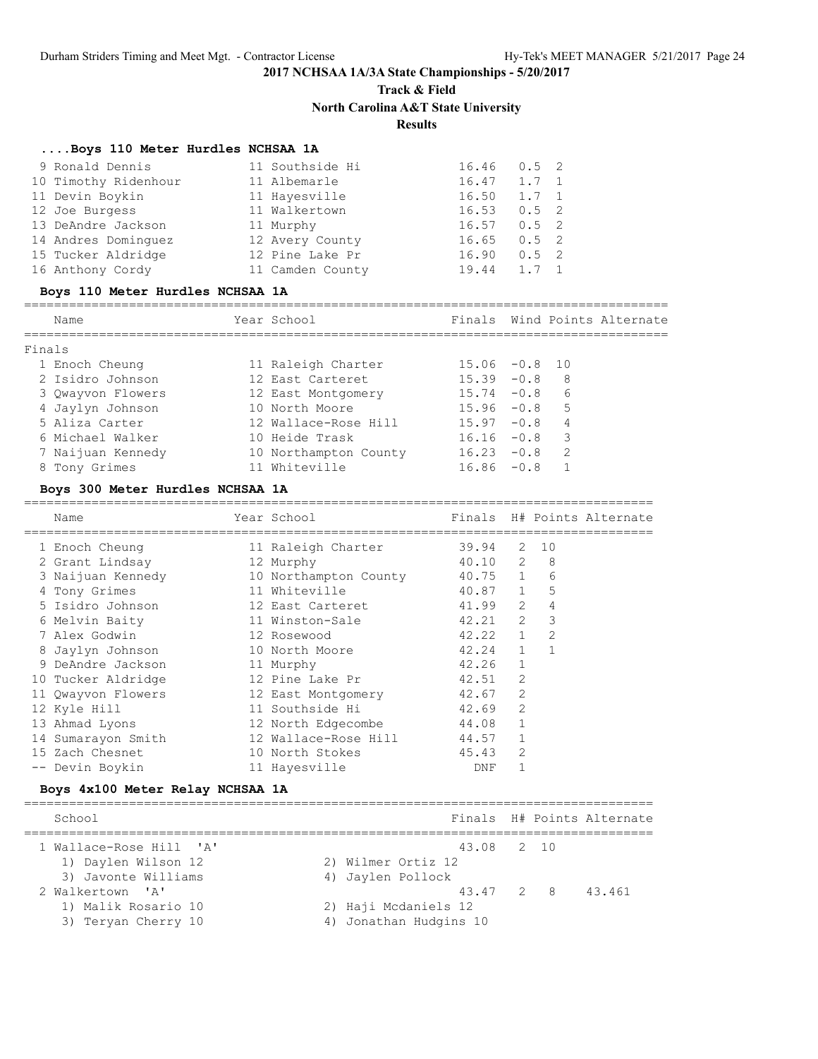## 2017 NCHSAA 1A/3A State Championships - 5/20/2017

**Track & Field**

**North Carolina A&T State University**

**Results**

### ....Boys 110 Meter Hurdles NCHSAA 1A

| Place | Name | Year | School | Time | Wind | H# |
|---|---|---|---|---|---|---|
| 9 | Ronald Dennis | 11 | Southside Hi | 16.46 | 0.5 | 2 |
| 10 | Timothy Ridenhour | 11 | Albemarle | 16.47 | 1.7 | 1 |
| 11 | Devin Boykin | 11 | Hayesville | 16.50 | 1.7 | 1 |
| 12 | Joe Burgess | 11 | Walkertown | 16.53 | 0.5 | 2 |
| 13 | DeAndre Jackson | 11 | Murphy | 16.57 | 0.5 | 2 |
| 14 | Andres Dominguez | 12 | Avery County | 16.65 | 0.5 | 2 |
| 15 | Tucker Aldridge | 12 | Pine Lake Pr | 16.90 | 0.5 | 2 |
| 16 | Anthony Cordy | 11 | Camden County | 19.44 | 1.7 | 1 |

### Boys 110 Meter Hurdles NCHSAA 1A

Finals

| Place | Name | Year | School | Finals | Wind | Points | Alternate |
|---|---|---|---|---|---|---|---|
| 1 | Enoch Cheung | 11 | Raleigh Charter | 15.06 | -0.8 | 10 | |
| 2 | Isidro Johnson | 12 | East Carteret | 15.39 | -0.8 | 8 | |
| 3 | Qwayvon Flowers | 12 | East Montgomery | 15.74 | -0.8 | 6 | |
| 4 | Jaylyn Johnson | 10 | North Moore | 15.96 | -0.8 | 5 | |
| 5 | Aliza Carter | 12 | Wallace-Rose Hill | 15.97 | -0.8 | 4 | |
| 6 | Michael Walker | 10 | Heide Trask | 16.16 | -0.8 | 3 | |
| 7 | Naijuan Kennedy | 10 | Northampton County | 16.23 | -0.8 | 2 | |
| 8 | Tony Grimes | 11 | Whiteville | 16.86 | -0.8 | 1 | |

### Boys 300 Meter Hurdles NCHSAA 1A

| Place | Name | Year | School | Finals | H# | Points | Alternate |
|---|---|---|---|---|---|---|---|
| 1 | Enoch Cheung | 11 | Raleigh Charter | 39.94 | 2 | 10 | |
| 2 | Grant Lindsay | 12 | Murphy | 40.10 | 2 | 8 | |
| 3 | Naijuan Kennedy | 10 | Northampton County | 40.75 | 1 | 6 | |
| 4 | Tony Grimes | 11 | Whiteville | 40.87 | 1 | 5 | |
| 5 | Isidro Johnson | 12 | East Carteret | 41.99 | 2 | 4 | |
| 6 | Melvin Baity | 11 | Winston-Sale | 42.21 | 2 | 3 | |
| 7 | Alex Godwin | 12 | Rosewood | 42.22 | 1 | 2 | |
| 8 | Jaylyn Johnson | 10 | North Moore | 42.24 | 1 | 1 | |
| 9 | DeAndre Jackson | 11 | Murphy | 42.26 | 1 | | |
| 10 | Tucker Aldridge | 12 | Pine Lake Pr | 42.51 | 2 | | |
| 11 | Qwayvon Flowers | 12 | East Montgomery | 42.67 | 2 | | |
| 12 | Kyle Hill | 11 | Southside Hi | 42.69 | 2 | | |
| 13 | Ahmad Lyons | 12 | North Edgecombe | 44.08 | 1 | | |
| 14 | Sumarayon Smith | 12 | Wallace-Rose Hill | 44.57 | 1 | | |
| 15 | Zach Chesnet | 10 | North Stokes | 45.43 | 2 | | |
| -- | Devin Boykin | 11 | Hayesville | DNF | 1 | | |

### Boys 4x100 Meter Relay NCHSAA 1A

| Place | School | Finals | H# | Points | Alternate |
|---|---|---|---|---|---|
| 1 | Wallace-Rose Hill 'A' | 43.08 | 2 | 10 | |
| | 1) Daylen Wilson 12, 2) Wilmer Ortiz 12, 3) Javonte Williams, 4) Jaylen Pollock | | | | |
| 2 | Walkertown 'A' | 43.47 | 2 | 8 | 43.461 |
| | 1) Malik Rosario 10, 2) Haji Mcdaniels 12, 3) Teryan Cherry 10, 4) Jonathan Hudgins 10 | | | | |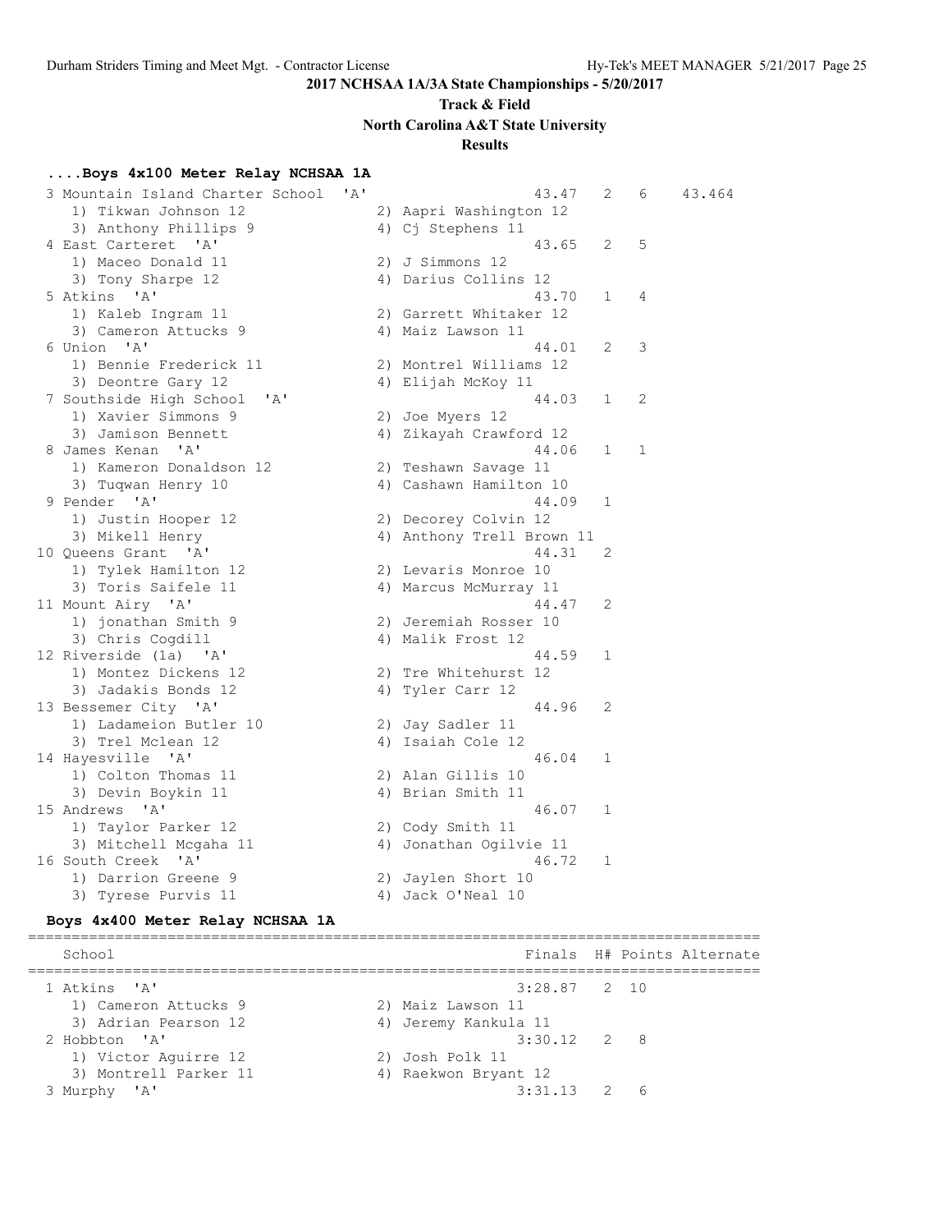## 2017 NCHSAA 1A/3A State Championships - 5/20/2017

### Track & Field

### North Carolina A&T State University

### Results

#### ....Boys 4x100 Meter Relay NCHSAA 1A

```
  3 Mountain Island Charter School  'A'                 43.47   2   6     43.464
     1) Tikwan Johnson 12               2) Aapri Washington 12
     3) Anthony Phillips 9              4) Cj Stephens 11
  4 East Carteret  'A'                                  43.65   2   5
     1) Maceo Donald 11                 2) J Simmons 12
     3) Tony Sharpe 12                  4) Darius Collins 12
  5 Atkins  'A'                                         43.70   1   4
     1) Kaleb Ingram 11                 2) Garrett Whitaker 12
     3) Cameron Attucks 9               4) Maiz Lawson 11
  6 Union  'A'                                          44.01   2   3
     1) Bennie Frederick 11             2) Montrel Williams 12
     3) Deontre Gary 12                 4) Elijah McKoy 11
  7 Southside High School  'A'                          44.03   1   2
     1) Xavier Simmons 9                2) Joe Myers 12
     3) Jamison Bennett                 4) Zikayah Crawford 12
  8 James Kenan  'A'                                    44.06   1   1
     1) Kameron Donaldson 12            2) Teshawn Savage 11
     3) Tuqwan Henry 10                 4) Cashawn Hamilton 10
  9 Pender  'A'                                         44.09   1
     1) Justin Hooper 12                2) Decorey Colvin 12
     3) Mikell Henry                    4) Anthony Trell Brown 11
 10 Queens Grant  'A'                                   44.31   2
     1) Tylek Hamilton 12               2) Levaris Monroe 10
     3) Toris Saifele 11                4) Marcus McMurray 11
 11 Mount Airy  'A'                                     44.47   2
     1) jonathan Smith 9                2) Jeremiah Rosser 10
     3) Chris Cogdill                   4) Malik Frost 12
 12 Riverside (1a)  'A'                                 44.59   1
     1) Montez Dickens 12               2) Tre Whitehurst 12
     3) Jadakis Bonds 12                4) Tyler Carr 12
 13 Bessemer City  'A'                                  44.96   2
     1) Ladameion Butler 10             2) Jay Sadler 11
     3) Trel Mclean 12                  4) Isaiah Cole 12
 14 Hayesville  'A'                                     46.04   1
     1) Colton Thomas 11                2) Alan Gillis 10
     3) Devin Boykin 11                 4) Brian Smith 11
 15 Andrews  'A'                                        46.07   1
     1) Taylor Parker 12                2) Cody Smith 11
     3) Mitchell Mcgaha 11              4) Jonathan Ogilvie 11
 16 South Creek  'A'                                    46.72   1
     1) Darrion Greene 9                2) Jaylen Short 10
     3) Tyrese Purvis 11                4) Jack O'Neal 10
```

#### Boys 4x400 Meter Relay NCHSAA 1A

```
=================================================================================
    School                                            Finals  H# Points Alternate
=================================================================================
  1 Atkins  'A'                                      3:28.87   2  10
     1) Cameron Attucks 9               2) Maiz Lawson 11
     3) Adrian Pearson 12               4) Jeremy Kankula 11
  2 Hobbton  'A'                                     3:30.12   2   8
     1) Victor Aguirre 12               2) Josh Polk 11
     3) Montrell Parker 11              4) Raekwon Bryant 12
  3 Murphy  'A'                                      3:31.13   2   6
```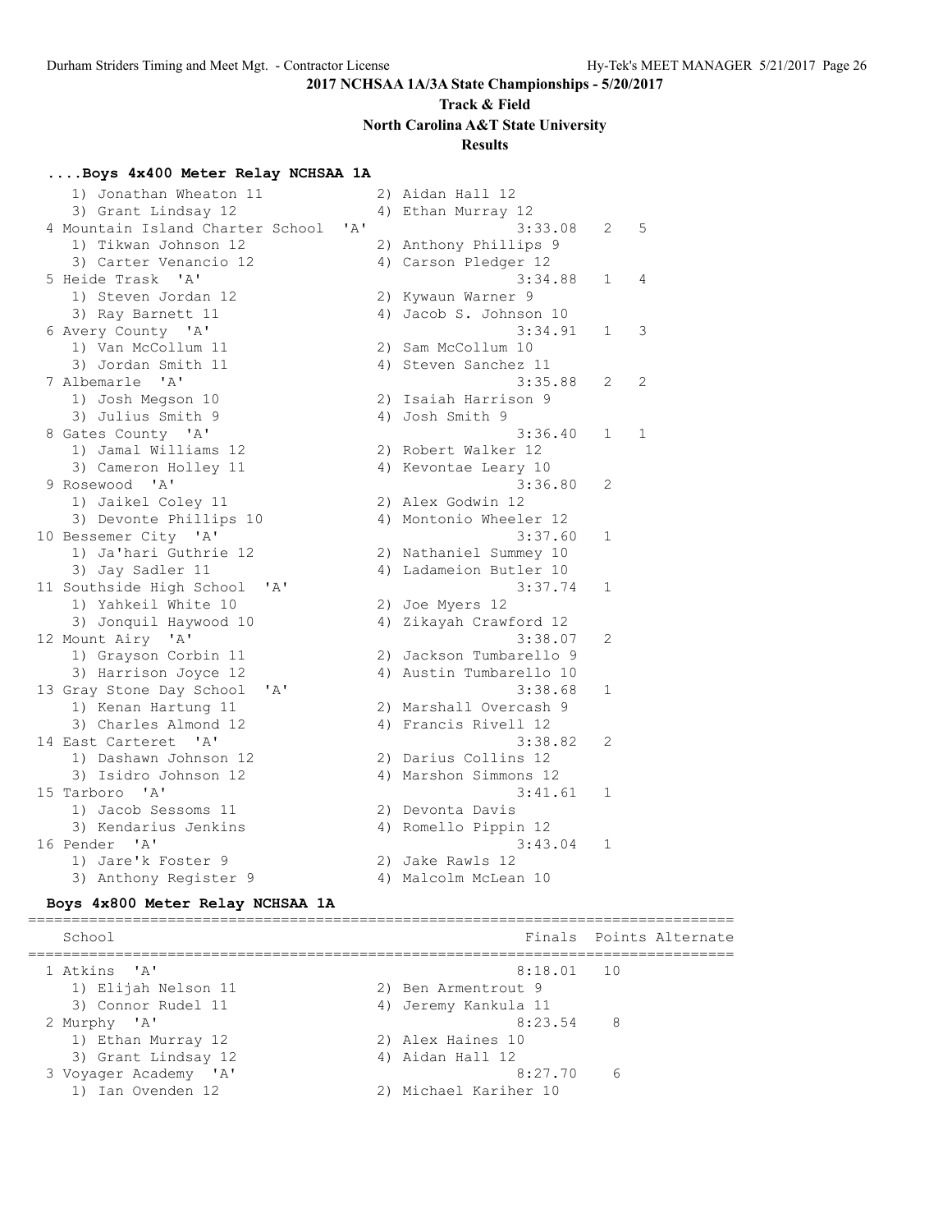**2017 NCHSAA 1A/3A State Championships - 5/20/2017**

**Track & Field**

**North Carolina A&T State University**

**Results**

### ....Boys 4x400 Meter Relay NCHSAA 1A

```
   1) Jonathan Wheaton 11            2) Aidan Hall 12
   3) Grant Lindsay 12               4) Ethan Murray 12
 4 Mountain Island Charter School  'A'                3:33.08   2   5
   1) Tikwan Johnson 12              2) Anthony Phillips 9
   3) Carter Venancio 12             4) Carson Pledger 12
 5 Heide Trask  'A'                                   3:34.88   1   4
   1) Steven Jordan 12               2) Kywaun Warner 9
   3) Ray Barnett 11                 4) Jacob S. Johnson 10
 6 Avery County  'A'                                  3:34.91   1   3
   1) Van McCollum 11                2) Sam McCollum 10
   3) Jordan Smith 11                4) Steven Sanchez 11
 7 Albemarle  'A'                                     3:35.88   2   2
   1) Josh Megson 10                 2) Isaiah Harrison 9
   3) Julius Smith 9                 4) Josh Smith 9
 8 Gates County  'A'                                  3:36.40   1   1
   1) Jamal Williams 12              2) Robert Walker 12
   3) Cameron Holley 11              4) Kevontae Leary 10
 9 Rosewood  'A'                                      3:36.80   2
   1) Jaikel Coley 11                2) Alex Godwin 12
   3) Devonte Phillips 10            4) Montonio Wheeler 12
10 Bessemer City  'A'                                 3:37.60   1
   1) Ja'hari Guthrie 12             2) Nathaniel Summey 10
   3) Jay Sadler 11                  4) Ladameion Butler 10
11 Southside High School  'A'                         3:37.74   1
   1) Yahkeil White 10               2) Joe Myers 12
   3) Jonquil Haywood 10             4) Zikayah Crawford 12
12 Mount Airy  'A'                                    3:38.07   2
   1) Grayson Corbin 11              2) Jackson Tumbarello 9
   3) Harrison Joyce 12              4) Austin Tumbarello 10
13 Gray Stone Day School  'A'                         3:38.68   1
   1) Kenan Hartung 11               2) Marshall Overcash 9
   3) Charles Almond 12              4) Francis Rivell 12
14 East Carteret  'A'                                 3:38.82   2
   1) Dashawn Johnson 12             2) Darius Collins 12
   3) Isidro Johnson 12              4) Marshon Simmons 12
15 Tarboro  'A'                                       3:41.61   1
   1) Jacob Sessoms 11               2) Devonta Davis
   3) Kendarius Jenkins              4) Romello Pippin 12
16 Pender  'A'                                        3:43.04   1
   1) Jare'k Foster 9                2) Jake Rawls 12
   3) Anthony Register 9             4) Malcolm McLean 10
```

### Boys 4x800 Meter Relay NCHSAA 1A

```
================================================================================
    School                                          Finals  Points Alternate
================================================================================
  1 Atkins  'A'                                    8:18.01   10
     1) Elijah Nelson 11            2) Ben Armentrout 9
     3) Connor Rudel 11             4) Jeremy Kankula 11
  2 Murphy  'A'                                    8:23.54    8
     1) Ethan Murray 12             2) Alex Haines 10
     3) Grant Lindsay 12            4) Aidan Hall 12
  3 Voyager Academy  'A'                           8:27.70    6
     1) Ian Ovenden 12              2) Michael Kariher 10
```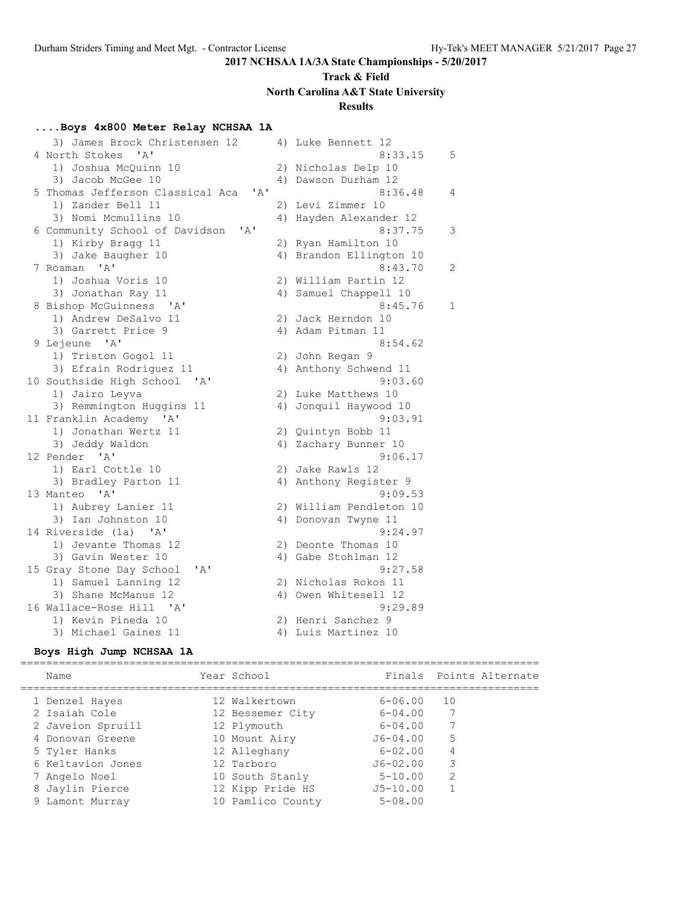**2017 NCHSAA 1A/3A State Championships - 5/20/2017**

**Track & Field**

**North Carolina A&T State University**

**Results**

### ....Boys 4x800 Meter Relay NCHSAA 1A

```
   3) James Brock Christensen 12      4) Luke Bennett 12
 4 North Stokes  'A'                            8:33.15    5
   1) Joshua McQuinn 10               2) Nicholas Delp 10
   3) Jacob McGee 10                  4) Dawson Durham 12
 5 Thomas Jefferson Classical Aca  'A'          8:36.48    4
   1) Zander Bell 11                  2) Levi Zimmer 10
   3) Nomi Mcmullins 10               4) Hayden Alexander 12
 6 Community School of Davidson  'A'            8:37.75    3
   1) Kirby Bragg 11                  2) Ryan Hamilton 10
   3) Jake Baugher 10                 4) Brandon Ellington 10
 7 Rosman  'A'                                  8:43.70    2
   1) Joshua Voris 10                 2) William Partin 12
   3) Jonathan Ray 11                 4) Samuel Chappell 10
 8 Bishop McGuinness  'A'                       8:45.76    1
   1) Andrew DeSalvo 11               2) Jack Herndon 10
   3) Garrett Price 9                 4) Adam Pitman 11
 9 Lejeune  'A'                                 8:54.62
   1) Triston Gogol 11                2) John Regan 9
   3) Efrain Rodriguez 11             4) Anthony Schwend 11
10 Southside High School  'A'                   9:03.60
   1) Jairo Leyva                     2) Luke Matthews 10
   3) Remmington Huggins 11           4) Jonquil Haywood 10
11 Franklin Academy  'A'                        9:03.91
   1) Jonathan Wertz 11               2) Quintyn Bobb 11
   3) Jeddy Waldon                    4) Zachary Bunner 10
12 Pender  'A'                                  9:06.17
   1) Earl Cottle 10                  2) Jake Rawls 12
   3) Bradley Parton 11               4) Anthony Register 9
13 Manteo  'A'                                  9:09.53
   1) Aubrey Lanier 11                2) William Pendleton 10
   3) Ian Johnston 10                 4) Donovan Twyne 11
14 Riverside (1a)  'A'                          9:24.97
   1) Jevante Thomas 12               2) Deonte Thomas 10
   3) Gavin Wester 10                 4) Gabe Stohlman 12
15 Gray Stone Day School  'A'                   9:27.58
   1) Samuel Lanning 12               2) Nicholas Rokos 11
   3) Shane McManus 12                4) Owen Whitesell 12
16 Wallace-Rose Hill  'A'                       9:29.89
   1) Kevin Pineda 10                 2) Henri Sanchez 9
   3) Michael Gaines 11               4) Luis Martinez 10
```

### Boys High Jump NCHSAA 1A

| | Name | Year | School | Finals | Points | Alternate |
|---|---|---|---|---|---|---|
| 1 | Denzel Hayes | 12 | Walkertown | 6-06.00 | 10 | |
| 2 | Isaiah Cole | 12 | Bessemer City | 6-04.00 | 7 | |
| 2 | Javeion Spruill | 12 | Plymouth | 6-04.00 | 7 | |
| 4 | Donovan Greene | 10 | Mount Airy | J6-04.00 | 5 | |
| 5 | Tyler Hanks | 12 | Alleghany | 6-02.00 | 4 | |
| 6 | Keltavion Jones | 12 | Tarboro | J6-02.00 | 3 | |
| 7 | Angelo Noel | 10 | South Stanly | 5-10.00 | 2 | |
| 8 | Jaylin Pierce | 12 | Kipp Pride HS | J5-10.00 | 1 | |
| 9 | Lamont Murray | 10 | Pamlico County | 5-08.00 | | |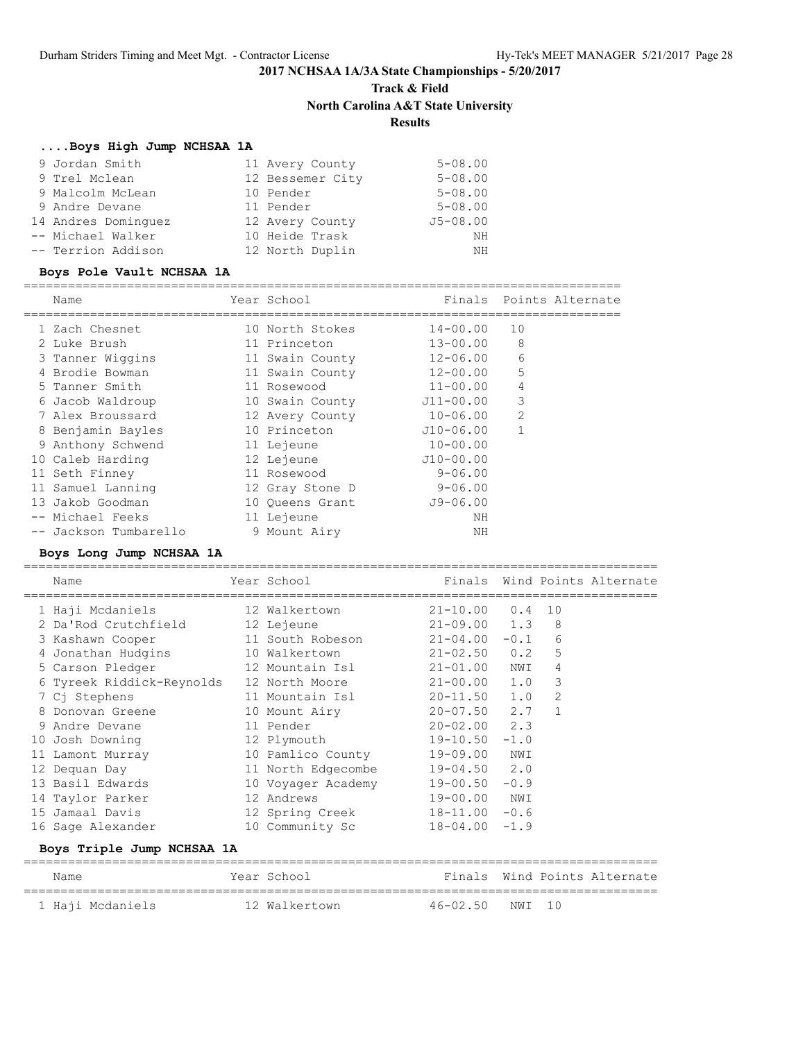## 2017 NCHSAA 1A/3A State Championships - 5/20/2017

### Track & Field

### North Carolina A&T State University

### Results

#### ....Boys High Jump NCHSAA 1A

| Place | Name | Year | School | Finals |
|---|---|---|---|---|
| 9 | Jordan Smith | 11 | Avery County | 5-08.00 |
| 9 | Trel Mclean | 12 | Bessemer City | 5-08.00 |
| 9 | Malcolm McLean | 10 | Pender | 5-08.00 |
| 9 | Andre Devane | 11 | Pender | 5-08.00 |
| 14 | Andres Dominguez | 12 | Avery County | J5-08.00 |
| -- | Michael Walker | 10 | Heide Trask | NH |
| -- | Terrion Addison | 12 | North Duplin | NH |

#### Boys Pole Vault NCHSAA 1A

| Place | Name | Year | School | Finals | Points | Alternate |
|---|---|---|---|---|---|---|
| 1 | Zach Chesnet | 10 | North Stokes | 14-00.00 | 10 | |
| 2 | Luke Brush | 11 | Princeton | 13-00.00 | 8 | |
| 3 | Tanner Wiggins | 11 | Swain County | 12-06.00 | 6 | |
| 4 | Brodie Bowman | 11 | Swain County | 12-00.00 | 5 | |
| 5 | Tanner Smith | 11 | Rosewood | 11-00.00 | 4 | |
| 6 | Jacob Waldroup | 10 | Swain County | J11-00.00 | 3 | |
| 7 | Alex Broussard | 12 | Avery County | 10-06.00 | 2 | |
| 8 | Benjamin Bayles | 10 | Princeton | J10-06.00 | 1 | |
| 9 | Anthony Schwend | 11 | Lejeune | 10-00.00 | | |
| 10 | Caleb Harding | 12 | Lejeune | J10-00.00 | | |
| 11 | Seth Finney | 11 | Rosewood | 9-06.00 | | |
| 11 | Samuel Lanning | 12 | Gray Stone D | 9-06.00 | | |
| 13 | Jakob Goodman | 10 | Queens Grant | J9-06.00 | | |
| -- | Michael Feeks | 11 | Lejeune | NH | | |
| -- | Jackson Tumbarello | 9 | Mount Airy | NH | | |

#### Boys Long Jump NCHSAA 1A

| Place | Name | Year | School | Finals | Wind | Points | Alternate |
|---|---|---|---|---|---|---|---|
| 1 | Haji Mcdaniels | 12 | Walkertown | 21-10.00 | 0.4 | 10 | |
| 2 | Da'Rod Crutchfield | 12 | Lejeune | 21-09.00 | 1.3 | 8 | |
| 3 | Kashawn Cooper | 11 | South Robeson | 21-04.00 | -0.1 | 6 | |
| 4 | Jonathan Hudgins | 10 | Walkertown | 21-02.50 | 0.2 | 5 | |
| 5 | Carson Pledger | 12 | Mountain Isl | 21-01.00 | NWI | 4 | |
| 6 | Tyreek Riddick-Reynolds | 12 | North Moore | 21-00.00 | 1.0 | 3 | |
| 7 | Cj Stephens | 11 | Mountain Isl | 20-11.50 | 1.0 | 2 | |
| 8 | Donovan Greene | 10 | Mount Airy | 20-07.50 | 2.7 | 1 | |
| 9 | Andre Devane | 11 | Pender | 20-02.00 | 2.3 | | |
| 10 | Josh Downing | 12 | Plymouth | 19-10.50 | -1.0 | | |
| 11 | Lamont Murray | 10 | Pamlico County | 19-09.00 | NWI | | |
| 12 | Dequan Day | 11 | North Edgecombe | 19-04.50 | 2.0 | | |
| 13 | Basil Edwards | 10 | Voyager Academy | 19-00.50 | -0.9 | | |
| 14 | Taylor Parker | 12 | Andrews | 19-00.00 | NWI | | |
| 15 | Jamaal Davis | 12 | Spring Creek | 18-11.00 | -0.6 | | |
| 16 | Sage Alexander | 10 | Community Sc | 18-04.00 | -1.9 | | |

#### Boys Triple Jump NCHSAA 1A

| Place | Name | Year | School | Finals | Wind | Points | Alternate |
|---|---|---|---|---|---|---|---|
| 1 | Haji Mcdaniels | 12 | Walkertown | 46-02.50 | NWI | 10 | |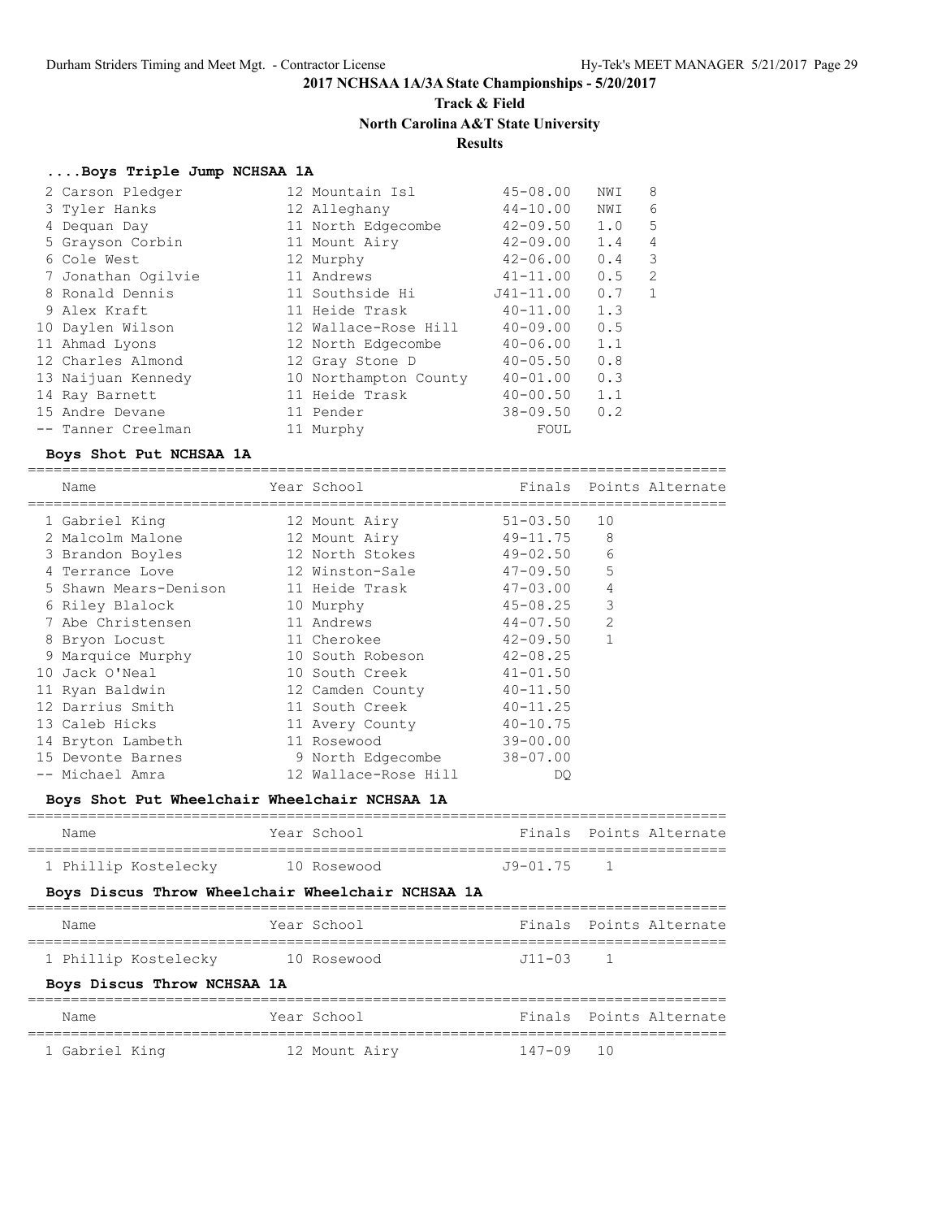## 2017 NCHSAA 1A/3A State Championships - 5/20/2017

## Track & Field

## North Carolina A&T State University

## Results

### ....Boys Triple Jump NCHSAA 1A

| Place | Name | Year | School | Finals | Wind | Points |
|---|---|---|---|---|---|---|
| 2 | Carson Pledger | 12 | Mountain Isl | 45-08.00 | NWI | 8 |
| 3 | Tyler Hanks | 12 | Alleghany | 44-10.00 | NWI | 6 |
| 4 | Dequan Day | 11 | North Edgecombe | 42-09.50 | 1.0 | 5 |
| 5 | Grayson Corbin | 11 | Mount Airy | 42-09.00 | 1.4 | 4 |
| 6 | Cole West | 12 | Murphy | 42-06.00 | 0.4 | 3 |
| 7 | Jonathan Ogilvie | 11 | Andrews | 41-11.00 | 0.5 | 2 |
| 8 | Ronald Dennis | 11 | Southside Hi | J41-11.00 | 0.7 | 1 |
| 9 | Alex Kraft | 11 | Heide Trask | 40-11.00 | 1.3 | |
| 10 | Daylen Wilson | 12 | Wallace-Rose Hill | 40-09.00 | 0.5 | |
| 11 | Ahmad Lyons | 12 | North Edgecombe | 40-06.00 | 1.1 | |
| 12 | Charles Almond | 12 | Gray Stone D | 40-05.50 | 0.8 | |
| 13 | Naijuan Kennedy | 10 | Northampton County | 40-01.00 | 0.3 | |
| 14 | Ray Barnett | 11 | Heide Trask | 40-00.50 | 1.1 | |
| 15 | Andre Devane | 11 | Pender | 38-09.50 | 0.2 | |
| -- | Tanner Creelman | 11 | Murphy | FOUL | | |

### Boys Shot Put NCHSAA 1A

| Place | Name | Year | School | Finals | Points | Alternate |
|---|---|---|---|---|---|---|
| 1 | Gabriel King | 12 | Mount Airy | 51-03.50 | 10 | |
| 2 | Malcolm Malone | 12 | Mount Airy | 49-11.75 | 8 | |
| 3 | Brandon Boyles | 12 | North Stokes | 49-02.50 | 6 | |
| 4 | Terrance Love | 12 | Winston-Sale | 47-09.50 | 5 | |
| 5 | Shawn Mears-Denison | 11 | Heide Trask | 47-03.00 | 4 | |
| 6 | Riley Blalock | 10 | Murphy | 45-08.25 | 3 | |
| 7 | Abe Christensen | 11 | Andrews | 44-07.50 | 2 | |
| 8 | Bryon Locust | 11 | Cherokee | 42-09.50 | 1 | |
| 9 | Marquice Murphy | 10 | South Robeson | 42-08.25 | | |
| 10 | Jack O'Neal | 10 | South Creek | 41-01.50 | | |
| 11 | Ryan Baldwin | 12 | Camden County | 40-11.50 | | |
| 12 | Darrius Smith | 11 | South Creek | 40-11.25 | | |
| 13 | Caleb Hicks | 11 | Avery County | 40-10.75 | | |
| 14 | Bryton Lambeth | 11 | Rosewood | 39-00.00 | | |
| 15 | Devonte Barnes | 9 | North Edgecombe | 38-07.00 | | |
| -- | Michael Amra | 12 | Wallace-Rose Hill | DQ | | |

### Boys Shot Put Wheelchair Wheelchair NCHSAA 1A

| Place | Name | Year | School | Finals | Points | Alternate |
|---|---|---|---|---|---|---|
| 1 | Phillip Kostelecky | 10 | Rosewood | J9-01.75 | 1 | |

### Boys Discus Throw Wheelchair Wheelchair NCHSAA 1A

| Place | Name | Year | School | Finals | Points | Alternate |
|---|---|---|---|---|---|---|
| 1 | Phillip Kostelecky | 10 | Rosewood | J11-03 | 1 | |

### Boys Discus Throw NCHSAA 1A

| Place | Name | Year | School | Finals | Points | Alternate |
|---|---|---|---|---|---|---|
| 1 | Gabriel King | 12 | Mount Airy | 147-09 | 10 | |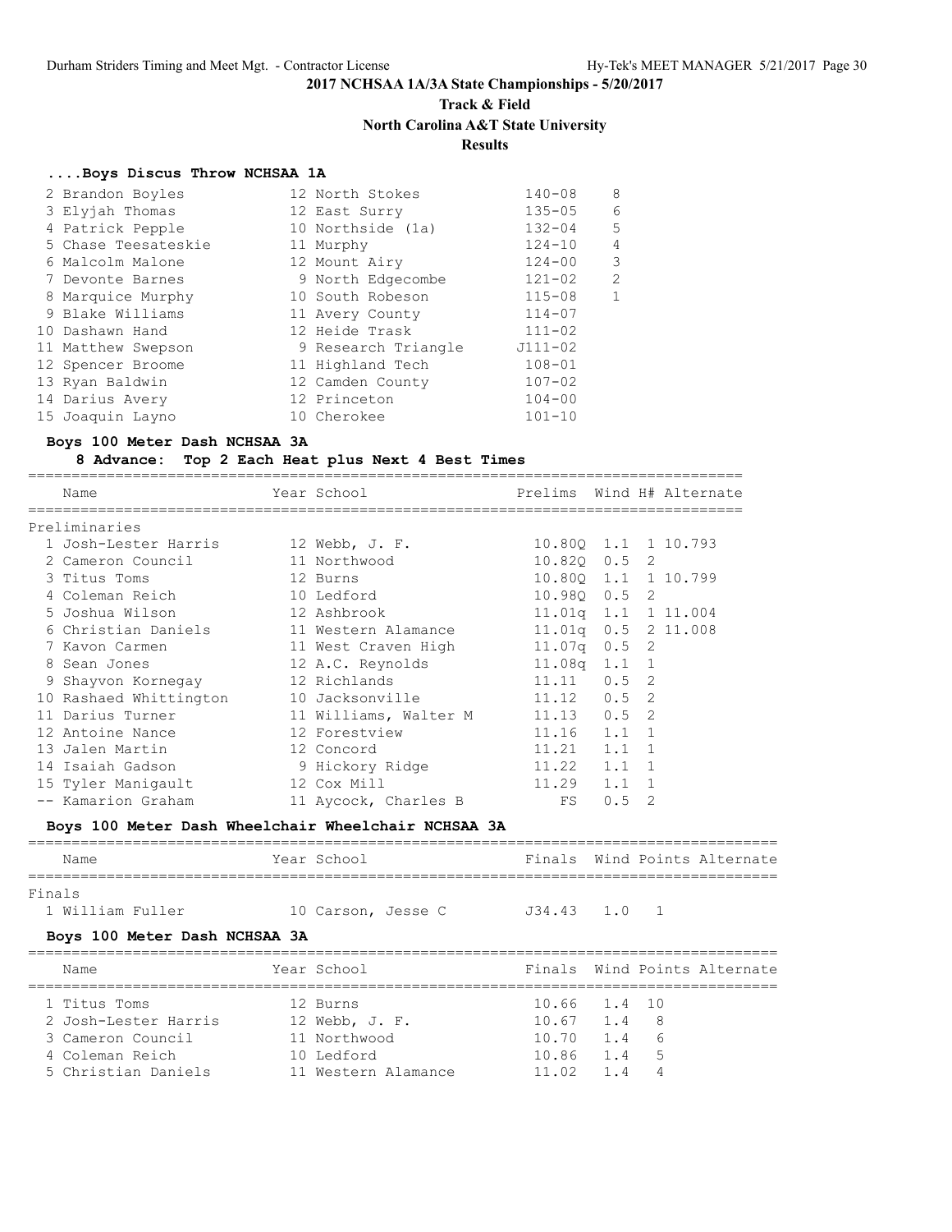**2017 NCHSAA 1A/3A State Championships - 5/20/2017**

**Track & Field**

**North Carolina A&T State University**

**Results**

### ....Boys Discus Throw NCHSAA 1A

| Place | Name | Year | School | Finals | Points |
|---|---|---|---|---|---|
| 2 | Brandon Boyles | 12 | North Stokes | 140-08 | 8 |
| 3 | Elyjah Thomas | 12 | East Surry | 135-05 | 6 |
| 4 | Patrick Pepple | 10 | Northside (1a) | 132-04 | 5 |
| 5 | Chase Teesateskie | 11 | Murphy | 124-10 | 4 |
| 6 | Malcolm Malone | 12 | Mount Airy | 124-00 | 3 |
| 7 | Devonte Barnes | 9 | North Edgecombe | 121-02 | 2 |
| 8 | Marquice Murphy | 10 | South Robeson | 115-08 | 1 |
| 9 | Blake Williams | 11 | Avery County | 114-07 | |
| 10 | Dashawn Hand | 12 | Heide Trask | 111-02 | |
| 11 | Matthew Swepson | 9 | Research Triangle | J111-02 | |
| 12 | Spencer Broome | 11 | Highland Tech | 108-01 | |
| 13 | Ryan Baldwin | 12 | Camden County | 107-02 | |
| 14 | Darius Avery | 12 | Princeton | 104-00 | |
| 15 | Joaquin Layno | 10 | Cherokee | 101-10 | |

### Boys 100 Meter Dash NCHSAA 3A

**8 Advance: Top 2 Each Heat plus Next 4 Best Times**

Preliminaries

| Place | Name | Year | School | Prelims | Wind | H# | Alternate |
|---|---|---|---|---|---|---|---|
| 1 | Josh-Lester Harris | 12 | Webb, J. F. | 10.80Q | 1.1 | 1 | 10.793 |
| 2 | Cameron Council | 11 | Northwood | 10.82Q | 0.5 | 2 | |
| 3 | Titus Toms | 12 | Burns | 10.80Q | 1.1 | 1 | 10.799 |
| 4 | Coleman Reich | 10 | Ledford | 10.98Q | 0.5 | 2 | |
| 5 | Joshua Wilson | 12 | Ashbrook | 11.01q | 1.1 | 1 | 11.004 |
| 6 | Christian Daniels | 11 | Western Alamance | 11.01q | 0.5 | 2 | 11.008 |
| 7 | Kavon Carmen | 11 | West Craven High | 11.07q | 0.5 | 2 | |
| 8 | Sean Jones | 12 | A.C. Reynolds | 11.08q | 1.1 | 1 | |
| 9 | Shayvon Kornegay | 12 | Richlands | 11.11 | 0.5 | 2 | |
| 10 | Rashaed Whittington | 10 | Jacksonville | 11.12 | 0.5 | 2 | |
| 11 | Darius Turner | 11 | Williams, Walter M | 11.13 | 0.5 | 2 | |
| 12 | Antoine Nance | 12 | Forestview | 11.16 | 1.1 | 1 | |
| 13 | Jalen Martin | 12 | Concord | 11.21 | 1.1 | 1 | |
| 14 | Isaiah Gadson | 9 | Hickory Ridge | 11.22 | 1.1 | 1 | |
| 15 | Tyler Manigault | 12 | Cox Mill | 11.29 | 1.1 | 1 | |
| -- | Kamarion Graham | 11 | Aycock, Charles B | FS | 0.5 | 2 | |

### Boys 100 Meter Dash Wheelchair Wheelchair NCHSAA 3A

Finals

| Place | Name | Year | School | Finals | Wind | Points | Alternate |
|---|---|---|---|---|---|---|---|
| 1 | William Fuller | 10 | Carson, Jesse C | J34.43 | 1.0 | 1 | |

### Boys 100 Meter Dash NCHSAA 3A

| Place | Name | Year | School | Finals | Wind | Points | Alternate |
|---|---|---|---|---|---|---|---|
| 1 | Titus Toms | 12 | Burns | 10.66 | 1.4 | 10 | |
| 2 | Josh-Lester Harris | 12 | Webb, J. F. | 10.67 | 1.4 | 8 | |
| 3 | Cameron Council | 11 | Northwood | 10.70 | 1.4 | 6 | |
| 4 | Coleman Reich | 10 | Ledford | 10.86 | 1.4 | 5 | |
| 5 | Christian Daniels | 11 | Western Alamance | 11.02 | 1.4 | 4 | |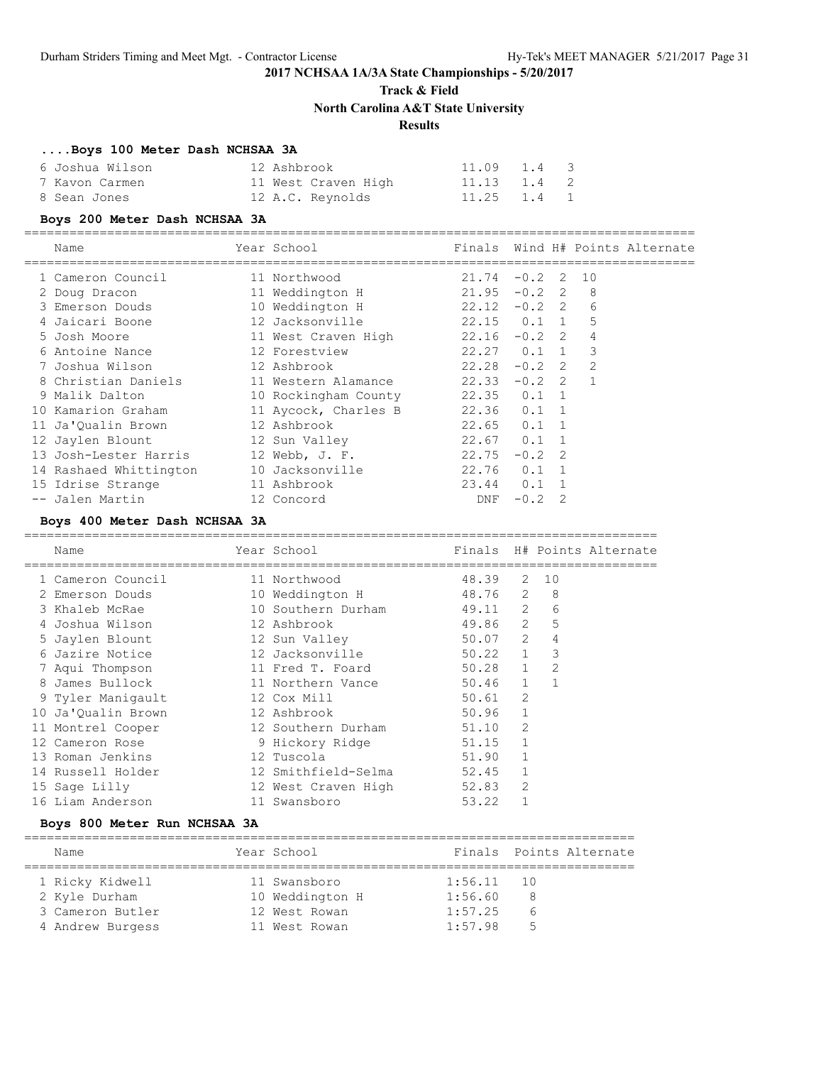**2017 NCHSAA 1A/3A State Championships - 5/20/2017**

**Track & Field**

**North Carolina A&T State University**

**Results**

### ....Boys 100 Meter Dash NCHSAA 3A

| Place | Name | Year | School | Finals | Wind | Points |
|---|---|---|---|---|---|---|
| 6 | Joshua Wilson | 12 | Ashbrook | 11.09 | 1.4 | 3 |
| 7 | Kavon Carmen | 11 | West Craven High | 11.13 | 1.4 | 2 |
| 8 | Sean Jones | 12 | A.C. Reynolds | 11.25 | 1.4 | 1 |

### Boys 200 Meter Dash NCHSAA 3A

| Place | Name | Year | School | Finals | Wind | H# | Points | Alternate |
|---|---|---|---|---|---|---|---|---|
| 1 | Cameron Council | 11 | Northwood | 21.74 | -0.2 | 2 | 10 | |
| 2 | Doug Dracon | 11 | Weddington H | 21.95 | -0.2 | 2 | 8 | |
| 3 | Emerson Douds | 10 | Weddington H | 22.12 | -0.2 | 2 | 6 | |
| 4 | Jaicari Boone | 12 | Jacksonville | 22.15 | 0.1 | 1 | 5 | |
| 5 | Josh Moore | 11 | West Craven High | 22.16 | -0.2 | 2 | 4 | |
| 6 | Antoine Nance | 12 | Forestview | 22.27 | 0.1 | 1 | 3 | |
| 7 | Joshua Wilson | 12 | Ashbrook | 22.28 | -0.2 | 2 | 2 | |
| 8 | Christian Daniels | 11 | Western Alamance | 22.33 | -0.2 | 2 | 1 | |
| 9 | Malik Dalton | 10 | Rockingham County | 22.35 | 0.1 | 1 | | |
| 10 | Kamarion Graham | 11 | Aycock, Charles B | 22.36 | 0.1 | 1 | | |
| 11 | Ja'Qualin Brown | 12 | Ashbrook | 22.65 | 0.1 | 1 | | |
| 12 | Jaylen Blount | 12 | Sun Valley | 22.67 | 0.1 | 1 | | |
| 13 | Josh-Lester Harris | 12 | Webb, J. F. | 22.75 | -0.2 | 2 | | |
| 14 | Rashaed Whittington | 10 | Jacksonville | 22.76 | 0.1 | 1 | | |
| 15 | Idrise Strange | 11 | Ashbrook | 23.44 | 0.1 | 1 | | |
| -- | Jalen Martin | 12 | Concord | DNF | -0.2 | 2 | | |

### Boys 400 Meter Dash NCHSAA 3A

| Place | Name | Year | School | Finals | H# | Points | Alternate |
|---|---|---|---|---|---|---|---|
| 1 | Cameron Council | 11 | Northwood | 48.39 | 2 | 10 | |
| 2 | Emerson Douds | 10 | Weddington H | 48.76 | 2 | 8 | |
| 3 | Khaleb McRae | 10 | Southern Durham | 49.11 | 2 | 6 | |
| 4 | Joshua Wilson | 12 | Ashbrook | 49.86 | 2 | 5 | |
| 5 | Jaylen Blount | 12 | Sun Valley | 50.07 | 2 | 4 | |
| 6 | Jazire Notice | 12 | Jacksonville | 50.22 | 1 | 3 | |
| 7 | Aqui Thompson | 11 | Fred T. Foard | 50.28 | 1 | 2 | |
| 8 | James Bullock | 11 | Northern Vance | 50.46 | 1 | 1 | |
| 9 | Tyler Manigault | 12 | Cox Mill | 50.61 | 2 | | |
| 10 | Ja'Qualin Brown | 12 | Ashbrook | 50.96 | 1 | | |
| 11 | Montrel Cooper | 12 | Southern Durham | 51.10 | 2 | | |
| 12 | Cameron Rose | 9 | Hickory Ridge | 51.15 | 1 | | |
| 13 | Roman Jenkins | 12 | Tuscola | 51.90 | 1 | | |
| 14 | Russell Holder | 12 | Smithfield-Selma | 52.45 | 1 | | |
| 15 | Sage Lilly | 12 | West Craven High | 52.83 | 2 | | |
| 16 | Liam Anderson | 11 | Swansboro | 53.22 | 1 | | |

### Boys 800 Meter Run NCHSAA 3A

| Place | Name | Year | School | Finals | Points | Alternate |
|---|---|---|---|---|---|---|
| 1 | Ricky Kidwell | 11 | Swansboro | 1:56.11 | 10 | |
| 2 | Kyle Durham | 10 | Weddington H | 1:56.60 | 8 | |
| 3 | Cameron Butler | 12 | West Rowan | 1:57.25 | 6 | |
| 4 | Andrew Burgess | 11 | West Rowan | 1:57.98 | 5 | |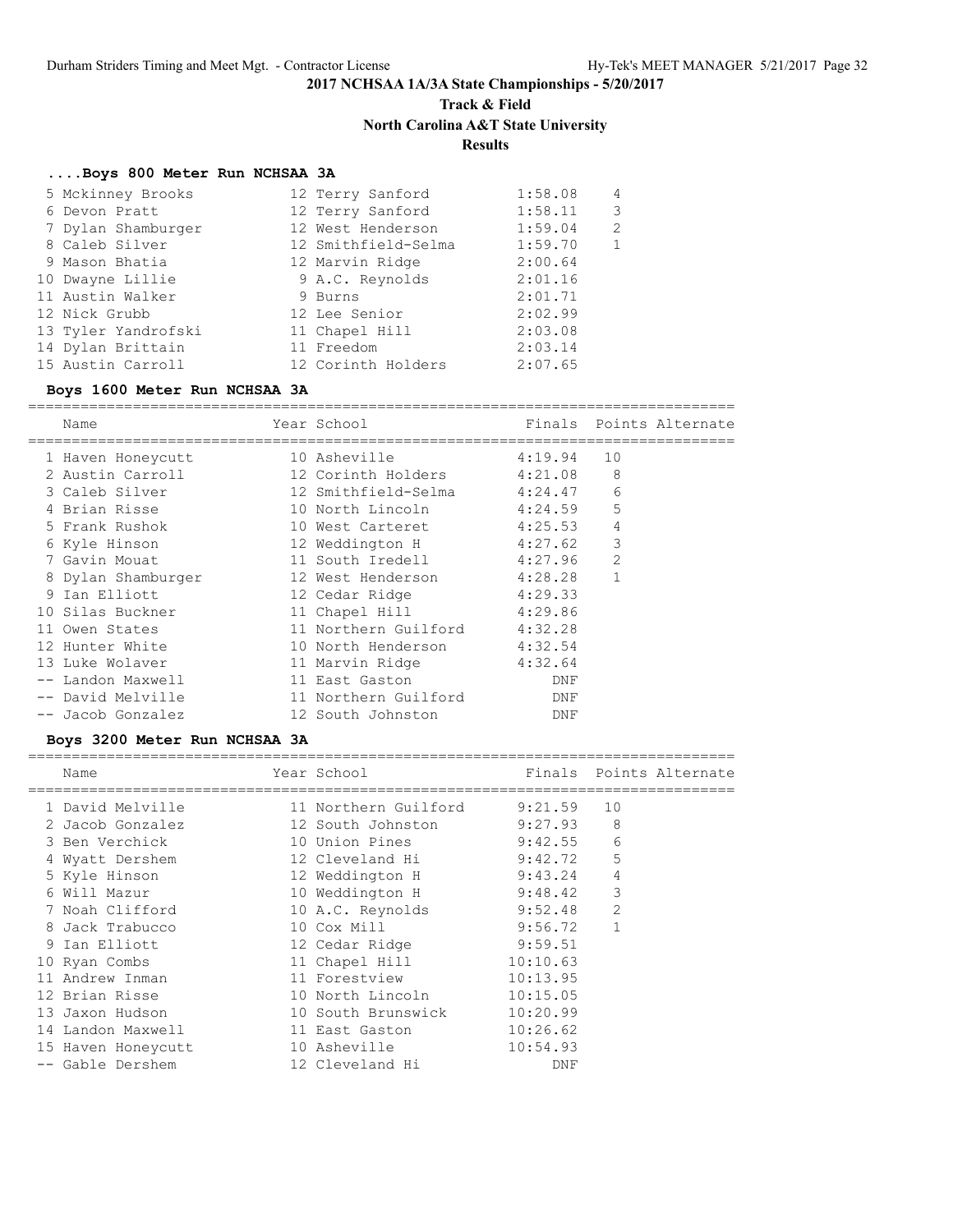## 2017 NCHSAA 1A/3A State Championships - 5/20/2017

### Track & Field

### North Carolina A&T State University

### Results

#### ....Boys 800 Meter Run NCHSAA 3A

| Name | Year | School | Finals | Points |
|---|---|---|---|---|
| 5 Mckinney Brooks | 12 | Terry Sanford | 1:58.08 | 4 |
| 6 Devon Pratt | 12 | Terry Sanford | 1:58.11 | 3 |
| 7 Dylan Shamburger | 12 | West Henderson | 1:59.04 | 2 |
| 8 Caleb Silver | 12 | Smithfield-Selma | 1:59.70 | 1 |
| 9 Mason Bhatia | 12 | Marvin Ridge | 2:00.64 | |
| 10 Dwayne Lillie | 9 | A.C. Reynolds | 2:01.16 | |
| 11 Austin Walker | 9 | Burns | 2:01.71 | |
| 12 Nick Grubb | 12 | Lee Senior | 2:02.99 | |
| 13 Tyler Yandrofski | 11 | Chapel Hill | 2:03.08 | |
| 14 Dylan Brittain | 11 | Freedom | 2:03.14 | |
| 15 Austin Carroll | 12 | Corinth Holders | 2:07.65 | |

#### Boys 1600 Meter Run NCHSAA 3A

| Name | Year | School | Finals | Points | Alternate |
|---|---|---|---|---|---|
| 1 Haven Honeycutt | 10 | Asheville | 4:19.94 | 10 | |
| 2 Austin Carroll | 12 | Corinth Holders | 4:21.08 | 8 | |
| 3 Caleb Silver | 12 | Smithfield-Selma | 4:24.47 | 6 | |
| 4 Brian Risse | 10 | North Lincoln | 4:24.59 | 5 | |
| 5 Frank Rushok | 10 | West Carteret | 4:25.53 | 4 | |
| 6 Kyle Hinson | 12 | Weddington H | 4:27.62 | 3 | |
| 7 Gavin Mouat | 11 | South Iredell | 4:27.96 | 2 | |
| 8 Dylan Shamburger | 12 | West Henderson | 4:28.28 | 1 | |
| 9 Ian Elliott | 12 | Cedar Ridge | 4:29.33 | | |
| 10 Silas Buckner | 11 | Chapel Hill | 4:29.86 | | |
| 11 Owen States | 11 | Northern Guilford | 4:32.28 | | |
| 12 Hunter White | 10 | North Henderson | 4:32.54 | | |
| 13 Luke Wolaver | 11 | Marvin Ridge | 4:32.64 | | |
| -- Landon Maxwell | 11 | East Gaston | DNF | | |
| -- David Melville | 11 | Northern Guilford | DNF | | |
| -- Jacob Gonzalez | 12 | South Johnston | DNF | | |

#### Boys 3200 Meter Run NCHSAA 3A

| Name | Year | School | Finals | Points | Alternate |
|---|---|---|---|---|---|
| 1 David Melville | 11 | Northern Guilford | 9:21.59 | 10 | |
| 2 Jacob Gonzalez | 12 | South Johnston | 9:27.93 | 8 | |
| 3 Ben Verchick | 10 | Union Pines | 9:42.55 | 6 | |
| 4 Wyatt Dershem | 12 | Cleveland Hi | 9:42.72 | 5 | |
| 5 Kyle Hinson | 12 | Weddington H | 9:43.24 | 4 | |
| 6 Will Mazur | 10 | Weddington H | 9:48.42 | 3 | |
| 7 Noah Clifford | 10 | A.C. Reynolds | 9:52.48 | 2 | |
| 8 Jack Trabucco | 10 | Cox Mill | 9:56.72 | 1 | |
| 9 Ian Elliott | 12 | Cedar Ridge | 9:59.51 | | |
| 10 Ryan Combs | 11 | Chapel Hill | 10:10.63 | | |
| 11 Andrew Inman | 11 | Forestview | 10:13.95 | | |
| 12 Brian Risse | 10 | North Lincoln | 10:15.05 | | |
| 13 Jaxon Hudson | 10 | South Brunswick | 10:20.99 | | |
| 14 Landon Maxwell | 11 | East Gaston | 10:26.62 | | |
| 15 Haven Honeycutt | 10 | Asheville | 10:54.93 | | |
| -- Gable Dershem | 12 | Cleveland Hi | DNF | | |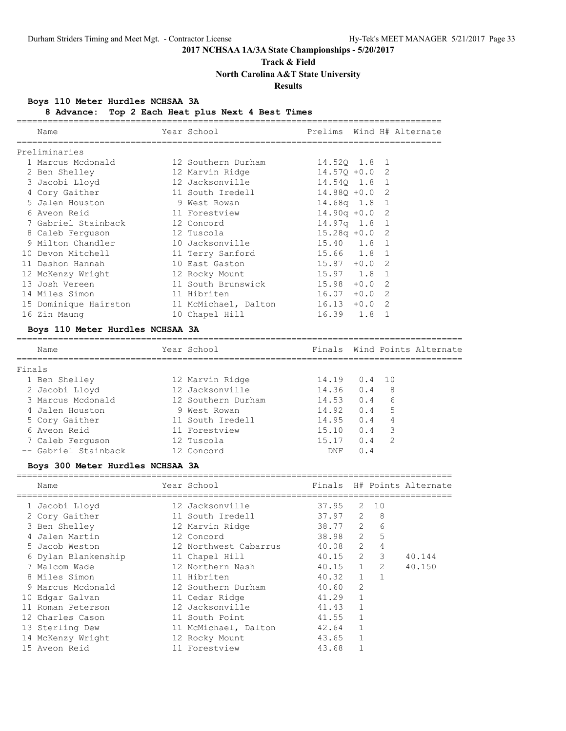**2017 NCHSAA 1A/3A State Championships - 5/20/2017**

**Track & Field**

**North Carolina A&T State University**

**Results**

### Boys 110 Meter Hurdles NCHSAA 3A

**8 Advance: Top 2 Each Heat plus Next 4 Best Times**

| | Name | Year | School | Prelims | Wind | H# | Alternate |
|---|---|---|---|---|---|---|---|
| **Preliminaries** | | | | | | | |
| 1 | Marcus Mcdonald | 12 | Southern Durham | 14.52Q | 1.8 | 1 | |
| 2 | Ben Shelley | 12 | Marvin Ridge | 14.57Q | +0.0 | 2 | |
| 3 | Jacobi Lloyd | 12 | Jacksonville | 14.54Q | 1.8 | 1 | |
| 4 | Cory Gaither | 11 | South Iredell | 14.88Q | +0.0 | 2 | |
| 5 | Jalen Houston | 9 | West Rowan | 14.68q | 1.8 | 1 | |
| 6 | Aveon Reid | 11 | Forestview | 14.90q | +0.0 | 2 | |
| 7 | Gabriel Stainback | 12 | Concord | 14.97q | 1.8 | 1 | |
| 8 | Caleb Ferguson | 12 | Tuscola | 15.28q | +0.0 | 2 | |
| 9 | Milton Chandler | 10 | Jacksonville | 15.40 | 1.8 | 1 | |
| 10 | Devon Mitchell | 11 | Terry Sanford | 15.66 | 1.8 | 1 | |
| 11 | Dashon Hannah | 10 | East Gaston | 15.87 | +0.0 | 2 | |
| 12 | McKenzy Wright | 12 | Rocky Mount | 15.97 | 1.8 | 1 | |
| 13 | Josh Vereen | 11 | South Brunswick | 15.98 | +0.0 | 2 | |
| 14 | Miles Simon | 11 | Hibriten | 16.07 | +0.0 | 2 | |
| 15 | Dominique Hairston | 11 | McMichael, Dalton | 16.13 | +0.0 | 2 | |
| 16 | Zin Maung | 10 | Chapel Hill | 16.39 | 1.8 | 1 | |

### Boys 110 Meter Hurdles NCHSAA 3A

| | Name | Year | School | Finals | Wind | Points | Alternate |
|---|---|---|---|---|---|---|---|
| **Finals** | | | | | | | |
| 1 | Ben Shelley | 12 | Marvin Ridge | 14.19 | 0.4 | 10 | |
| 2 | Jacobi Lloyd | 12 | Jacksonville | 14.36 | 0.4 | 8 | |
| 3 | Marcus Mcdonald | 12 | Southern Durham | 14.53 | 0.4 | 6 | |
| 4 | Jalen Houston | 9 | West Rowan | 14.92 | 0.4 | 5 | |
| 5 | Cory Gaither | 11 | South Iredell | 14.95 | 0.4 | 4 | |
| 6 | Aveon Reid | 11 | Forestview | 15.10 | 0.4 | 3 | |
| 7 | Caleb Ferguson | 12 | Tuscola | 15.17 | 0.4 | 2 | |
| -- | Gabriel Stainback | 12 | Concord | DNF | 0.4 | | |

### Boys 300 Meter Hurdles NCHSAA 3A

| | Name | Year | School | Finals | H# | Points | Alternate |
|---|---|---|---|---|---|---|---|
| 1 | Jacobi Lloyd | 12 | Jacksonville | 37.95 | 2 | 10 | |
| 2 | Cory Gaither | 11 | South Iredell | 37.97 | 2 | 8 | |
| 3 | Ben Shelley | 12 | Marvin Ridge | 38.77 | 2 | 6 | |
| 4 | Jalen Martin | 12 | Concord | 38.98 | 2 | 5 | |
| 5 | Jacob Weston | 12 | Northwest Cabarrus | 40.08 | 2 | 4 | |
| 6 | Dylan Blankenship | 11 | Chapel Hill | 40.15 | 2 | 3 | 40.144 |
| 7 | Malcom Wade | 12 | Northern Nash | 40.15 | 1 | 2 | 40.150 |
| 8 | Miles Simon | 11 | Hibriten | 40.32 | 1 | 1 | |
| 9 | Marcus Mcdonald | 12 | Southern Durham | 40.60 | 2 | | |
| 10 | Edgar Galvan | 11 | Cedar Ridge | 41.29 | 1 | | |
| 11 | Roman Peterson | 12 | Jacksonville | 41.43 | 1 | | |
| 12 | Charles Cason | 11 | South Point | 41.55 | 1 | | |
| 13 | Sterling Dew | 11 | McMichael, Dalton | 42.64 | 1 | | |
| 14 | McKenzy Wright | 12 | Rocky Mount | 43.65 | 1 | | |
| 15 | Aveon Reid | 11 | Forestview | 43.68 | 1 | | |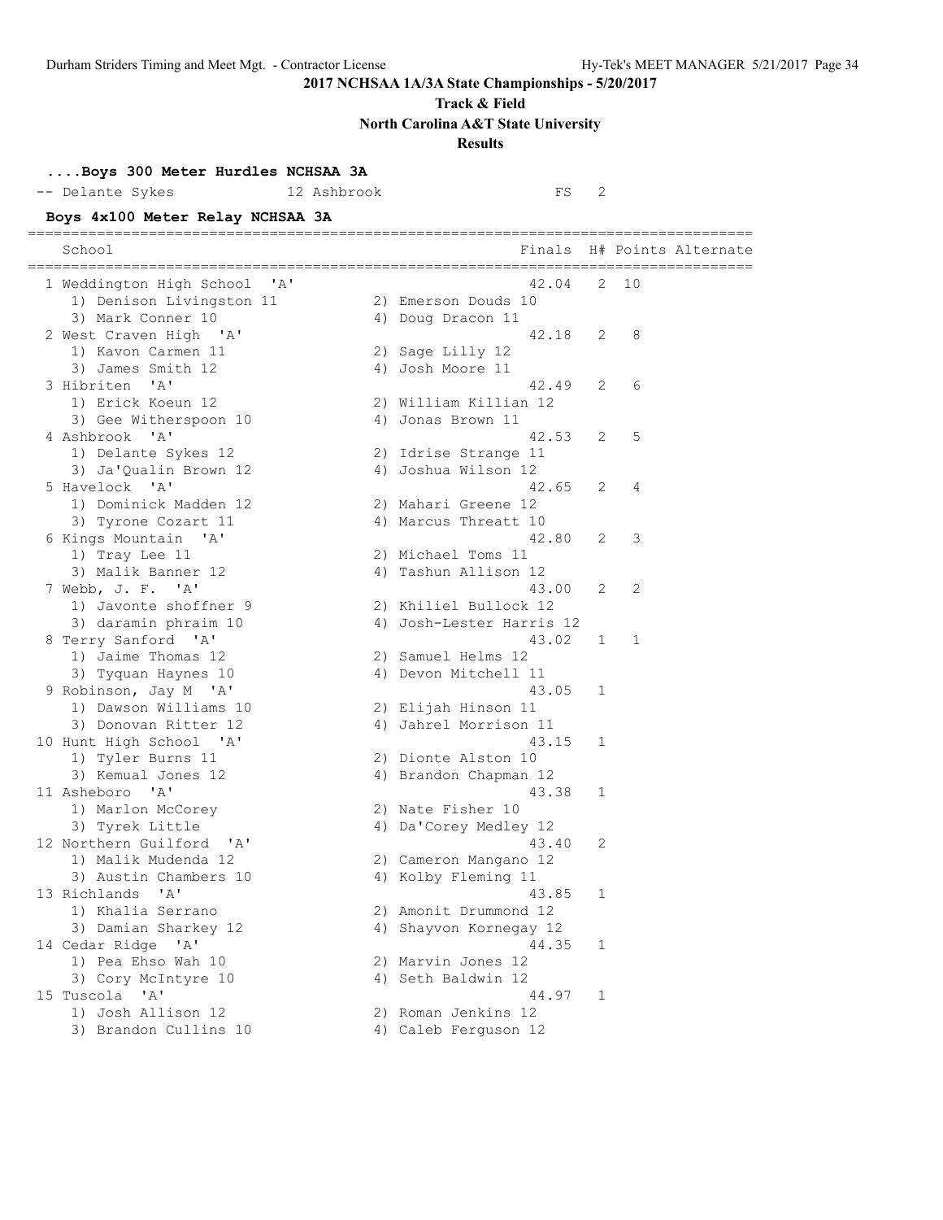## 2017 NCHSAA 1A/3A State Championships - 5/20/2017

### Track & Field

### North Carolina A&T State University

### Results

#### ....Boys 300 Meter Hurdles NCHSAA 3A

| Place | Name | Year | School | Finals | H# |
|---|---|---|---|---|---|
| -- | Delante Sykes | 12 | Ashbrook | FS | 2 |

#### Boys 4x100 Meter Relay NCHSAA 3A

| Place | School | Finals | H# | Points | Alternate |
|---|---|---|---|---|---|
| 1 | Weddington High School 'A' | 42.04 | 2 | 10 | |
| | 1) Denison Livingston 11; 2) Emerson Douds 10; 3) Mark Conner 10; 4) Doug Dracon 11 | | | | |
| 2 | West Craven High 'A' | 42.18 | 2 | 8 | |
| | 1) Kavon Carmen 11; 2) Sage Lilly 12; 3) James Smith 12; 4) Josh Moore 11 | | | | |
| 3 | Hibriten 'A' | 42.49 | 2 | 6 | |
| | 1) Erick Koeun 12; 2) William Killian 12; 3) Gee Witherspoon 10; 4) Jonas Brown 11 | | | | |
| 4 | Ashbrook 'A' | 42.53 | 2 | 5 | |
| | 1) Delante Sykes 12; 2) Idrise Strange 11; 3) Ja'Qualin Brown 12; 4) Joshua Wilson 12 | | | | |
| 5 | Havelock 'A' | 42.65 | 2 | 4 | |
| | 1) Dominick Madden 12; 2) Mahari Greene 12; 3) Tyrone Cozart 11; 4) Marcus Threatt 10 | | | | |
| 6 | Kings Mountain 'A' | 42.80 | 2 | 3 | |
| | 1) Tray Lee 11; 2) Michael Toms 11; 3) Malik Banner 12; 4) Tashun Allison 12 | | | | |
| 7 | Webb, J. F. 'A' | 43.00 | 2 | 2 | |
| | 1) Javonte shoffner 9; 2) Khiliel Bullock 12; 3) daramin phraim 10; 4) Josh-Lester Harris 12 | | | | |
| 8 | Terry Sanford 'A' | 43.02 | 1 | 1 | |
| | 1) Jaime Thomas 12; 2) Samuel Helms 12; 3) Tyquan Haynes 10; 4) Devon Mitchell 11 | | | | |
| 9 | Robinson, Jay M 'A' | 43.05 | 1 | | |
| | 1) Dawson Williams 10; 2) Elijah Hinson 11; 3) Donovan Ritter 12; 4) Jahrel Morrison 11 | | | | |
| 10 | Hunt High School 'A' | 43.15 | 1 | | |
| | 1) Tyler Burns 11; 2) Dionte Alston 10; 3) Kemual Jones 12; 4) Brandon Chapman 12 | | | | |
| 11 | Asheboro 'A' | 43.38 | 1 | | |
| | 1) Marlon McCorey; 2) Nate Fisher 10; 3) Tyrek Little; 4) Da'Corey Medley 12 | | | | |
| 12 | Northern Guilford 'A' | 43.40 | 2 | | |
| | 1) Malik Mudenda 12; 2) Cameron Mangano 12; 3) Austin Chambers 10; 4) Kolby Fleming 11 | | | | |
| 13 | Richlands 'A' | 43.85 | 1 | | |
| | 1) Khalia Serrano; 2) Amonit Drummond 12; 3) Damian Sharkey 12; 4) Shayvon Kornegay 12 | | | | |
| 14 | Cedar Ridge 'A' | 44.35 | 1 | | |
| | 1) Pea Ehso Wah 10; 2) Marvin Jones 12; 3) Cory McIntyre 10; 4) Seth Baldwin 12 | | | | |
| 15 | Tuscola 'A' | 44.97 | 1 | | |
| | 1) Josh Allison 12; 2) Roman Jenkins 12; 3) Brandon Cullins 10; 4) Caleb Ferguson 12 | | | | |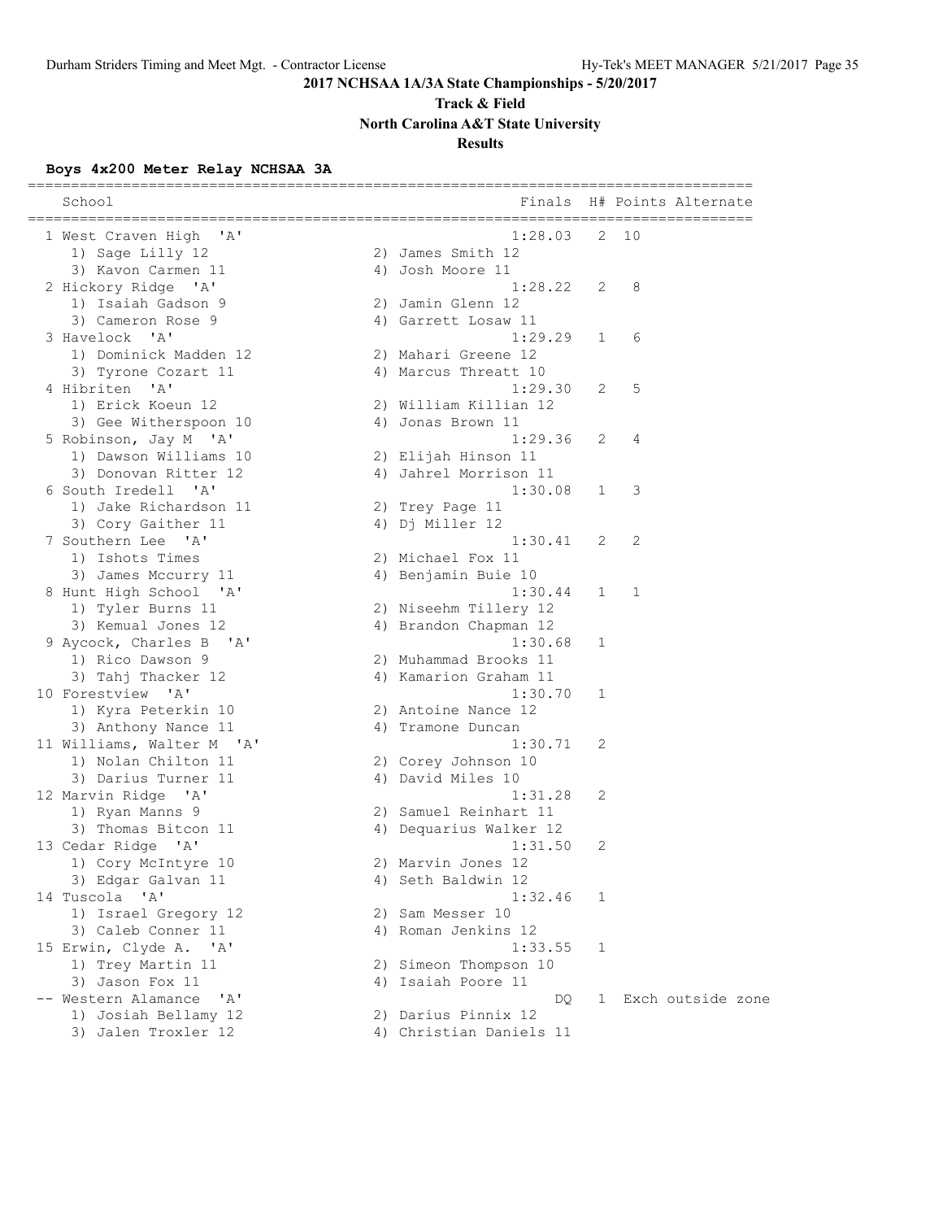**2017 NCHSAA 1A/3A State Championships - 5/20/2017**

**Track & Field**

**North Carolina A&T State University**

**Results**

### Boys 4x200 Meter Relay NCHSAA 3A

| Place | School | Finals | H# | Points | Alternate |
|---|---|---|---|---|---|
| 1 | West Craven High 'A' | 1:28.03 | 2 | 10 | |
| | 1) Sage Lilly 12, 2) James Smith 12, 3) Kavon Carmen 11, 4) Josh Moore 11 | | | | |
| 2 | Hickory Ridge 'A' | 1:28.22 | 2 | 8 | |
| | 1) Isaiah Gadson 9, 2) Jamin Glenn 12, 3) Cameron Rose 9, 4) Garrett Losaw 11 | | | | |
| 3 | Havelock 'A' | 1:29.29 | 1 | 6 | |
| | 1) Dominick Madden 12, 2) Mahari Greene 12, 3) Tyrone Cozart 11, 4) Marcus Threatt 10 | | | | |
| 4 | Hibriten 'A' | 1:29.30 | 2 | 5 | |
| | 1) Erick Koeun 12, 2) William Killian 12, 3) Gee Witherspoon 10, 4) Jonas Brown 11 | | | | |
| 5 | Robinson, Jay M 'A' | 1:29.36 | 2 | 4 | |
| | 1) Dawson Williams 10, 2) Elijah Hinson 11, 3) Donovan Ritter 12, 4) Jahrel Morrison 11 | | | | |
| 6 | South Iredell 'A' | 1:30.08 | 1 | 3 | |
| | 1) Jake Richardson 11, 2) Trey Page 11, 3) Cory Gaither 11, 4) Dj Miller 12 | | | | |
| 7 | Southern Lee 'A' | 1:30.41 | 2 | 2 | |
| | 1) Ishots Times, 2) Michael Fox 11, 3) James Mccurry 11, 4) Benjamin Buie 10 | | | | |
| 8 | Hunt High School 'A' | 1:30.44 | 1 | 1 | |
| | 1) Tyler Burns 11, 2) Niseehm Tillery 12, 3) Kemual Jones 12, 4) Brandon Chapman 12 | | | | |
| 9 | Aycock, Charles B 'A' | 1:30.68 | 1 | | |
| | 1) Rico Dawson 9, 2) Muhammad Brooks 11, 3) Tahj Thacker 12, 4) Kamarion Graham 11 | | | | |
| 10 | Forestview 'A' | 1:30.70 | 1 | | |
| | 1) Kyra Peterkin 10, 2) Antoine Nance 12, 3) Anthony Nance 11, 4) Tramone Duncan | | | | |
| 11 | Williams, Walter M 'A' | 1:30.71 | 2 | | |
| | 1) Nolan Chilton 11, 2) Corey Johnson 10, 3) Darius Turner 11, 4) David Miles 10 | | | | |
| 12 | Marvin Ridge 'A' | 1:31.28 | 2 | | |
| | 1) Ryan Manns 9, 2) Samuel Reinhart 11, 3) Thomas Bitcon 11, 4) Dequarius Walker 12 | | | | |
| 13 | Cedar Ridge 'A' | 1:31.50 | 2 | | |
| | 1) Cory McIntyre 10, 2) Marvin Jones 12, 3) Edgar Galvan 11, 4) Seth Baldwin 12 | | | | |
| 14 | Tuscola 'A' | 1:32.46 | 1 | | |
| | 1) Israel Gregory 12, 2) Sam Messer 10, 3) Caleb Conner 11, 4) Roman Jenkins 12 | | | | |
| 15 | Erwin, Clyde A. 'A' | 1:33.55 | 1 | | |
| | 1) Trey Martin 11, 2) Simeon Thompson 10, 3) Jason Fox 11, 4) Isaiah Poore 11 | | | | |
| -- | Western Alamance 'A' | DQ | 1 | | Exch outside zone |
| | 1) Josiah Bellamy 12, 2) Darius Pinnix 12, 3) Jalen Troxler 12, 4) Christian Daniels 11 | | | | |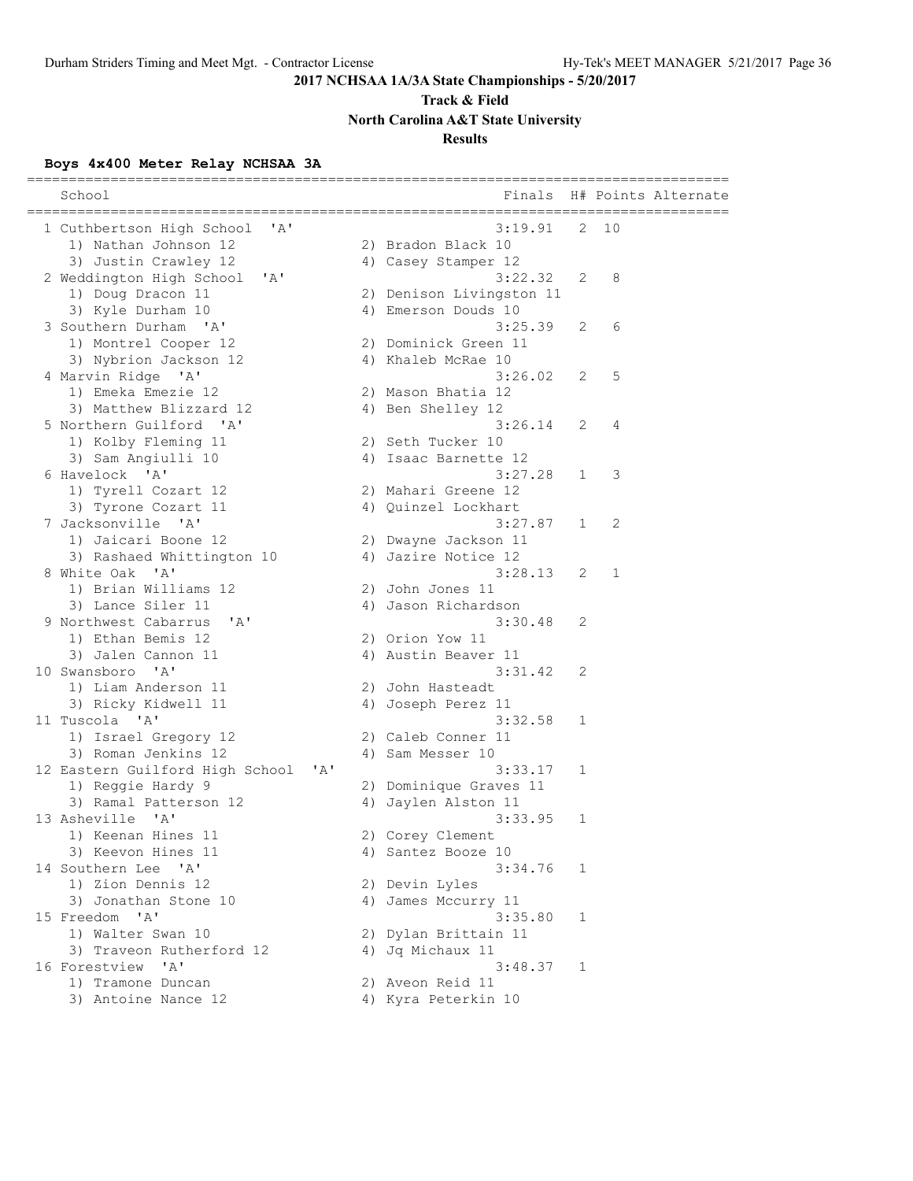# 2017 NCHSAA 1A/3A State Championships - 5/20/2017

## Track & Field

## North Carolina A&T State University

## Results

### Boys 4x400 Meter Relay NCHSAA 3A

| Place | School | Finals | H# | Points | Alternate |
|---|---|---|---|---|---|
| 1 | Cuthbertson High School 'A' | 3:19.91 | 2 | 10 | |
| | 1) Nathan Johnson 12; 2) Bradon Black 10; 3) Justin Crawley 12; 4) Casey Stamper 12 | | | | |
| 2 | Weddington High School 'A' | 3:22.32 | 2 | 8 | |
| | 1) Doug Dracon 11; 2) Denison Livingston 11; 3) Kyle Durham 10; 4) Emerson Douds 10 | | | | |
| 3 | Southern Durham 'A' | 3:25.39 | 2 | 6 | |
| | 1) Montrel Cooper 12; 2) Dominick Green 11; 3) Nybrion Jackson 12; 4) Khaleb McRae 10 | | | | |
| 4 | Marvin Ridge 'A' | 3:26.02 | 2 | 5 | |
| | 1) Emeka Emezie 12; 2) Mason Bhatia 12; 3) Matthew Blizzard 12; 4) Ben Shelley 12 | | | | |
| 5 | Northern Guilford 'A' | 3:26.14 | 2 | 4 | |
| | 1) Kolby Fleming 11; 2) Seth Tucker 10; 3) Sam Angiulli 10; 4) Isaac Barnette 12 | | | | |
| 6 | Havelock 'A' | 3:27.28 | 1 | 3 | |
| | 1) Tyrell Cozart 12; 2) Mahari Greene 12; 3) Tyrone Cozart 11; 4) Quinzel Lockhart | | | | |
| 7 | Jacksonville 'A' | 3:27.87 | 1 | 2 | |
| | 1) Jaicari Boone 12; 2) Dwayne Jackson 11; 3) Rashaed Whittington 10; 4) Jazire Notice 12 | | | | |
| 8 | White Oak 'A' | 3:28.13 | 2 | 1 | |
| | 1) Brian Williams 12; 2) John Jones 11; 3) Lance Siler 11; 4) Jason Richardson | | | | |
| 9 | Northwest Cabarrus 'A' | 3:30.48 | 2 | | |
| | 1) Ethan Bemis 12; 2) Orion Yow 11; 3) Jalen Cannon 11; 4) Austin Beaver 11 | | | | |
| 10 | Swansboro 'A' | 3:31.42 | 2 | | |
| | 1) Liam Anderson 11; 2) John Hasteadt; 3) Ricky Kidwell 11; 4) Joseph Perez 11 | | | | |
| 11 | Tuscola 'A' | 3:32.58 | 1 | | |
| | 1) Israel Gregory 12; 2) Caleb Conner 11; 3) Roman Jenkins 12; 4) Sam Messer 10 | | | | |
| 12 | Eastern Guilford High School 'A' | 3:33.17 | 1 | | |
| | 1) Reggie Hardy 9; 2) Dominique Graves 11; 3) Ramal Patterson 12; 4) Jaylen Alston 11 | | | | |
| 13 | Asheville 'A' | 3:33.95 | 1 | | |
| | 1) Keenan Hines 11; 2) Corey Clement; 3) Keevon Hines 11; 4) Santez Booze 10 | | | | |
| 14 | Southern Lee 'A' | 3:34.76 | 1 | | |
| | 1) Zion Dennis 12; 2) Devin Lyles; 3) Jonathan Stone 10; 4) James Mccurry 11 | | | | |
| 15 | Freedom 'A' | 3:35.80 | 1 | | |
| | 1) Walter Swan 10; 2) Dylan Brittain 11; 3) Traveon Rutherford 12; 4) Jq Michaux 11 | | | | |
| 16 | Forestview 'A' | 3:48.37 | 1 | | |
| | 1) Tramone Duncan; 2) Aveon Reid 11; 3) Antoine Nance 12; 4) Kyra Peterkin 10 | | | | |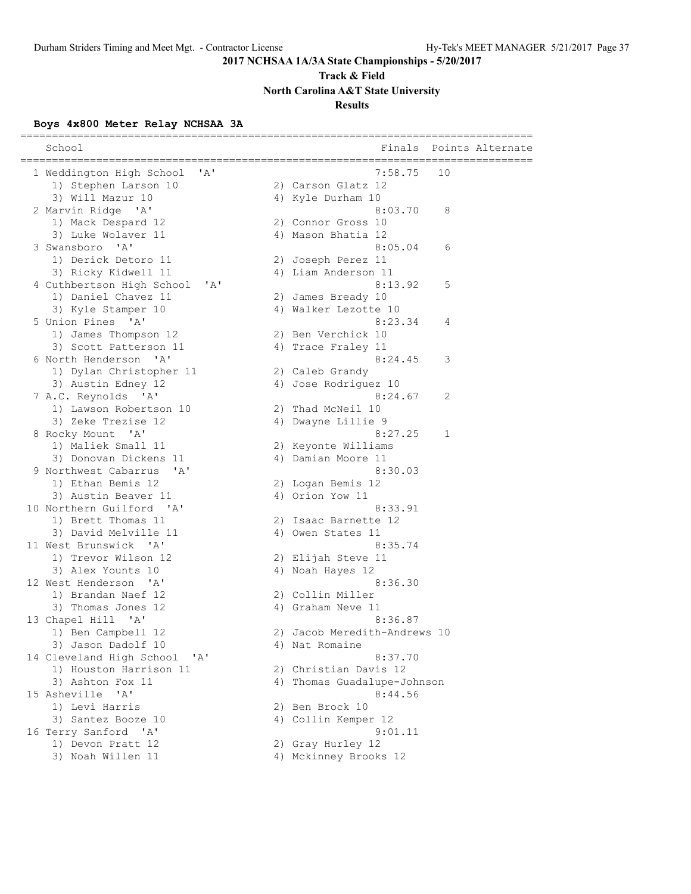**2017 NCHSAA 1A/3A State Championships - 5/20/2017**

**Track & Field**

**North Carolina A&T State University**

**Results**

### Boys 4x800 Meter Relay NCHSAA 3A

| Place | School | Finals | Points | Alternate |
|---|---|---|---|---|
| 1 | Weddington High School 'A' | 7:58.75 | 10 | |
| | 1) Stephen Larson 10; 2) Carson Glatz 12; 3) Will Mazur 10; 4) Kyle Durham 10 | | | |
| 2 | Marvin Ridge 'A' | 8:03.70 | 8 | |
| | 1) Mack Despard 12; 2) Connor Gross 10; 3) Luke Wolaver 11; 4) Mason Bhatia 12 | | | |
| 3 | Swansboro 'A' | 8:05.04 | 6 | |
| | 1) Derick Detoro 11; 2) Joseph Perez 11; 3) Ricky Kidwell 11; 4) Liam Anderson 11 | | | |
| 4 | Cuthbertson High School 'A' | 8:13.92 | 5 | |
| | 1) Daniel Chavez 11; 2) James Bready 10; 3) Kyle Stamper 10; 4) Walker Lezotte 10 | | | |
| 5 | Union Pines 'A' | 8:23.34 | 4 | |
| | 1) James Thompson 12; 2) Ben Verchick 10; 3) Scott Patterson 11; 4) Trace Fraley 11 | | | |
| 6 | North Henderson 'A' | 8:24.45 | 3 | |
| | 1) Dylan Christopher 11; 2) Caleb Grandy; 3) Austin Edney 12; 4) Jose Rodriguez 10 | | | |
| 7 | A.C. Reynolds 'A' | 8:24.67 | 2 | |
| | 1) Lawson Robertson 10; 2) Thad McNeil 10; 3) Zeke Trezise 12; 4) Dwayne Lillie 9 | | | |
| 8 | Rocky Mount 'A' | 8:27.25 | 1 | |
| | 1) Maliek Small 11; 2) Keyonte Williams; 3) Donovan Dickens 11; 4) Damian Moore 11 | | | |
| 9 | Northwest Cabarrus 'A' | 8:30.03 | | |
| | 1) Ethan Bemis 12; 2) Logan Bemis 12; 3) Austin Beaver 11; 4) Orion Yow 11 | | | |
| 10 | Northern Guilford 'A' | 8:33.91 | | |
| | 1) Brett Thomas 11; 2) Isaac Barnette 12; 3) David Melville 11; 4) Owen States 11 | | | |
| 11 | West Brunswick 'A' | 8:35.74 | | |
| | 1) Trevor Wilson 12; 2) Elijah Steve 11; 3) Alex Younts 10; 4) Noah Hayes 12 | | | |
| 12 | West Henderson 'A' | 8:36.30 | | |
| | 1) Brandan Naef 12; 2) Collin Miller; 3) Thomas Jones 12; 4) Graham Neve 11 | | | |
| 13 | Chapel Hill 'A' | 8:36.87 | | |
| | 1) Ben Campbell 12; 2) Jacob Meredith-Andrews 10; 3) Jason Dadolf 10; 4) Nat Romaine | | | |
| 14 | Cleveland High School 'A' | 8:37.70 | | |
| | 1) Houston Harrison 11; 2) Christian Davis 12; 3) Ashton Fox 11; 4) Thomas Guadalupe-Johnson | | | |
| 15 | Asheville 'A' | 8:44.56 | | |
| | 1) Levi Harris; 2) Ben Brock 10; 3) Santez Booze 10; 4) Collin Kemper 12 | | | |
| 16 | Terry Sanford 'A' | 9:01.11 | | |
| | 1) Devon Pratt 12; 2) Gray Hurley 12; 3) Noah Willen 11; 4) Mckinney Brooks 12 | | | |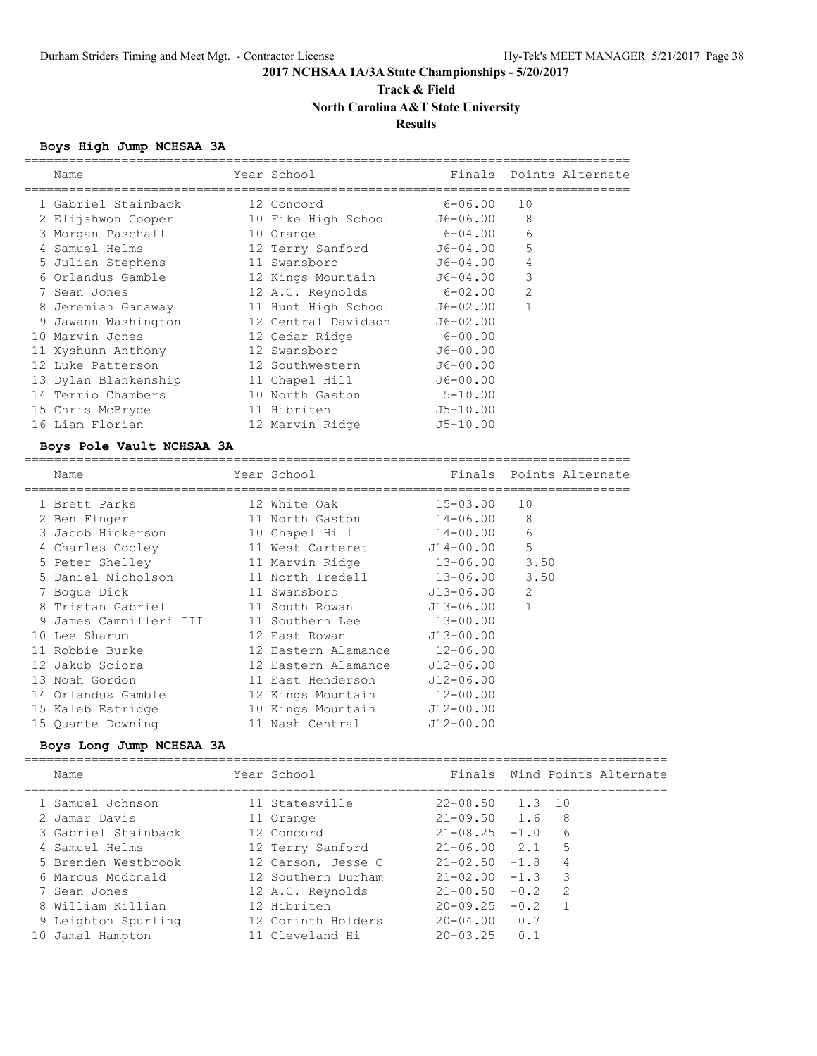# 2017 NCHSAA 1A/3A State Championships - 5/20/2017

## Track & Field

## North Carolina A&T State University

## Results

### Boys High Jump NCHSAA 3A

| | Name | Year | School | Finals | Points | Alternate |
|---|---|---|---|---|---|---|
| 1 | Gabriel Stainback | 12 | Concord | 6-06.00 | 10 | |
| 2 | Elijahwon Cooper | 10 | Fike High School | J6-06.00 | 8 | |
| 3 | Morgan Paschall | 10 | Orange | 6-04.00 | 6 | |
| 4 | Samuel Helms | 12 | Terry Sanford | J6-04.00 | 5 | |
| 5 | Julian Stephens | 11 | Swansboro | J6-04.00 | 4 | |
| 6 | Orlandus Gamble | 12 | Kings Mountain | J6-04.00 | 3 | |
| 7 | Sean Jones | 12 | A.C. Reynolds | 6-02.00 | 2 | |
| 8 | Jeremiah Ganaway | 11 | Hunt High School | J6-02.00 | 1 | |
| 9 | Jawann Washington | 12 | Central Davidson | J6-02.00 | | |
| 10 | Marvin Jones | 12 | Cedar Ridge | 6-00.00 | | |
| 11 | Xyshunn Anthony | 12 | Swansboro | J6-00.00 | | |
| 12 | Luke Patterson | 12 | Southwestern | J6-00.00 | | |
| 13 | Dylan Blankenship | 11 | Chapel Hill | J6-00.00 | | |
| 14 | Terrio Chambers | 10 | North Gaston | 5-10.00 | | |
| 15 | Chris McBryde | 11 | Hibriten | J5-10.00 | | |
| 16 | Liam Florian | 12 | Marvin Ridge | J5-10.00 | | |

### Boys Pole Vault NCHSAA 3A

| | Name | Year | School | Finals | Points | Alternate |
|---|---|---|---|---|---|---|
| 1 | Brett Parks | 12 | White Oak | 15-03.00 | 10 | |
| 2 | Ben Finger | 11 | North Gaston | 14-06.00 | 8 | |
| 3 | Jacob Hickerson | 10 | Chapel Hill | 14-00.00 | 6 | |
| 4 | Charles Cooley | 11 | West Carteret | J14-00.00 | 5 | |
| 5 | Peter Shelley | 11 | Marvin Ridge | 13-06.00 | 3.50 | |
| 5 | Daniel Nicholson | 11 | North Iredell | 13-06.00 | 3.50 | |
| 7 | Bogue Dick | 11 | Swansboro | J13-06.00 | 2 | |
| 8 | Tristan Gabriel | 11 | South Rowan | J13-06.00 | 1 | |
| 9 | James Cammilleri III | 11 | Southern Lee | 13-00.00 | | |
| 10 | Lee Sharum | 12 | East Rowan | J13-00.00 | | |
| 11 | Robbie Burke | 12 | Eastern Alamance | 12-06.00 | | |
| 12 | Jakub Sciora | 12 | Eastern Alamance | J12-06.00 | | |
| 13 | Noah Gordon | 11 | East Henderson | J12-06.00 | | |
| 14 | Orlandus Gamble | 12 | Kings Mountain | 12-00.00 | | |
| 15 | Kaleb Estridge | 10 | Kings Mountain | J12-00.00 | | |
| 15 | Quante Downing | 11 | Nash Central | J12-00.00 | | |

### Boys Long Jump NCHSAA 3A

| | Name | Year | School | Finals | Wind | Points | Alternate |
|---|---|---|---|---|---|---|---|
| 1 | Samuel Johnson | 11 | Statesville | 22-08.50 | 1.3 | 10 | |
| 2 | Jamar Davis | 11 | Orange | 21-09.50 | 1.6 | 8 | |
| 3 | Gabriel Stainback | 12 | Concord | 21-08.25 | -1.0 | 6 | |
| 4 | Samuel Helms | 12 | Terry Sanford | 21-06.00 | 2.1 | 5 | |
| 5 | Brenden Westbrook | 12 | Carson, Jesse C | 21-02.50 | -1.8 | 4 | |
| 6 | Marcus Mcdonald | 12 | Southern Durham | 21-02.00 | -1.3 | 3 | |
| 7 | Sean Jones | 12 | A.C. Reynolds | 21-00.50 | -0.2 | 2 | |
| 8 | William Killian | 12 | Hibriten | 20-09.25 | -0.2 | 1 | |
| 9 | Leighton Spurling | 12 | Corinth Holders | 20-04.00 | 0.7 | | |
| 10 | Jamal Hampton | 11 | Cleveland Hi | 20-03.25 | 0.1 | | |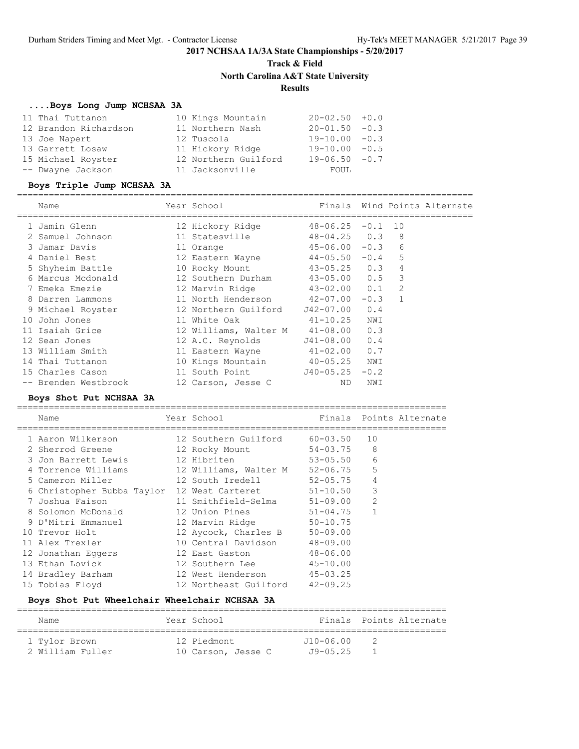## 2017 NCHSAA 1A/3A State Championships - 5/20/2017

### Track & Field

### North Carolina A&T State University

### Results

#### ....Boys Long Jump NCHSAA 3A

| Place | Name | Year | School | Finals | Wind |
|---|---|---|---|---|---|
| 11 | Thai Tuttanon | 10 | Kings Mountain | 20-02.50 | +0.0 |
| 12 | Brandon Richardson | 11 | Northern Nash | 20-01.50 | -0.3 |
| 13 | Joe Napert | 12 | Tuscola | 19-10.00 | -0.3 |
| 13 | Garrett Losaw | 11 | Hickory Ridge | 19-10.00 | -0.5 |
| 15 | Michael Royster | 12 | Northern Guilford | 19-06.50 | -0.7 |
| -- | Dwayne Jackson | 11 | Jacksonville | FOUL | |

#### Boys Triple Jump NCHSAA 3A

| Place | Name | Year | School | Finals | Wind | Points | Alternate |
|---|---|---|---|---|---|---|---|
| 1 | Jamin Glenn | 12 | Hickory Ridge | 48-06.25 | -0.1 | 10 | |
| 2 | Samuel Johnson | 11 | Statesville | 48-04.25 | 0.3 | 8 | |
| 3 | Jamar Davis | 11 | Orange | 45-06.00 | -0.3 | 6 | |
| 4 | Daniel Best | 12 | Eastern Wayne | 44-05.50 | -0.4 | 5 | |
| 5 | Shyheim Battle | 10 | Rocky Mount | 43-05.25 | 0.3 | 4 | |
| 6 | Marcus Mcdonald | 12 | Southern Durham | 43-05.00 | 0.5 | 3 | |
| 7 | Emeka Emezie | 12 | Marvin Ridge | 43-02.00 | 0.1 | 2 | |
| 8 | Darren Lammons | 11 | North Henderson | 42-07.00 | -0.3 | 1 | |
| 9 | Michael Royster | 12 | Northern Guilford | J42-07.00 | 0.4 | | |
| 10 | John Jones | 11 | White Oak | 41-10.25 | NWI | | |
| 11 | Isaiah Grice | 12 | Williams, Walter M | 41-08.00 | 0.3 | | |
| 12 | Sean Jones | 12 | A.C. Reynolds | J41-08.00 | 0.4 | | |
| 13 | William Smith | 11 | Eastern Wayne | 41-02.00 | 0.7 | | |
| 14 | Thai Tuttanon | 10 | Kings Mountain | 40-05.25 | NWI | | |
| 15 | Charles Cason | 11 | South Point | J40-05.25 | -0.2 | | |
| -- | Brenden Westbrook | 12 | Carson, Jesse C | ND | NWI | | |

#### Boys Shot Put NCHSAA 3A

| Place | Name | Year | School | Finals | Points | Alternate |
|---|---|---|---|---|---|---|
| 1 | Aaron Wilkerson | 12 | Southern Guilford | 60-03.50 | 10 | |
| 2 | Sherrod Greene | 12 | Rocky Mount | 54-03.75 | 8 | |
| 3 | Jon Barrett Lewis | 12 | Hibriten | 53-05.50 | 6 | |
| 4 | Torrence Williams | 12 | Williams, Walter M | 52-06.75 | 5 | |
| 5 | Cameron Miller | 12 | South Iredell | 52-05.75 | 4 | |
| 6 | Christopher Bubba Taylor | 12 | West Carteret | 51-10.50 | 3 | |
| 7 | Joshua Faison | 11 | Smithfield-Selma | 51-09.00 | 2 | |
| 8 | Solomon McDonald | 12 | Union Pines | 51-04.75 | 1 | |
| 9 | D'Mitri Emmanuel | 12 | Marvin Ridge | 50-10.75 | | |
| 10 | Trevor Holt | 12 | Aycock, Charles B | 50-09.00 | | |
| 11 | Alex Trexler | 10 | Central Davidson | 48-09.00 | | |
| 12 | Jonathan Eggers | 12 | East Gaston | 48-06.00 | | |
| 13 | Ethan Lovick | 12 | Southern Lee | 45-10.00 | | |
| 14 | Bradley Barham | 12 | West Henderson | 45-03.25 | | |
| 15 | Tobias Floyd | 12 | Northeast Guilford | 42-09.25 | | |

#### Boys Shot Put Wheelchair Wheelchair NCHSAA 3A

| Place | Name | Year | School | Finals | Points | Alternate |
|---|---|---|---|---|---|---|
| 1 | Tylor Brown | 12 | Piedmont | J10-06.00 | 2 | |
| 2 | William Fuller | 10 | Carson, Jesse C | J9-05.25 | 1 | |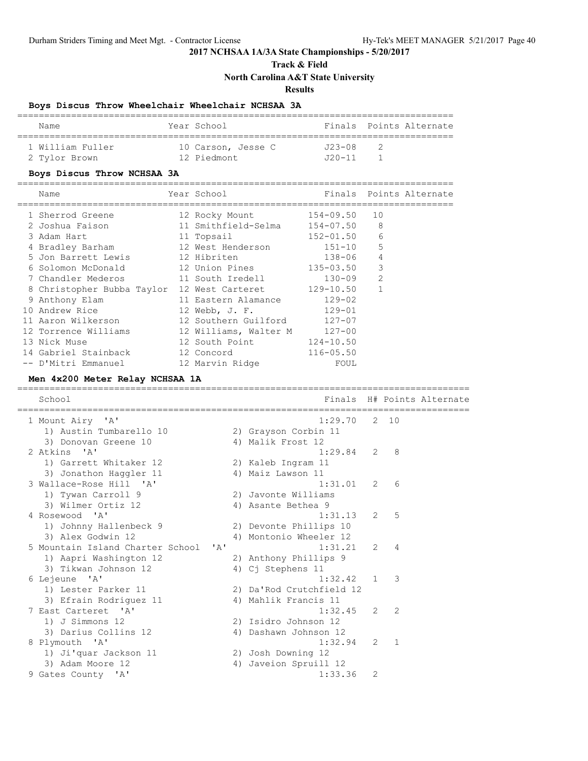**2017 NCHSAA 1A/3A State Championships - 5/20/2017**

**Track & Field**

**North Carolina A&T State University**

**Results**

### Boys Discus Throw Wheelchair Wheelchair NCHSAA 3A

| Name | Year | School | Finals | Points | Alternate |
|---|---|---|---|---|---|
| 1 William Fuller | 10 | Carson, Jesse C | J23-08 | 2 | |
| 2 Tylor Brown | 12 | Piedmont | J20-11 | 1 | |

### Boys Discus Throw NCHSAA 3A

| Name | Year | School | Finals | Points | Alternate |
|---|---|---|---|---|---|
| 1 Sherrod Greene | 12 | Rocky Mount | 154-09.50 | 10 | |
| 2 Joshua Faison | 11 | Smithfield-Selma | 154-07.50 | 8 | |
| 3 Adam Hart | 11 | Topsail | 152-01.50 | 6 | |
| 4 Bradley Barham | 12 | West Henderson | 151-10 | 5 | |
| 5 Jon Barrett Lewis | 12 | Hibriten | 138-06 | 4 | |
| 6 Solomon McDonald | 12 | Union Pines | 135-03.50 | 3 | |
| 7 Chandler Mederos | 11 | South Iredell | 130-09 | 2 | |
| 8 Christopher Bubba Taylor | 12 | West Carteret | 129-10.50 | 1 | |
| 9 Anthony Elam | 11 | Eastern Alamance | 129-02 | | |
| 10 Andrew Rice | 12 | Webb, J. F. | 129-01 | | |
| 11 Aaron Wilkerson | 12 | Southern Guilford | 127-07 | | |
| 12 Torrence Williams | 12 | Williams, Walter M | 127-00 | | |
| 13 Nick Muse | 12 | South Point | 124-10.50 | | |
| 14 Gabriel Stainback | 12 | Concord | 116-05.50 | | |
| -- D'Mitri Emmanuel | 12 | Marvin Ridge | FOUL | | |

### Men 4x200 Meter Relay NCHSAA 1A

| School | Finals | H# | Points | Alternate |
|---|---|---|---|---|
| 1 Mount Airy 'A' | 1:29.70 | 2 | 10 | |
| 1) Austin Tumbarello 10; 2) Grayson Corbin 11; 3) Donovan Greene 10; 4) Malik Frost 12 | | | | |
| 2 Atkins 'A' | 1:29.84 | 2 | 8 | |
| 1) Garrett Whitaker 12; 2) Kaleb Ingram 11; 3) Jonathon Haggler 11; 4) Maiz Lawson 11 | | | | |
| 3 Wallace-Rose Hill 'A' | 1:31.01 | 2 | 6 | |
| 1) Tywan Carroll 9; 2) Javonte Williams; 3) Wilmer Ortiz 12; 4) Asante Bethea 9 | | | | |
| 4 Rosewood 'A' | 1:31.13 | 2 | 5 | |
| 1) Johnny Hallenbeck 9; 2) Devonte Phillips 10; 3) Alex Godwin 12; 4) Montonio Wheeler 12 | | | | |
| 5 Mountain Island Charter School 'A' | 1:31.21 | 2 | 4 | |
| 1) Aapri Washington 12; 2) Anthony Phillips 9; 3) Tikwan Johnson 12; 4) Cj Stephens 11 | | | | |
| 6 Lejeune 'A' | 1:32.42 | 1 | 3 | |
| 1) Lester Parker 11; 2) Da'Rod Crutchfield 12; 3) Efrain Rodriguez 11; 4) Mahlik Francis 11 | | | | |
| 7 East Carteret 'A' | 1:32.45 | 2 | 2 | |
| 1) J Simmons 12; 2) Isidro Johnson 12; 3) Darius Collins 12; 4) Dashawn Johnson 12 | | | | |
| 8 Plymouth 'A' | 1:32.94 | 2 | 1 | |
| 1) Ji'quar Jackson 11; 2) Josh Downing 12; 3) Adam Moore 12; 4) Javeion Spruill 12 | | | | |
| 9 Gates County 'A' | 1:33.36 | 2 | | |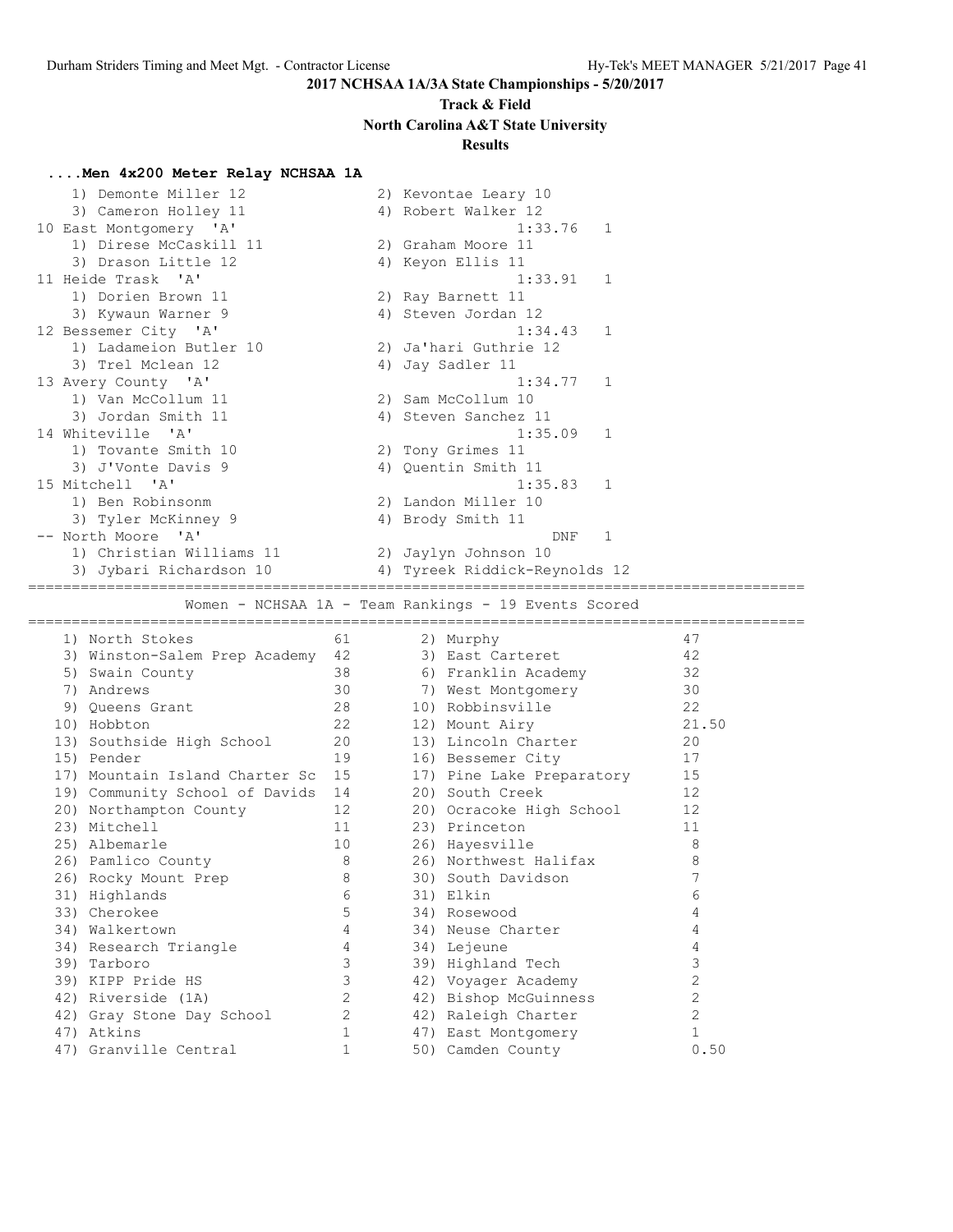**2017 NCHSAA 1A/3A State Championships - 5/20/2017**

**Track & Field**

**North Carolina A&T State University**

**Results**

### ....Men 4x200 Meter Relay NCHSAA 1A

```
    1) Demonte Miller 12              2) Kevontae Leary 10
    3) Cameron Holley 11              4) Robert Walker 12
 10 East Montgomery  'A'                         1:33.76   1
    1) Direse McCaskill 11            2) Graham Moore 11
    3) Drason Little 12               4) Keyon Ellis 11
 11 Heide Trask  'A'                             1:33.91   1
    1) Dorien Brown 11                2) Ray Barnett 11
    3) Kywaun Warner 9                4) Steven Jordan 12
 12 Bessemer City  'A'                           1:34.43   1
    1) Ladameion Butler 10            2) Ja'hari Guthrie 12
    3) Trel Mclean 12                 4) Jay Sadler 11
 13 Avery County  'A'                            1:34.77   1
    1) Van McCollum 11                2) Sam McCollum 10
    3) Jordan Smith 11                4) Steven Sanchez 11
 14 Whiteville  'A'                              1:35.09   1
    1) Tovante Smith 10               2) Tony Grimes 11
    3) J'Vonte Davis 9                4) Quentin Smith 11
 15 Mitchell  'A'                                1:35.83   1
    1) Ben Robinsonm                  2) Landon Miller 10
    3) Tyler McKinney 9               4) Brody Smith 11
 -- North Moore  'A'                                 DNF   1
    1) Christian Williams 11          2) Jaylyn Johnson 10
    3) Jybari Richardson 10           4) Tyreek Riddick-Reynolds 12
```

### Women - NCHSAA 1A - Team Rankings - 19 Events Scored

| Rank | Team | Points | Rank | Team | Points |
|---|---|---|---|---|---|
| 1) | North Stokes | 61 | 2) | Murphy | 47 |
| 3) | Winston-Salem Prep Academy | 42 | 3) | East Carteret | 42 |
| 5) | Swain County | 38 | 6) | Franklin Academy | 32 |
| 7) | Andrews | 30 | 7) | West Montgomery | 30 |
| 9) | Queens Grant | 28 | 10) | Robbinsville | 22 |
| 10) | Hobbton | 22 | 12) | Mount Airy | 21.50 |
| 13) | Southside High School | 20 | 13) | Lincoln Charter | 20 |
| 15) | Pender | 19 | 16) | Bessemer City | 17 |
| 17) | Mountain Island Charter Sc | 15 | 17) | Pine Lake Preparatory | 15 |
| 19) | Community School of Davids | 14 | 20) | South Creek | 12 |
| 20) | Northampton County | 12 | 20) | Ocracoke High School | 12 |
| 23) | Mitchell | 11 | 23) | Princeton | 11 |
| 25) | Albemarle | 10 | 26) | Hayesville | 8 |
| 26) | Pamlico County | 8 | 26) | Northwest Halifax | 8 |
| 26) | Rocky Mount Prep | 8 | 30) | South Davidson | 7 |
| 31) | Highlands | 6 | 31) | Elkin | 6 |
| 33) | Cherokee | 5 | 34) | Rosewood | 4 |
| 34) | Walkertown | 4 | 34) | Neuse Charter | 4 |
| 34) | Research Triangle | 4 | 34) | Lejeune | 4 |
| 39) | Tarboro | 3 | 39) | Highland Tech | 3 |
| 39) | KIPP Pride HS | 3 | 42) | Voyager Academy | 2 |
| 42) | Riverside (1A) | 2 | 42) | Bishop McGuinness | 2 |
| 42) | Gray Stone Day School | 2 | 42) | Raleigh Charter | 2 |
| 47) | Atkins | 1 | 47) | East Montgomery | 1 |
| 47) | Granville Central | 1 | 50) | Camden County | 0.50 |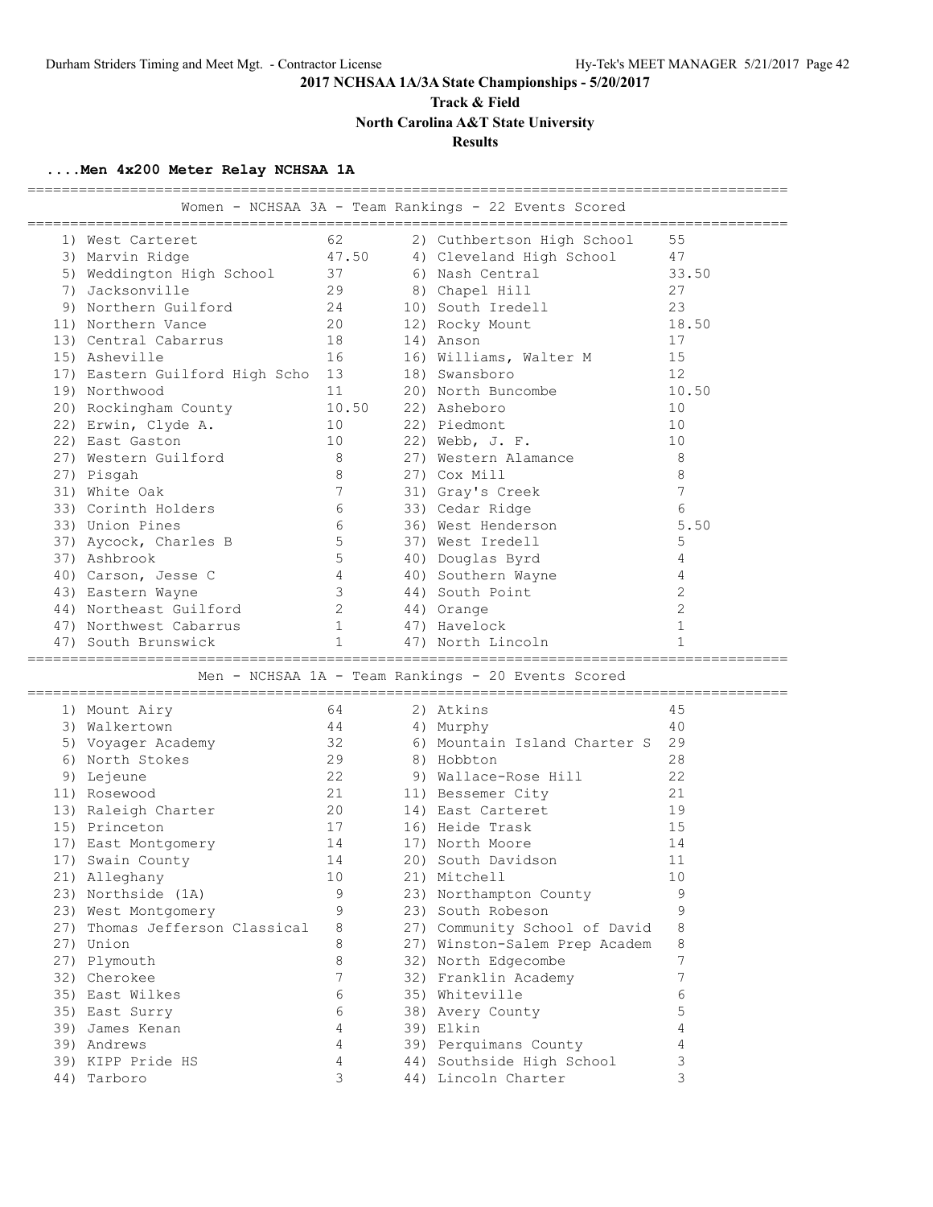**2017 NCHSAA 1A/3A State Championships - 5/20/2017**

**Track & Field**

**North Carolina A&T State University**

**Results**

### ....Men 4x200 Meter Relay NCHSAA 1A

#### Women - NCHSAA 3A - Team Rankings - 22 Events Scored

| Rank | Team | Points | Rank | Team | Points |
|---|---|---|---|---|---|
| 1) | West Carteret | 62 | 2) | Cuthbertson High School | 55 |
| 3) | Marvin Ridge | 47.50 | 4) | Cleveland High School | 47 |
| 5) | Weddington High School | 37 | 6) | Nash Central | 33.50 |
| 7) | Jacksonville | 29 | 8) | Chapel Hill | 27 |
| 9) | Northern Guilford | 24 | 10) | South Iredell | 23 |
| 11) | Northern Vance | 20 | 12) | Rocky Mount | 18.50 |
| 13) | Central Cabarrus | 18 | 14) | Anson | 17 |
| 15) | Asheville | 16 | 16) | Williams, Walter M | 15 |
| 17) | Eastern Guilford High Scho | 13 | 18) | Swansboro | 12 |
| 19) | Northwood | 11 | 20) | North Buncombe | 10.50 |
| 20) | Rockingham County | 10.50 | 22) | Asheboro | 10 |
| 22) | Erwin, Clyde A. | 10 | 22) | Piedmont | 10 |
| 22) | East Gaston | 10 | 22) | Webb, J. F. | 10 |
| 27) | Western Guilford | 8 | 27) | Western Alamance | 8 |
| 27) | Pisgah | 8 | 27) | Cox Mill | 8 |
| 31) | White Oak | 7 | 31) | Gray's Creek | 7 |
| 33) | Corinth Holders | 6 | 33) | Cedar Ridge | 6 |
| 33) | Union Pines | 6 | 36) | West Henderson | 5.50 |
| 37) | Aycock, Charles B | 5 | 37) | West Iredell | 5 |
| 37) | Ashbrook | 5 | 40) | Douglas Byrd | 4 |
| 40) | Carson, Jesse C | 4 | 40) | Southern Wayne | 4 |
| 43) | Eastern Wayne | 3 | 44) | South Point | 2 |
| 44) | Northeast Guilford | 2 | 44) | Orange | 2 |
| 47) | Northwest Cabarrus | 1 | 47) | Havelock | 1 |
| 47) | South Brunswick | 1 | 47) | North Lincoln | 1 |

#### Men - NCHSAA 1A - Team Rankings - 20 Events Scored

| Rank | Team | Points | Rank | Team | Points |
|---|---|---|---|---|---|
| 1) | Mount Airy | 64 | 2) | Atkins | 45 |
| 3) | Walkertown | 44 | 4) | Murphy | 40 |
| 5) | Voyager Academy | 32 | 6) | Mountain Island Charter S | 29 |
| 6) | North Stokes | 29 | 8) | Hobbton | 28 |
| 9) | Lejeune | 22 | 9) | Wallace-Rose Hill | 22 |
| 11) | Rosewood | 21 | 11) | Bessemer City | 21 |
| 13) | Raleigh Charter | 20 | 14) | East Carteret | 19 |
| 15) | Princeton | 17 | 16) | Heide Trask | 15 |
| 17) | East Montgomery | 14 | 17) | North Moore | 14 |
| 17) | Swain County | 14 | 20) | South Davidson | 11 |
| 21) | Alleghany | 10 | 21) | Mitchell | 10 |
| 23) | Northside (1A) | 9 | 23) | Northampton County | 9 |
| 23) | West Montgomery | 9 | 23) | South Robeson | 9 |
| 27) | Thomas Jefferson Classical | 8 | 27) | Community School of David | 8 |
| 27) | Union | 8 | 27) | Winston-Salem Prep Academ | 8 |
| 27) | Plymouth | 8 | 32) | North Edgecombe | 7 |
| 32) | Cherokee | 7 | 32) | Franklin Academy | 7 |
| 35) | East Wilkes | 6 | 35) | Whiteville | 6 |
| 35) | East Surry | 6 | 38) | Avery County | 5 |
| 39) | James Kenan | 4 | 39) | Elkin | 4 |
| 39) | Andrews | 4 | 39) | Perquimans County | 4 |
| 39) | KIPP Pride HS | 4 | 44) | Southside High School | 3 |
| 44) | Tarboro | 3 | 44) | Lincoln Charter | 3 |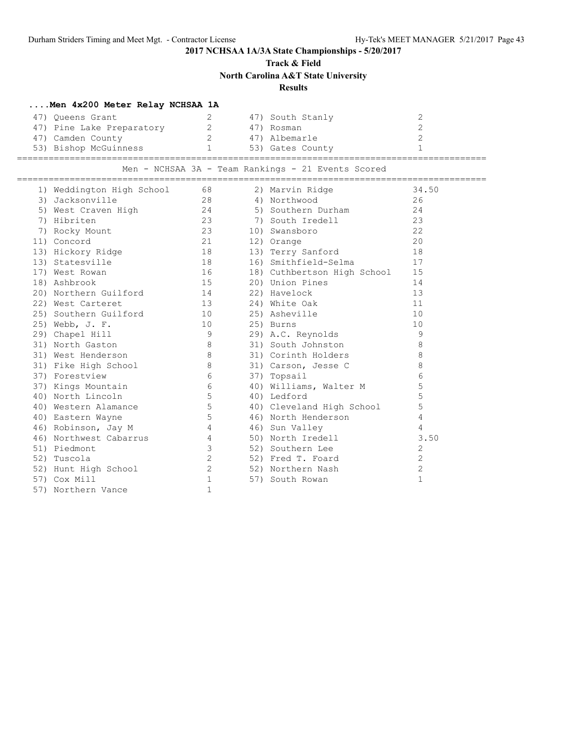**2017 NCHSAA 1A/3A State Championships - 5/20/2017**

**Track & Field**

**North Carolina A&T State University**

**Results**

### ....Men 4x200 Meter Relay NCHSAA 1A

| | | | |
|---|---|---|---|
| 47) Queens Grant | 2 | 47) South Stanly | 2 |
| 47) Pine Lake Preparatory | 2 | 47) Rosman | 2 |
| 47) Camden County | 2 | 47) Albemarle | 2 |
| 53) Bishop McGuinness | 1 | 53) Gates County | 1 |

### Men - NCHSAA 3A - Team Rankings - 21 Events Scored

| | | | |
|---|---|---|---|
| 1) Weddington High School | 68 | 2) Marvin Ridge | 34.50 |
| 3) Jacksonville | 28 | 4) Northwood | 26 |
| 5) West Craven High | 24 | 5) Southern Durham | 24 |
| 7) Hibriten | 23 | 7) South Iredell | 23 |
| 7) Rocky Mount | 23 | 10) Swansboro | 22 |
| 11) Concord | 21 | 12) Orange | 20 |
| 13) Hickory Ridge | 18 | 13) Terry Sanford | 18 |
| 13) Statesville | 18 | 16) Smithfield-Selma | 17 |
| 17) West Rowan | 16 | 18) Cuthbertson High School | 15 |
| 18) Ashbrook | 15 | 20) Union Pines | 14 |
| 20) Northern Guilford | 14 | 22) Havelock | 13 |
| 22) West Carteret | 13 | 24) White Oak | 11 |
| 25) Southern Guilford | 10 | 25) Asheville | 10 |
| 25) Webb, J. F. | 10 | 25) Burns | 10 |
| 29) Chapel Hill | 9 | 29) A.C. Reynolds | 9 |
| 31) North Gaston | 8 | 31) South Johnston | 8 |
| 31) West Henderson | 8 | 31) Corinth Holders | 8 |
| 31) Fike High School | 8 | 31) Carson, Jesse C | 8 |
| 37) Forestview | 6 | 37) Topsail | 6 |
| 37) Kings Mountain | 6 | 40) Williams, Walter M | 5 |
| 40) North Lincoln | 5 | 40) Ledford | 5 |
| 40) Western Alamance | 5 | 40) Cleveland High School | 5 |
| 40) Eastern Wayne | 5 | 46) North Henderson | 4 |
| 46) Robinson, Jay M | 4 | 46) Sun Valley | 4 |
| 46) Northwest Cabarrus | 4 | 50) North Iredell | 3.50 |
| 51) Piedmont | 3 | 52) Southern Lee | 2 |
| 52) Tuscola | 2 | 52) Fred T. Foard | 2 |
| 52) Hunt High School | 2 | 52) Northern Nash | 2 |
| 57) Cox Mill | 1 | 57) South Rowan | 1 |
| 57) Northern Vance | 1 | | |